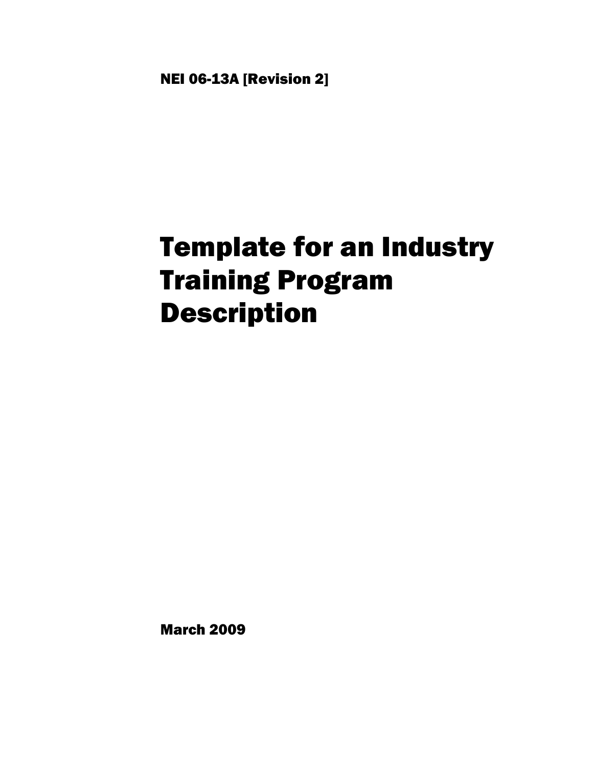NEI 06-13A [Revision 2]

# Template for an Industry Training Program Description

March 2009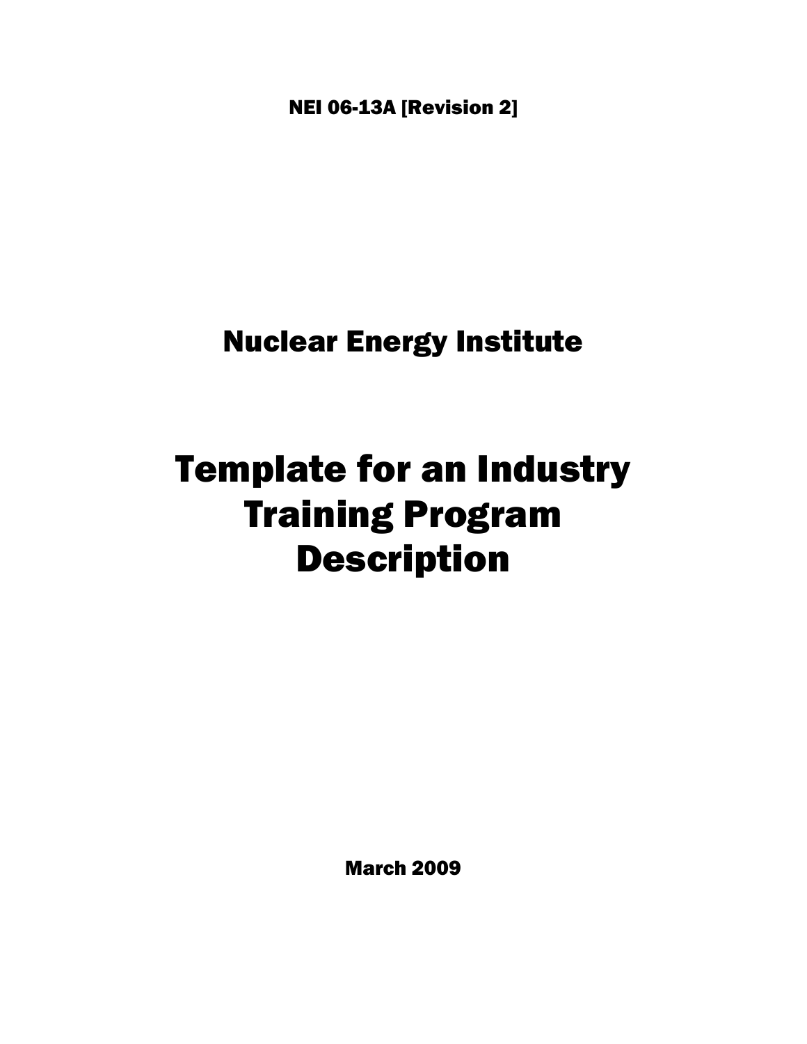NEI 06-13A [Revision 2]

# Nuclear Energy Institute

# Template for an Industry Training Program Description

March 2009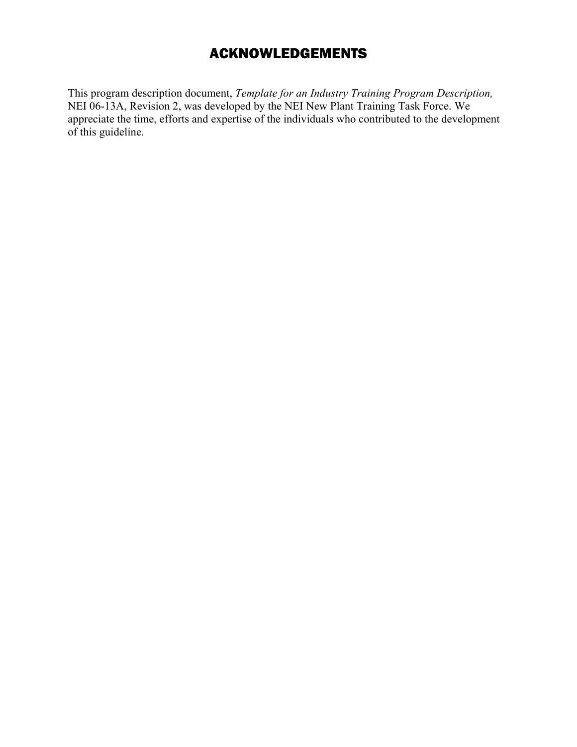# ACKNOWLEDGEMENTS

This program description document, *Template for an Industry Training Program Description,* NEI 06-13A, Revision 2, was developed by the NEI New Plant Training Task Force. We appreciate the time, efforts and expertise of the individuals who contributed to the development of this guideline.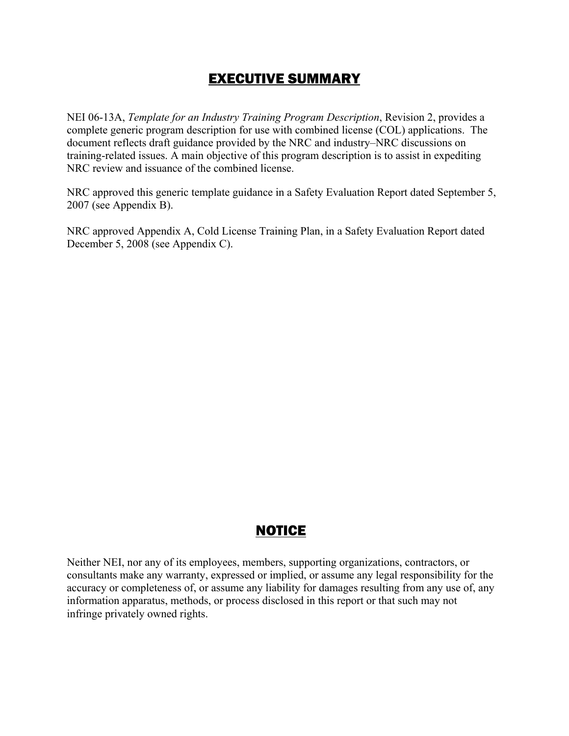# EXECUTIVE SUMMARY

NEI 06-13A, *Template for an Industry Training Program Description*, Revision 2, provides a complete generic program description for use with combined license (COL) applications. The document reflects draft guidance provided by the NRC and industry–NRC discussions on training-related issues. A main objective of this program description is to assist in expediting NRC review and issuance of the combined license.

NRC approved this generic template guidance in a Safety Evaluation Report dated September 5, 2007 (see Appendix B).

NRC approved Appendix A, Cold License Training Plan, in a Safety Evaluation Report dated December 5, 2008 (see Appendix C).

# NOTICE

Neither NEI, nor any of its employees, members, supporting organizations, contractors, or consultants make any warranty, expressed or implied, or assume any legal responsibility for the accuracy or completeness of, or assume any liability for damages resulting from any use of, any information apparatus, methods, or process disclosed in this report or that such may not infringe privately owned rights.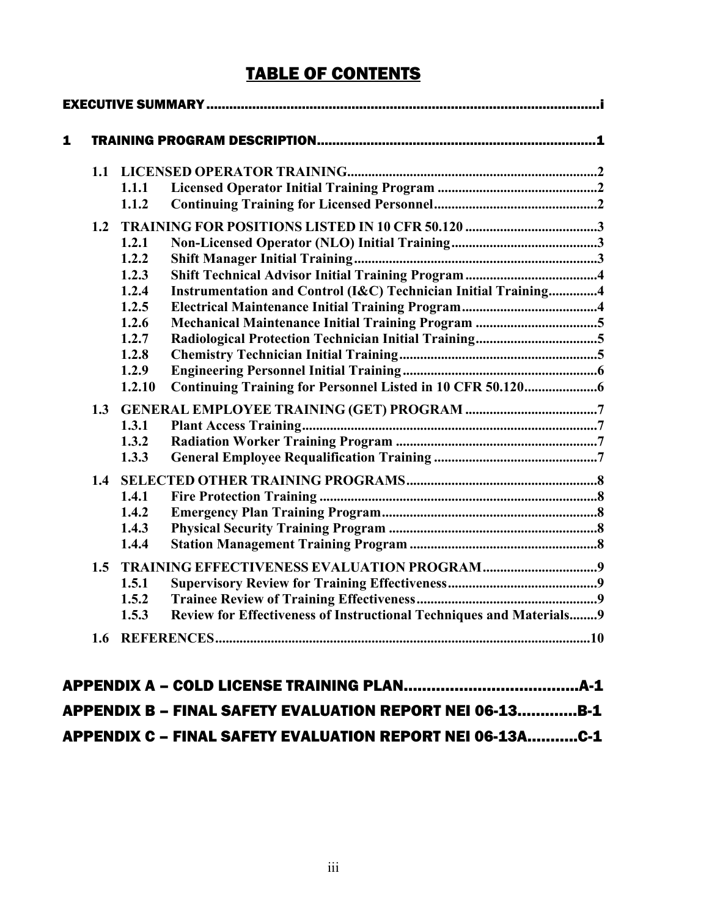# TABLE OF CONTENTS

**EXECUTIVE SUMMARY** .......................................................................................................i

**1 TRAINING PROGRAM DESCRIPTION** .........................................................................1

- **1.1 LICENSED OPERATOR TRAINING** .......................................................................2
  - **1.1.1 Licensed Operator Initial Training Program** .............................................2
  - **1.1.2 Continuing Training for Licensed Personnel** ..............................................2
- **1.2 TRAINING FOR POSITIONS LISTED IN 10 CFR 50.120** .......................................3
  - **1.2.1 Non-Licensed Operator (NLO) Initial Training** ..........................................3
  - **1.2.2 Shift Manager Initial Training** .....................................................................3
  - **1.2.3 Shift Technical Advisor Initial Training Program** ......................................4
  - **1.2.4 Instrumentation and Control (I&C) Technician Initial Training** .............4
  - **1.2.5 Electrical Maintenance Initial Training Program** .......................................4
  - **1.2.6 Mechanical Maintenance Initial Training Program** ...................................5
  - **1.2.7 Radiological Protection Technician Initial Training** ...................................5
  - **1.2.8 Chemistry Technician Initial Training** .........................................................5
  - **1.2.9 Engineering Personnel Initial Training** ........................................................6
  - **1.2.10 Continuing Training for Personnel Listed in 10 CFR 50.120** .....................6
- **1.3 GENERAL EMPLOYEE TRAINING (GET) PROGRAM** ......................................7
  - **1.3.1 Plant Access Training** .....................................................................................7
  - **1.3.2 Radiation Worker Training Program** ..........................................................7
  - **1.3.3 General Employee Requalification Training** ...............................................7
- **1.4 SELECTED OTHER TRAINING PROGRAMS** .......................................................8
  - **1.4.1 Fire Protection Training** ................................................................................8
  - **1.4.2 Emergency Plan Training Program** ..............................................................8
  - **1.4.3 Physical Security Training Program** ............................................................8
  - **1.4.4 Station Management Training Program** ......................................................8
- **1.5 TRAINING EFFECTIVENESS EVALUATION PROGRAM** .................................9
  - **1.5.1 Supervisory Review for Training Effectiveness** ...........................................9
  - **1.5.2 Trainee Review of Training Effectiveness** ....................................................9
  - **1.5.3 Review for Effectiveness of Instructional Techniques and Materials** ........9
- **1.6 REFERENCES** ...........................................................................................................10

**APPENDIX A – COLD LICENSE TRAINING PLAN** ......................................A-1

**APPENDIX B – FINAL SAFETY EVALUATION REPORT NEI 06-13** ............B-1

**APPENDIX C – FINAL SAFETY EVALUATION REPORT NEI 06-13A** ..........C-1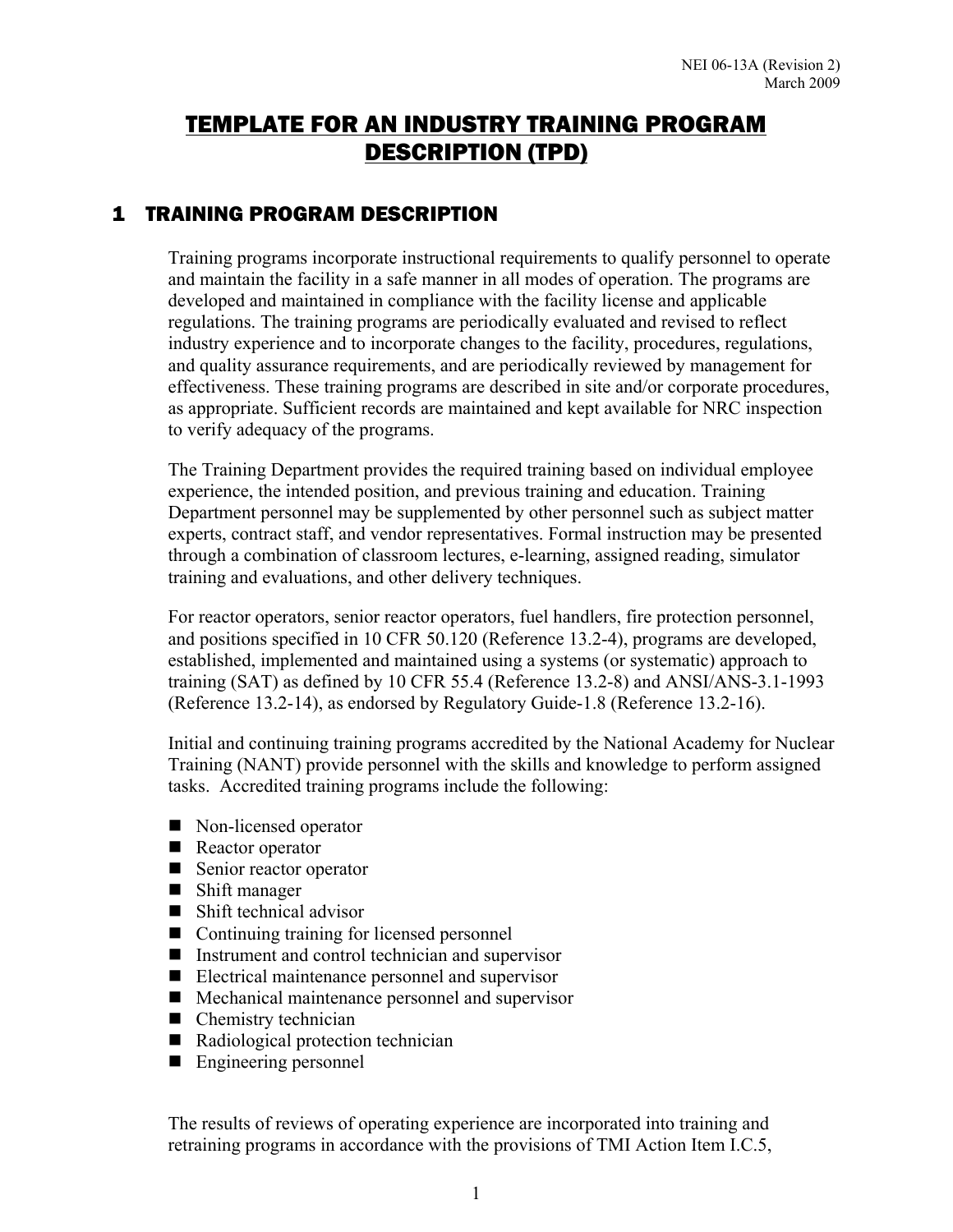# TEMPLATE FOR AN INDUSTRY TRAINING PROGRAM DESCRIPTION (TPD)

## 1 TRAINING PROGRAM DESCRIPTION

Training programs incorporate instructional requirements to qualify personnel to operate and maintain the facility in a safe manner in all modes of operation. The programs are developed and maintained in compliance with the facility license and applicable regulations. The training programs are periodically evaluated and revised to reflect industry experience and to incorporate changes to the facility, procedures, regulations, and quality assurance requirements, and are periodically reviewed by management for effectiveness. These training programs are described in site and/or corporate procedures, as appropriate. Sufficient records are maintained and kept available for NRC inspection to verify adequacy of the programs.

The Training Department provides the required training based on individual employee experience, the intended position, and previous training and education. Training Department personnel may be supplemented by other personnel such as subject matter experts, contract staff, and vendor representatives. Formal instruction may be presented through a combination of classroom lectures, e-learning, assigned reading, simulator training and evaluations, and other delivery techniques.

For reactor operators, senior reactor operators, fuel handlers, fire protection personnel, and positions specified in 10 CFR 50.120 (Reference 13.2-4), programs are developed, established, implemented and maintained using a systems (or systematic) approach to training (SAT) as defined by 10 CFR 55.4 (Reference 13.2-8) and ANSI/ANS-3.1-1993 (Reference 13.2-14), as endorsed by Regulatory Guide-1.8 (Reference 13.2-16).

Initial and continuing training programs accredited by the National Academy for Nuclear Training (NANT) provide personnel with the skills and knowledge to perform assigned tasks. Accredited training programs include the following:

- Non-licensed operator
- Reactor operator
- Senior reactor operator
- Shift manager
- Shift technical advisor
- Continuing training for licensed personnel
- Instrument and control technician and supervisor
- Electrical maintenance personnel and supervisor
- Mechanical maintenance personnel and supervisor
- Chemistry technician
- Radiological protection technician
- Engineering personnel

The results of reviews of operating experience are incorporated into training and retraining programs in accordance with the provisions of TMI Action Item I.C.5,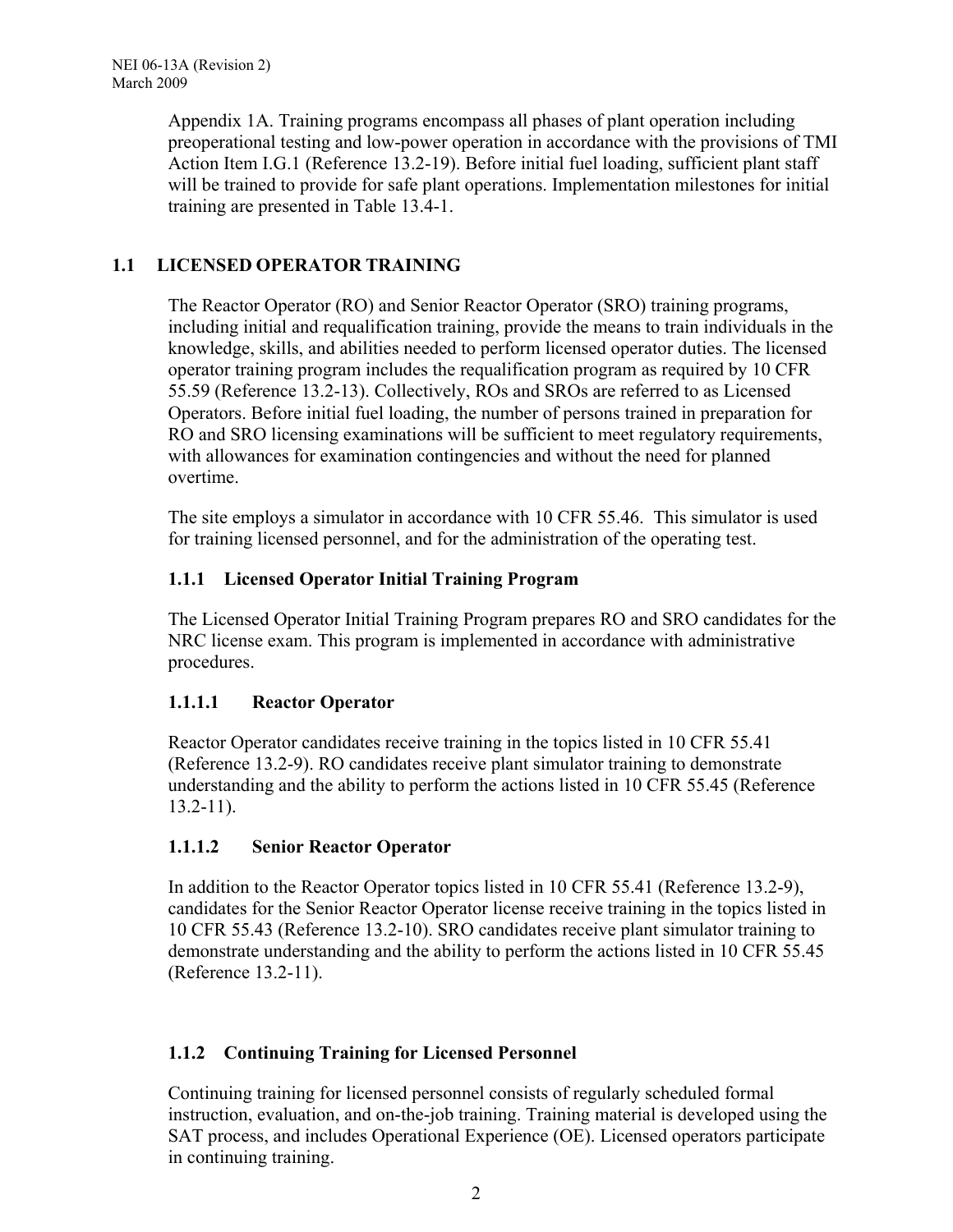Appendix 1A. Training programs encompass all phases of plant operation including preoperational testing and low-power operation in accordance with the provisions of TMI Action Item I.G.1 (Reference 13.2-19). Before initial fuel loading, sufficient plant staff will be trained to provide for safe plant operations. Implementation milestones for initial training are presented in Table 13.4-1.

## 1.1 LICENSED OPERATOR TRAINING

The Reactor Operator (RO) and Senior Reactor Operator (SRO) training programs, including initial and requalification training, provide the means to train individuals in the knowledge, skills, and abilities needed to perform licensed operator duties. The licensed operator training program includes the requalification program as required by 10 CFR 55.59 (Reference 13.2-13). Collectively, ROs and SROs are referred to as Licensed Operators. Before initial fuel loading, the number of persons trained in preparation for RO and SRO licensing examinations will be sufficient to meet regulatory requirements, with allowances for examination contingencies and without the need for planned overtime.

The site employs a simulator in accordance with 10 CFR 55.46. This simulator is used for training licensed personnel, and for the administration of the operating test.

### 1.1.1 Licensed Operator Initial Training Program

The Licensed Operator Initial Training Program prepares RO and SRO candidates for the NRC license exam. This program is implemented in accordance with administrative procedures.

#### 1.1.1.1 Reactor Operator

Reactor Operator candidates receive training in the topics listed in 10 CFR 55.41 (Reference 13.2-9). RO candidates receive plant simulator training to demonstrate understanding and the ability to perform the actions listed in 10 CFR 55.45 (Reference 13.2-11).

#### 1.1.1.2 Senior Reactor Operator

In addition to the Reactor Operator topics listed in 10 CFR 55.41 (Reference 13.2-9), candidates for the Senior Reactor Operator license receive training in the topics listed in 10 CFR 55.43 (Reference 13.2-10). SRO candidates receive plant simulator training to demonstrate understanding and the ability to perform the actions listed in 10 CFR 55.45 (Reference 13.2-11).

### 1.1.2 Continuing Training for Licensed Personnel

Continuing training for licensed personnel consists of regularly scheduled formal instruction, evaluation, and on-the-job training. Training material is developed using the SAT process, and includes Operational Experience (OE). Licensed operators participate in continuing training.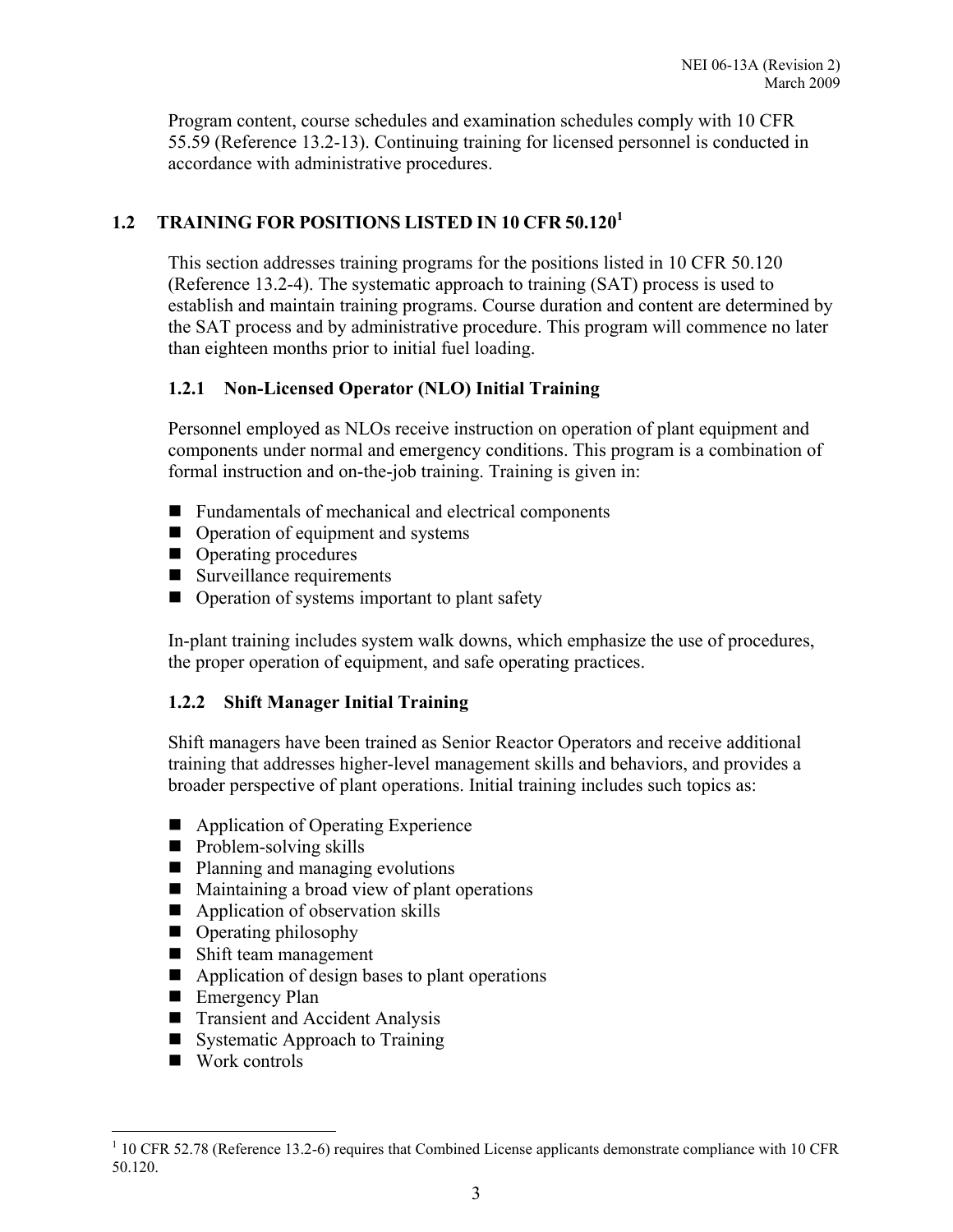Program content, course schedules and examination schedules comply with 10 CFR 55.59 (Reference 13.2-13). Continuing training for licensed personnel is conducted in accordance with administrative procedures.

## 1.2 TRAINING FOR POSITIONS LISTED IN 10 CFR 50.120[1]

This section addresses training programs for the positions listed in 10 CFR 50.120 (Reference 13.2-4). The systematic approach to training (SAT) process is used to establish and maintain training programs. Course duration and content are determined by the SAT process and by administrative procedure. This program will commence no later than eighteen months prior to initial fuel loading.

### 1.2.1 Non-Licensed Operator (NLO) Initial Training

Personnel employed as NLOs receive instruction on operation of plant equipment and components under normal and emergency conditions. This program is a combination of formal instruction and on-the-job training. Training is given in:

- Fundamentals of mechanical and electrical components
- Operation of equipment and systems
- Operating procedures
- Surveillance requirements
- Operation of systems important to plant safety

In-plant training includes system walk downs, which emphasize the use of procedures, the proper operation of equipment, and safe operating practices.

### 1.2.2 Shift Manager Initial Training

Shift managers have been trained as Senior Reactor Operators and receive additional training that addresses higher-level management skills and behaviors, and provides a broader perspective of plant operations. Initial training includes such topics as:

- Application of Operating Experience
- Problem-solving skills
- Planning and managing evolutions
- Maintaining a broad view of plant operations
- Application of observation skills
- Operating philosophy
- Shift team management
- Application of design bases to plant operations
- Emergency Plan
- Transient and Accident Analysis
- Systematic Approach to Training
- Work controls

[1] 10 CFR 52.78 (Reference 13.2-6) requires that Combined License applicants demonstrate compliance with 10 CFR 50.120.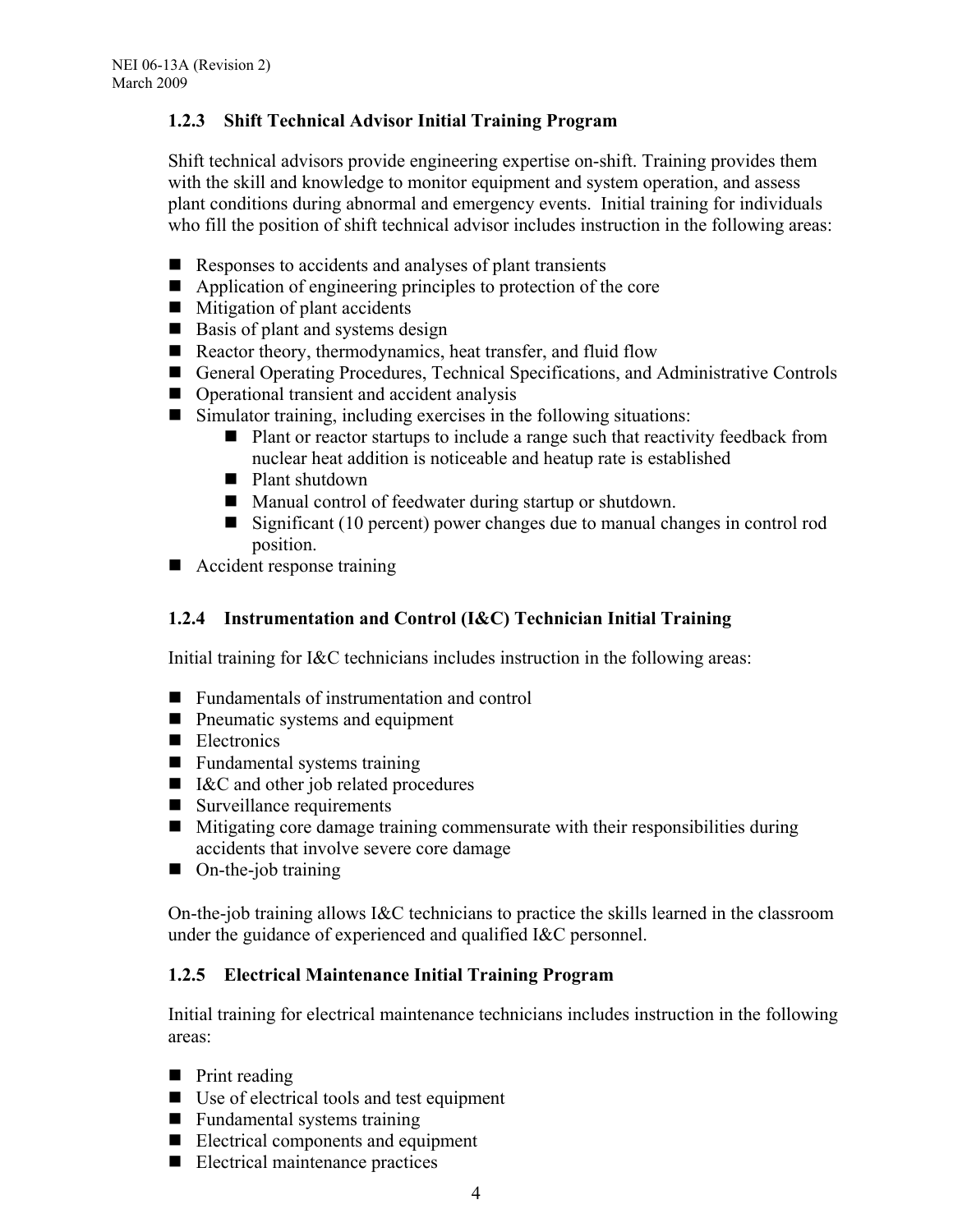### 1.2.3 Shift Technical Advisor Initial Training Program

Shift technical advisors provide engineering expertise on-shift. Training provides them with the skill and knowledge to monitor equipment and system operation, and assess plant conditions during abnormal and emergency events. Initial training for individuals who fill the position of shift technical advisor includes instruction in the following areas:

- Responses to accidents and analyses of plant transients
- Application of engineering principles to protection of the core
- Mitigation of plant accidents
- Basis of plant and systems design
- Reactor theory, thermodynamics, heat transfer, and fluid flow
- General Operating Procedures, Technical Specifications, and Administrative Controls
- Operational transient and accident analysis
- Simulator training, including exercises in the following situations:
    - Plant or reactor startups to include a range such that reactivity feedback from nuclear heat addition is noticeable and heatup rate is established
    - Plant shutdown
    - Manual control of feedwater during startup or shutdown.
    - Significant (10 percent) power changes due to manual changes in control rod position.
- Accident response training

### 1.2.4 Instrumentation and Control (I&C) Technician Initial Training

Initial training for I&C technicians includes instruction in the following areas:

- Fundamentals of instrumentation and control
- Pneumatic systems and equipment
- Electronics
- Fundamental systems training
- I&C and other job related procedures
- Surveillance requirements
- Mitigating core damage training commensurate with their responsibilities during accidents that involve severe core damage
- On-the-job training

On-the-job training allows I&C technicians to practice the skills learned in the classroom under the guidance of experienced and qualified I&C personnel.

### 1.2.5 Electrical Maintenance Initial Training Program

Initial training for electrical maintenance technicians includes instruction in the following areas:

- Print reading
- Use of electrical tools and test equipment
- Fundamental systems training
- Electrical components and equipment
- Electrical maintenance practices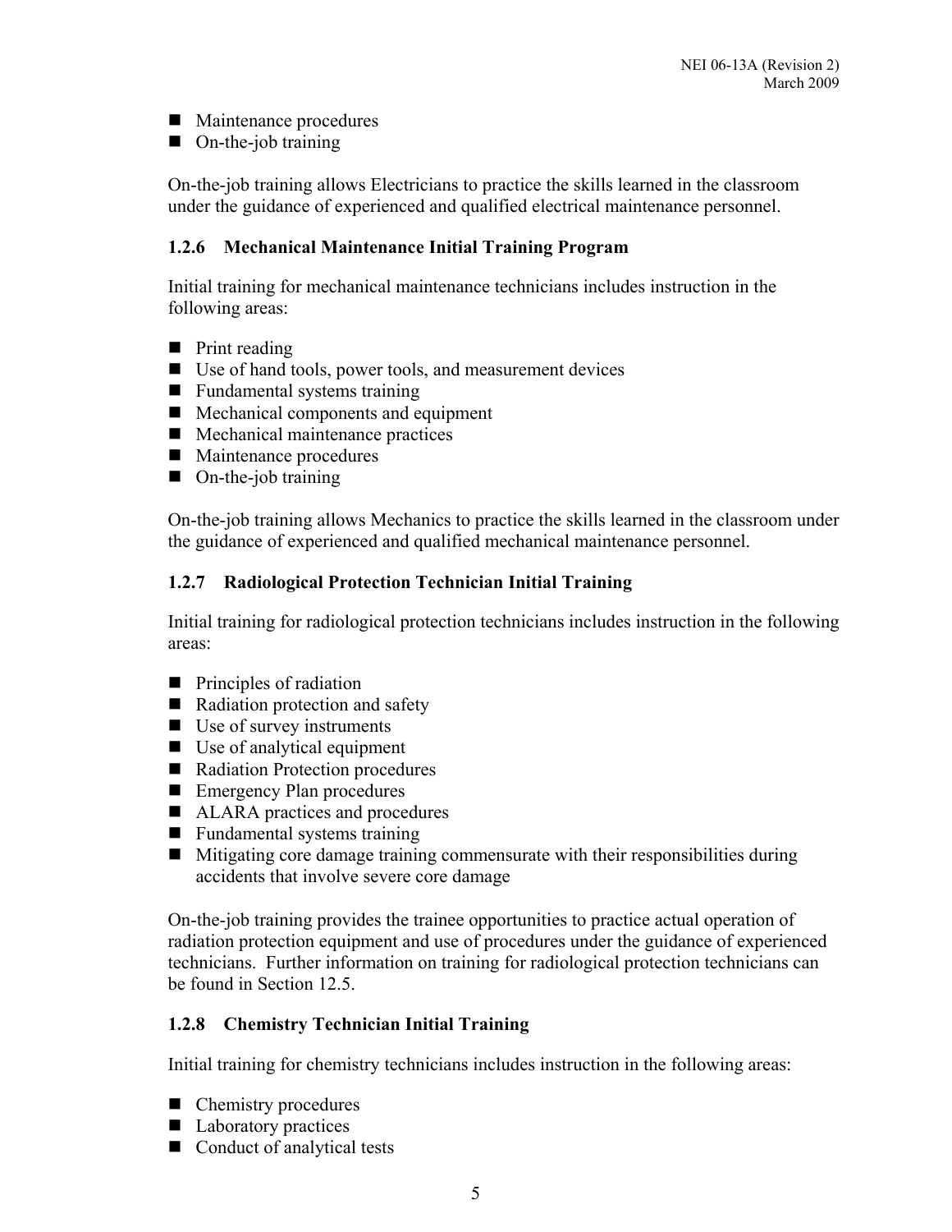- Maintenance procedures
- On-the-job training

On-the-job training allows Electricians to practice the skills learned in the classroom under the guidance of experienced and qualified electrical maintenance personnel.

### 1.2.6 Mechanical Maintenance Initial Training Program

Initial training for mechanical maintenance technicians includes instruction in the following areas:

- Print reading
- Use of hand tools, power tools, and measurement devices
- Fundamental systems training
- Mechanical components and equipment
- Mechanical maintenance practices
- Maintenance procedures
- On-the-job training

On-the-job training allows Mechanics to practice the skills learned in the classroom under the guidance of experienced and qualified mechanical maintenance personnel.

### 1.2.7 Radiological Protection Technician Initial Training

Initial training for radiological protection technicians includes instruction in the following areas:

- Principles of radiation
- Radiation protection and safety
- Use of survey instruments
- Use of analytical equipment
- Radiation Protection procedures
- Emergency Plan procedures
- ALARA practices and procedures
- Fundamental systems training
- Mitigating core damage training commensurate with their responsibilities during accidents that involve severe core damage

On-the-job training provides the trainee opportunities to practice actual operation of radiation protection equipment and use of procedures under the guidance of experienced technicians. Further information on training for radiological protection technicians can be found in Section 12.5.

### 1.2.8 Chemistry Technician Initial Training

Initial training for chemistry technicians includes instruction in the following areas:

- Chemistry procedures
- Laboratory practices
- Conduct of analytical tests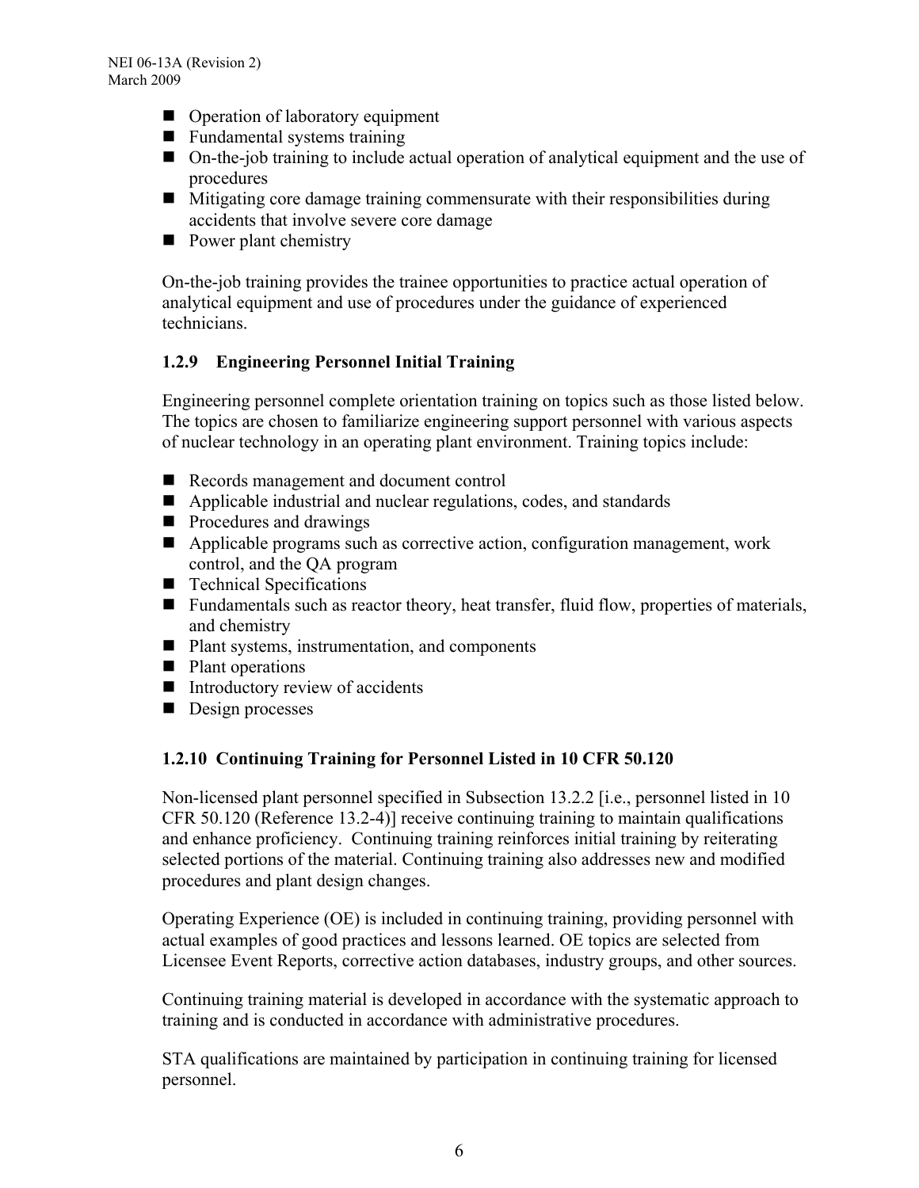- Operation of laboratory equipment
- Fundamental systems training
- On-the-job training to include actual operation of analytical equipment and the use of procedures
- Mitigating core damage training commensurate with their responsibilities during accidents that involve severe core damage
- Power plant chemistry

On-the-job training provides the trainee opportunities to practice actual operation of analytical equipment and use of procedures under the guidance of experienced technicians.

### 1.2.9 Engineering Personnel Initial Training

Engineering personnel complete orientation training on topics such as those listed below. The topics are chosen to familiarize engineering support personnel with various aspects of nuclear technology in an operating plant environment. Training topics include:

- Records management and document control
- Applicable industrial and nuclear regulations, codes, and standards
- Procedures and drawings
- Applicable programs such as corrective action, configuration management, work control, and the QA program
- Technical Specifications
- Fundamentals such as reactor theory, heat transfer, fluid flow, properties of materials, and chemistry
- Plant systems, instrumentation, and components
- Plant operations
- Introductory review of accidents
- Design processes

### 1.2.10 Continuing Training for Personnel Listed in 10 CFR 50.120

Non-licensed plant personnel specified in Subsection 13.2.2 [i.e., personnel listed in 10 CFR 50.120 (Reference 13.2-4)] receive continuing training to maintain qualifications and enhance proficiency. Continuing training reinforces initial training by reiterating selected portions of the material. Continuing training also addresses new and modified procedures and plant design changes.

Operating Experience (OE) is included in continuing training, providing personnel with actual examples of good practices and lessons learned. OE topics are selected from Licensee Event Reports, corrective action databases, industry groups, and other sources.

Continuing training material is developed in accordance with the systematic approach to training and is conducted in accordance with administrative procedures.

STA qualifications are maintained by participation in continuing training for licensed personnel.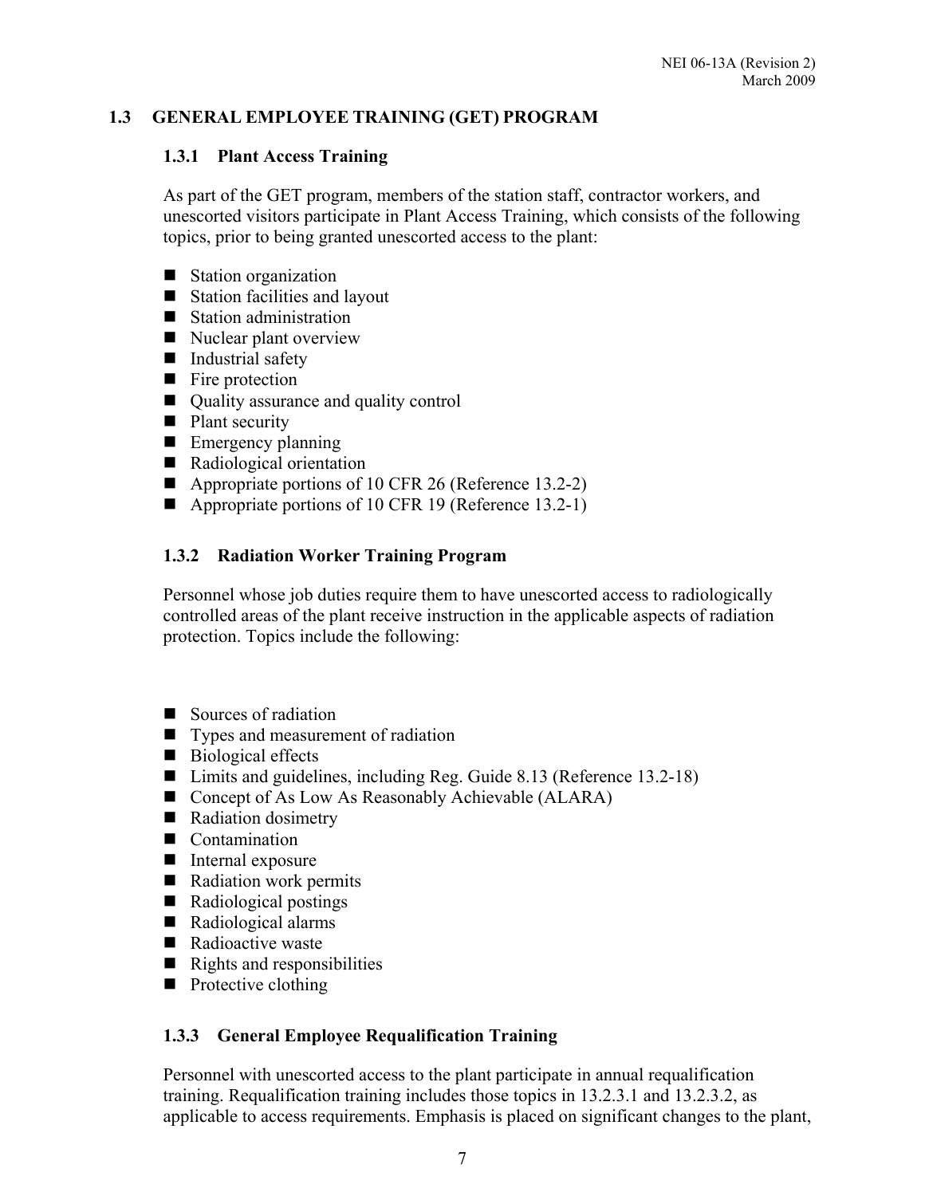## 1.3 GENERAL EMPLOYEE TRAINING (GET) PROGRAM

### 1.3.1 Plant Access Training

As part of the GET program, members of the station staff, contractor workers, and unescorted visitors participate in Plant Access Training, which consists of the following topics, prior to being granted unescorted access to the plant:

- Station organization
- Station facilities and layout
- Station administration
- Nuclear plant overview
- Industrial safety
- Fire protection
- Quality assurance and quality control
- Plant security
- Emergency planning
- Radiological orientation
- Appropriate portions of 10 CFR 26 (Reference 13.2-2)
- Appropriate portions of 10 CFR 19 (Reference 13.2-1)

### 1.3.2 Radiation Worker Training Program

Personnel whose job duties require them to have unescorted access to radiologically controlled areas of the plant receive instruction in the applicable aspects of radiation protection. Topics include the following:

- Sources of radiation
- Types and measurement of radiation
- Biological effects
- Limits and guidelines, including Reg. Guide 8.13 (Reference 13.2-18)
- Concept of As Low As Reasonably Achievable (ALARA)
- Radiation dosimetry
- Contamination
- Internal exposure
- Radiation work permits
- Radiological postings
- Radiological alarms
- Radioactive waste
- Rights and responsibilities
- Protective clothing

### 1.3.3 General Employee Requalification Training

Personnel with unescorted access to the plant participate in annual requalification training. Requalification training includes those topics in 13.2.3.1 and 13.2.3.2, as applicable to access requirements. Emphasis is placed on significant changes to the plant,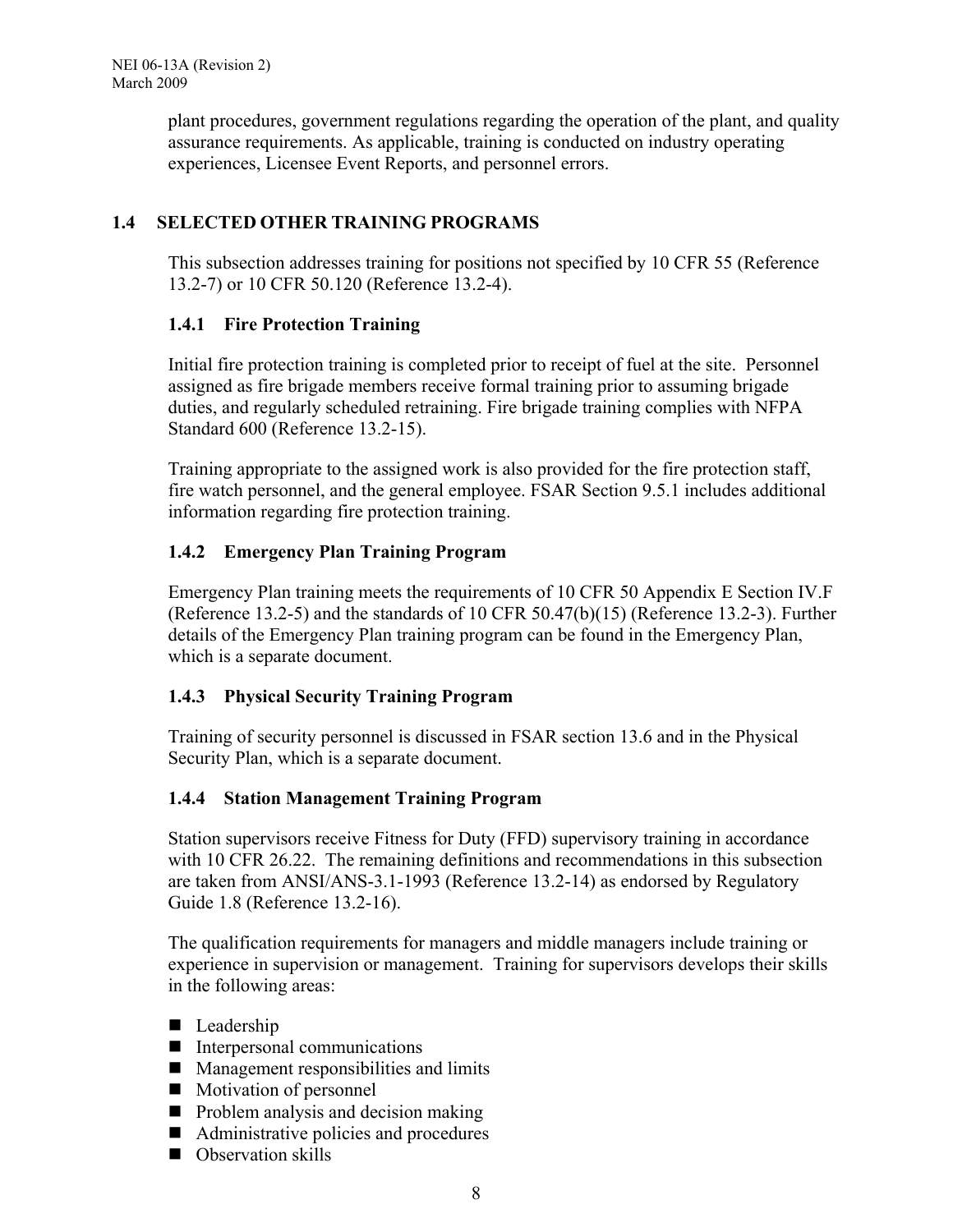plant procedures, government regulations regarding the operation of the plant, and quality assurance requirements. As applicable, training is conducted on industry operating experiences, Licensee Event Reports, and personnel errors.

## 1.4 SELECTED OTHER TRAINING PROGRAMS

This subsection addresses training for positions not specified by 10 CFR 55 (Reference 13.2-7) or 10 CFR 50.120 (Reference 13.2-4).

### 1.4.1 Fire Protection Training

Initial fire protection training is completed prior to receipt of fuel at the site. Personnel assigned as fire brigade members receive formal training prior to assuming brigade duties, and regularly scheduled retraining. Fire brigade training complies with NFPA Standard 600 (Reference 13.2-15).

Training appropriate to the assigned work is also provided for the fire protection staff, fire watch personnel, and the general employee. FSAR Section 9.5.1 includes additional information regarding fire protection training.

### 1.4.2 Emergency Plan Training Program

Emergency Plan training meets the requirements of 10 CFR 50 Appendix E Section IV.F (Reference 13.2-5) and the standards of 10 CFR 50.47(b)(15) (Reference 13.2-3). Further details of the Emergency Plan training program can be found in the Emergency Plan, which is a separate document.

### 1.4.3 Physical Security Training Program

Training of security personnel is discussed in FSAR section 13.6 and in the Physical Security Plan, which is a separate document.

### 1.4.4 Station Management Training Program

Station supervisors receive Fitness for Duty (FFD) supervisory training in accordance with 10 CFR 26.22. The remaining definitions and recommendations in this subsection are taken from ANSI/ANS-3.1-1993 (Reference 13.2-14) as endorsed by Regulatory Guide 1.8 (Reference 13.2-16).

The qualification requirements for managers and middle managers include training or experience in supervision or management. Training for supervisors develops their skills in the following areas:

- Leadership
- Interpersonal communications
- Management responsibilities and limits
- Motivation of personnel
- Problem analysis and decision making
- Administrative policies and procedures
- Observation skills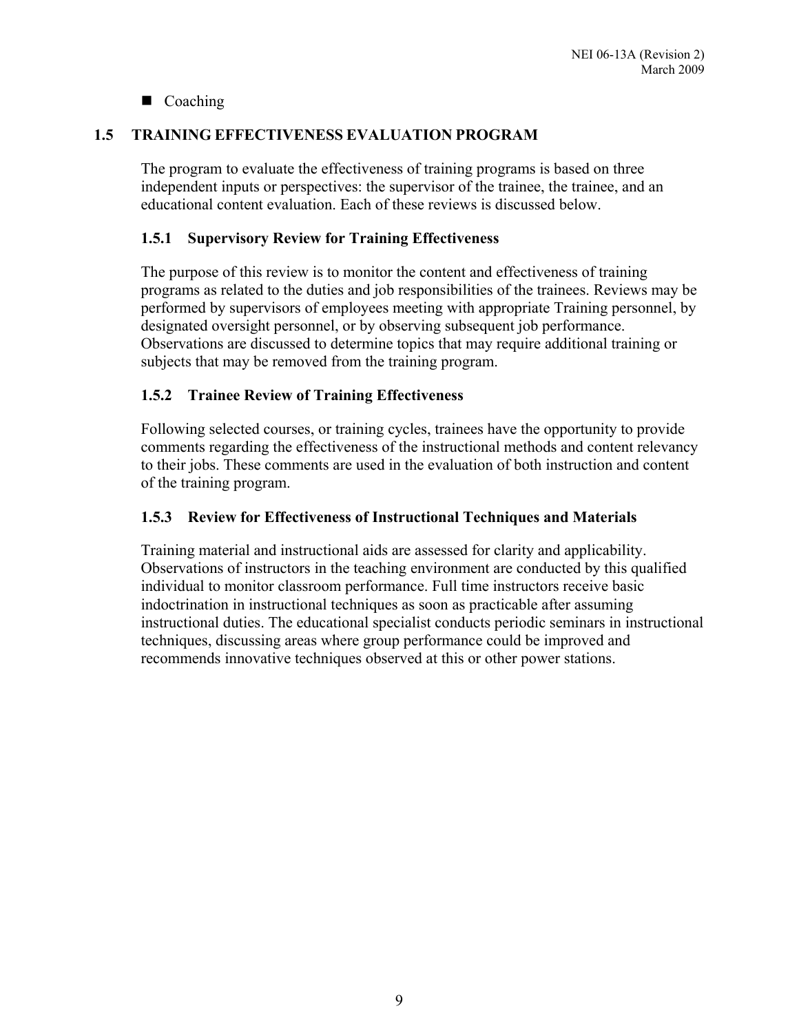- Coaching

## 1.5 TRAINING EFFECTIVENESS EVALUATION PROGRAM

The program to evaluate the effectiveness of training programs is based on three independent inputs or perspectives: the supervisor of the trainee, the trainee, and an educational content evaluation. Each of these reviews is discussed below.

### 1.5.1 Supervisory Review for Training Effectiveness

The purpose of this review is to monitor the content and effectiveness of training programs as related to the duties and job responsibilities of the trainees. Reviews may be performed by supervisors of employees meeting with appropriate Training personnel, by designated oversight personnel, or by observing subsequent job performance. Observations are discussed to determine topics that may require additional training or subjects that may be removed from the training program.

### 1.5.2 Trainee Review of Training Effectiveness

Following selected courses, or training cycles, trainees have the opportunity to provide comments regarding the effectiveness of the instructional methods and content relevancy to their jobs. These comments are used in the evaluation of both instruction and content of the training program.

### 1.5.3 Review for Effectiveness of Instructional Techniques and Materials

Training material and instructional aids are assessed for clarity and applicability. Observations of instructors in the teaching environment are conducted by this qualified individual to monitor classroom performance. Full time instructors receive basic indoctrination in instructional techniques as soon as practicable after assuming instructional duties. The educational specialist conducts periodic seminars in instructional techniques, discussing areas where group performance could be improved and recommends innovative techniques observed at this or other power stations.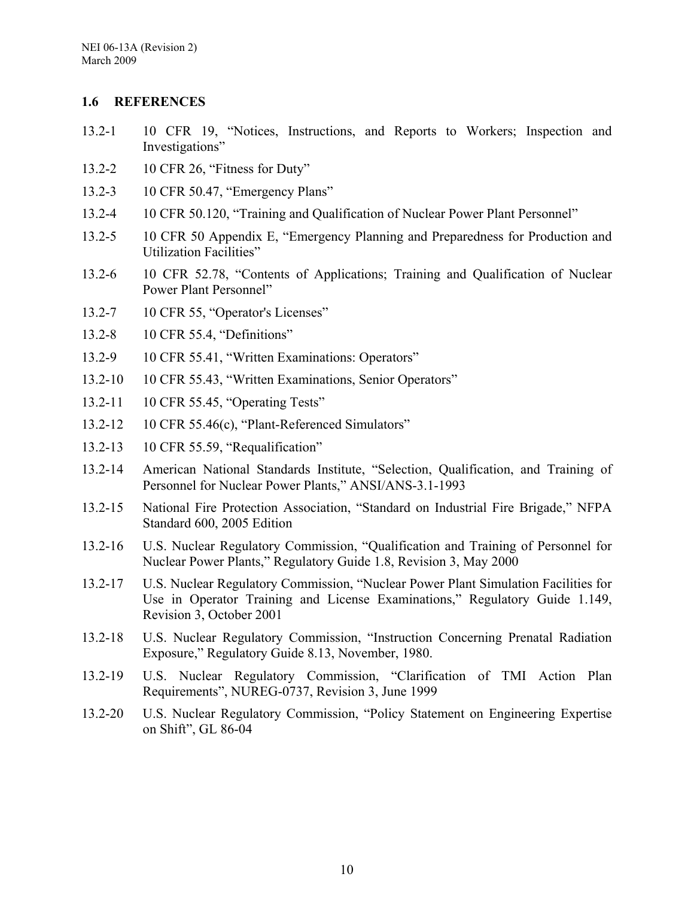## 1.6 REFERENCES

13.2-1 10 CFR 19, "Notices, Instructions, and Reports to Workers; Inspection and Investigations"

13.2-2 10 CFR 26, "Fitness for Duty"

13.2-3 10 CFR 50.47, "Emergency Plans"

13.2-4 10 CFR 50.120, "Training and Qualification of Nuclear Power Plant Personnel"

13.2-5 10 CFR 50 Appendix E, "Emergency Planning and Preparedness for Production and Utilization Facilities"

13.2-6 10 CFR 52.78, "Contents of Applications; Training and Qualification of Nuclear Power Plant Personnel"

13.2-7 10 CFR 55, "Operator's Licenses"

13.2-8 10 CFR 55.4, "Definitions"

13.2-9 10 CFR 55.41, "Written Examinations: Operators"

13.2-10 10 CFR 55.43, "Written Examinations, Senior Operators"

13.2-11 10 CFR 55.45, "Operating Tests"

13.2-12 10 CFR 55.46(c), "Plant-Referenced Simulators"

13.2-13 10 CFR 55.59, "Requalification"

13.2-14 American National Standards Institute, "Selection, Qualification, and Training of Personnel for Nuclear Power Plants," ANSI/ANS-3.1-1993

13.2-15 National Fire Protection Association, "Standard on Industrial Fire Brigade," NFPA Standard 600, 2005 Edition

13.2-16 U.S. Nuclear Regulatory Commission, "Qualification and Training of Personnel for Nuclear Power Plants," Regulatory Guide 1.8, Revision 3, May 2000

13.2-17 U.S. Nuclear Regulatory Commission, "Nuclear Power Plant Simulation Facilities for Use in Operator Training and License Examinations," Regulatory Guide 1.149, Revision 3, October 2001

13.2-18 U.S. Nuclear Regulatory Commission, "Instruction Concerning Prenatal Radiation Exposure," Regulatory Guide 8.13, November, 1980.

13.2-19 U.S. Nuclear Regulatory Commission, "Clarification of TMI Action Plan Requirements", NUREG-0737, Revision 3, June 1999

13.2-20 U.S. Nuclear Regulatory Commission, "Policy Statement on Engineering Expertise on Shift", GL 86-04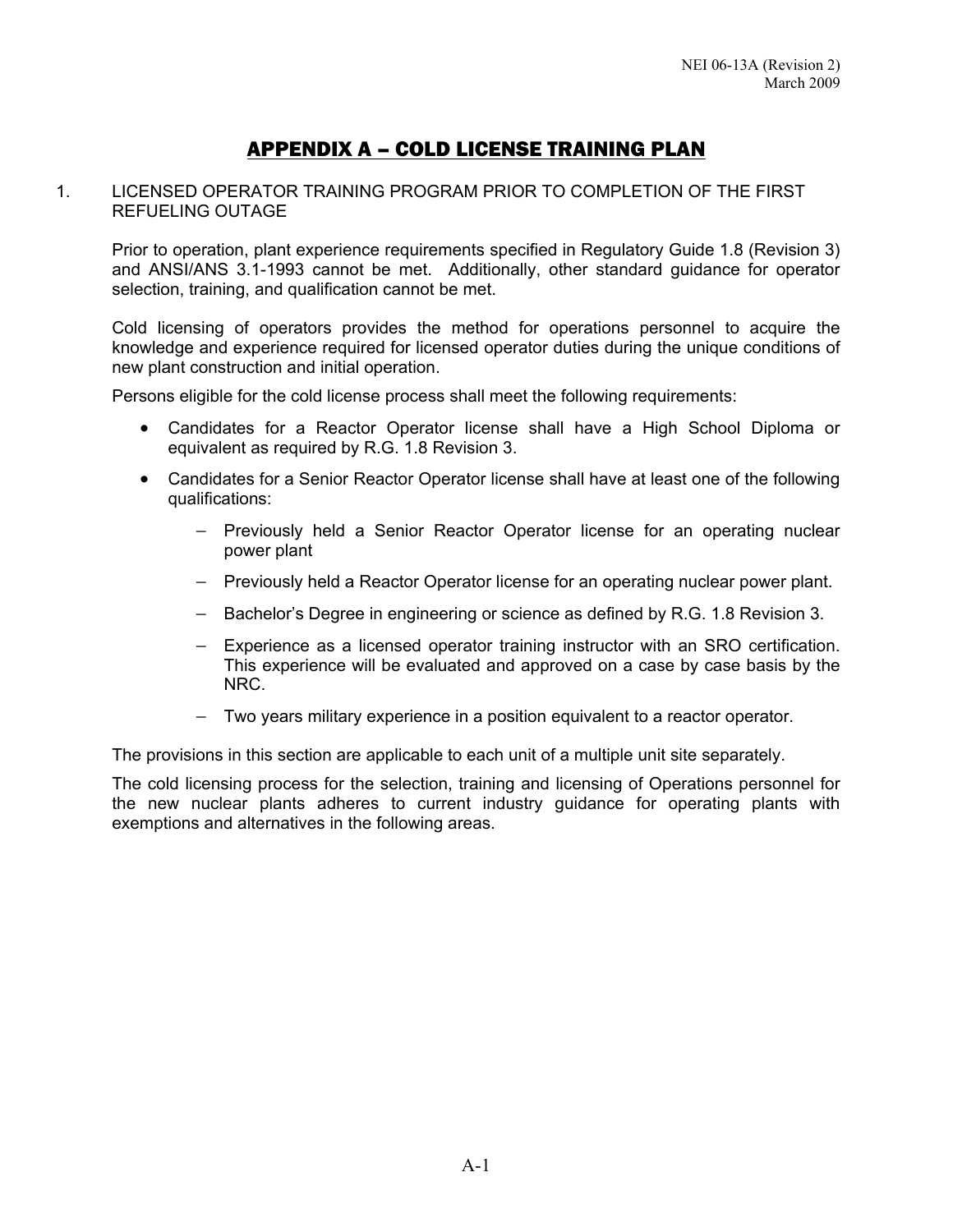# APPENDIX A – COLD LICENSE TRAINING PLAN

1. LICENSED OPERATOR TRAINING PROGRAM PRIOR TO COMPLETION OF THE FIRST REFUELING OUTAGE

   Prior to operation, plant experience requirements specified in Regulatory Guide 1.8 (Revision 3) and ANSI/ANS 3.1-1993 cannot be met. Additionally, other standard guidance for operator selection, training, and qualification cannot be met.

   Cold licensing of operators provides the method for operations personnel to acquire the knowledge and experience required for licensed operator duties during the unique conditions of new plant construction and initial operation.

   Persons eligible for the cold license process shall meet the following requirements:

   - Candidates for a Reactor Operator license shall have a High School Diploma or equivalent as required by R.G. 1.8 Revision 3.
   - Candidates for a Senior Reactor Operator license shall have at least one of the following qualifications:
     - Previously held a Senior Reactor Operator license for an operating nuclear power plant
     - Previously held a Reactor Operator license for an operating nuclear power plant.
     - Bachelor's Degree in engineering or science as defined by R.G. 1.8 Revision 3.
     - Experience as a licensed operator training instructor with an SRO certification. This experience will be evaluated and approved on a case by case basis by the NRC.
     - Two years military experience in a position equivalent to a reactor operator.

   The provisions in this section are applicable to each unit of a multiple unit site separately.

   The cold licensing process for the selection, training and licensing of Operations personnel for the new nuclear plants adheres to current industry guidance for operating plants with exemptions and alternatives in the following areas.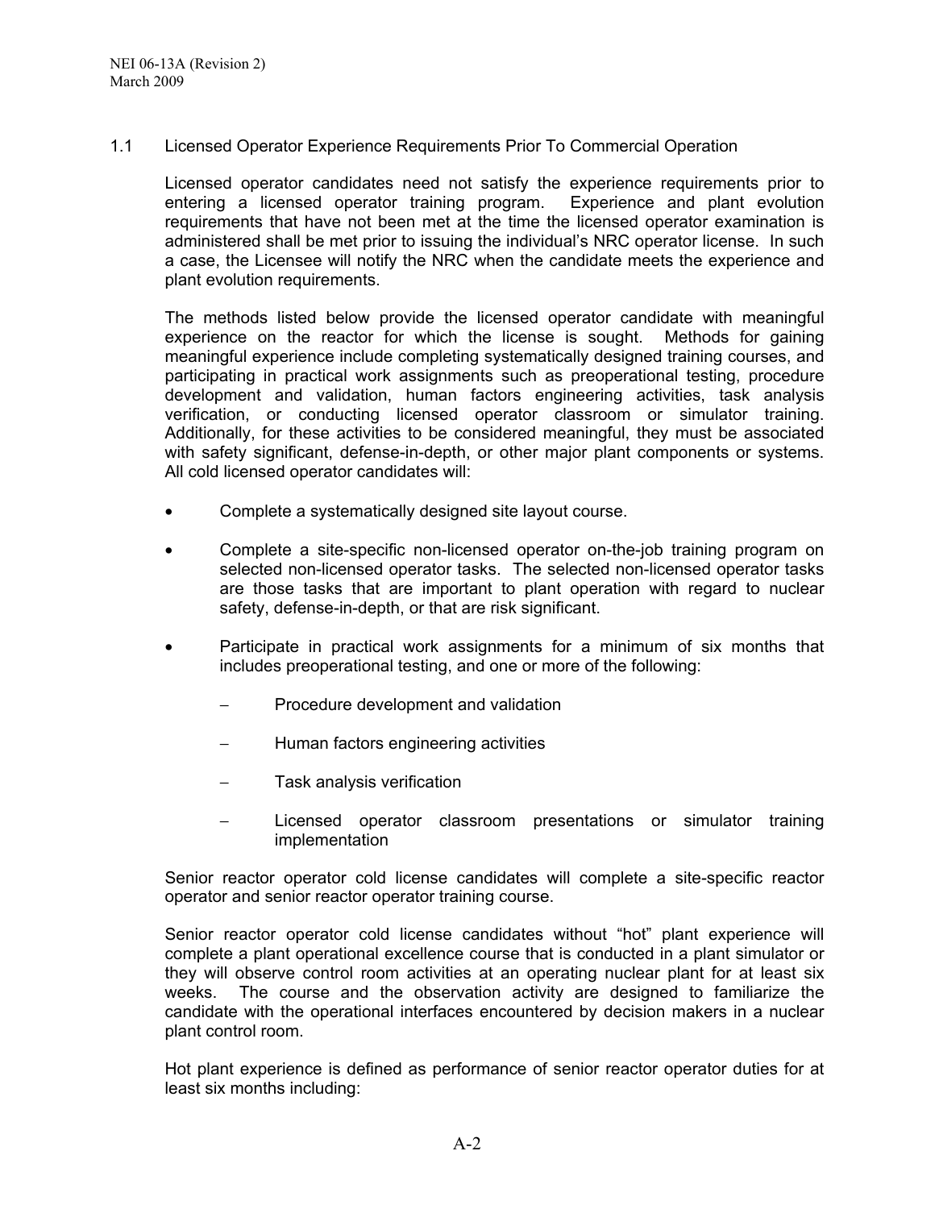### 1.1 Licensed Operator Experience Requirements Prior To Commercial Operation

Licensed operator candidates need not satisfy the experience requirements prior to entering a licensed operator training program. Experience and plant evolution requirements that have not been met at the time the licensed operator examination is administered shall be met prior to issuing the individual's NRC operator license. In such a case, the Licensee will notify the NRC when the candidate meets the experience and plant evolution requirements.

The methods listed below provide the licensed operator candidate with meaningful experience on the reactor for which the license is sought. Methods for gaining meaningful experience include completing systematically designed training courses, and participating in practical work assignments such as preoperational testing, procedure development and validation, human factors engineering activities, task analysis verification, or conducting licensed operator classroom or simulator training. Additionally, for these activities to be considered meaningful, they must be associated with safety significant, defense-in-depth, or other major plant components or systems. All cold licensed operator candidates will:

- Complete a systematically designed site layout course.
- Complete a site-specific non-licensed operator on-the-job training program on selected non-licensed operator tasks. The selected non-licensed operator tasks are those tasks that are important to plant operation with regard to nuclear safety, defense-in-depth, or that are risk significant.
- Participate in practical work assignments for a minimum of six months that includes preoperational testing, and one or more of the following:
  - Procedure development and validation
  - Human factors engineering activities
  - Task analysis verification
  - Licensed operator classroom presentations or simulator training implementation

Senior reactor operator cold license candidates will complete a site-specific reactor operator and senior reactor operator training course.

Senior reactor operator cold license candidates without "hot" plant experience will complete a plant operational excellence course that is conducted in a plant simulator or they will observe control room activities at an operating nuclear plant for at least six weeks. The course and the observation activity are designed to familiarize the candidate with the operational interfaces encountered by decision makers in a nuclear plant control room.

Hot plant experience is defined as performance of senior reactor operator duties for at least six months including: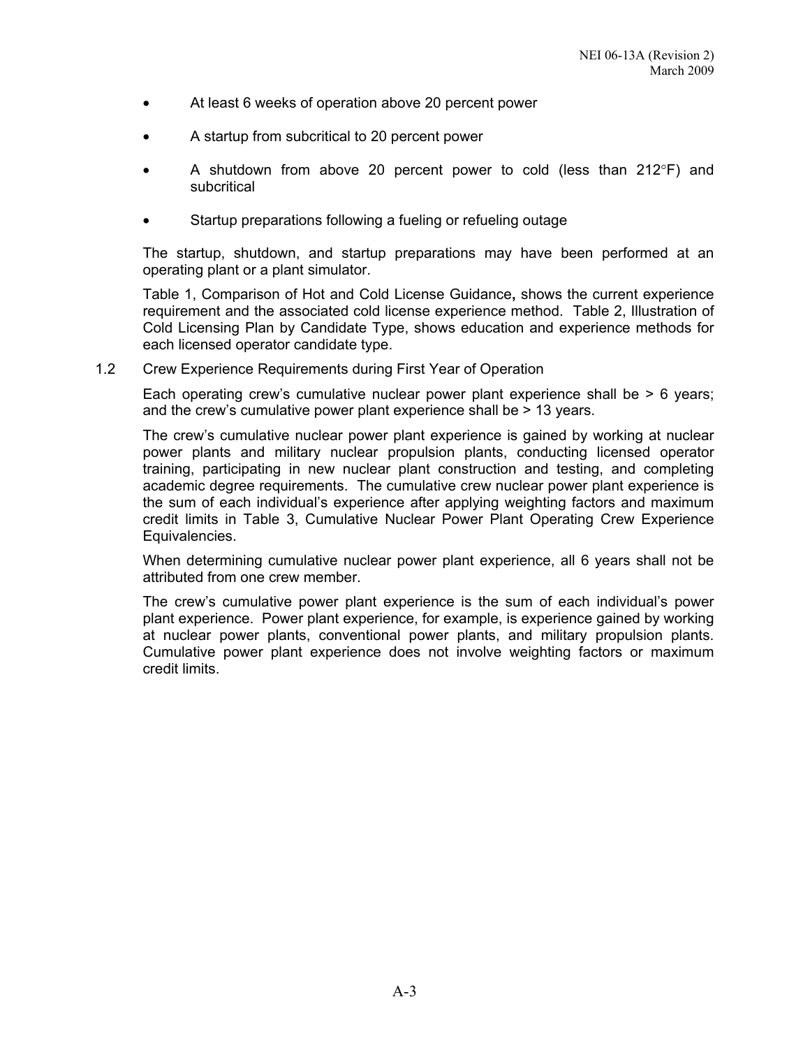- At least 6 weeks of operation above 20 percent power
- A startup from subcritical to 20 percent power
- A shutdown from above 20 percent power to cold (less than 212°F) and subcritical
- Startup preparations following a fueling or refueling outage

The startup, shutdown, and startup preparations may have been performed at an operating plant or a plant simulator.

Table 1, Comparison of Hot and Cold License Guidance**,** shows the current experience requirement and the associated cold license experience method. Table 2, Illustration of Cold Licensing Plan by Candidate Type, shows education and experience methods for each licensed operator candidate type.

1.2 Crew Experience Requirements during First Year of Operation

Each operating crew's cumulative nuclear power plant experience shall be > 6 years; and the crew's cumulative power plant experience shall be > 13 years.

The crew's cumulative nuclear power plant experience is gained by working at nuclear power plants and military nuclear propulsion plants, conducting licensed operator training, participating in new nuclear plant construction and testing, and completing academic degree requirements. The cumulative crew nuclear power plant experience is the sum of each individual's experience after applying weighting factors and maximum credit limits in Table 3, Cumulative Nuclear Power Plant Operating Crew Experience Equivalencies.

When determining cumulative nuclear power plant experience, all 6 years shall not be attributed from one crew member.

The crew's cumulative power plant experience is the sum of each individual's power plant experience. Power plant experience, for example, is experience gained by working at nuclear power plants, conventional power plants, and military propulsion plants. Cumulative power plant experience does not involve weighting factors or maximum credit limits.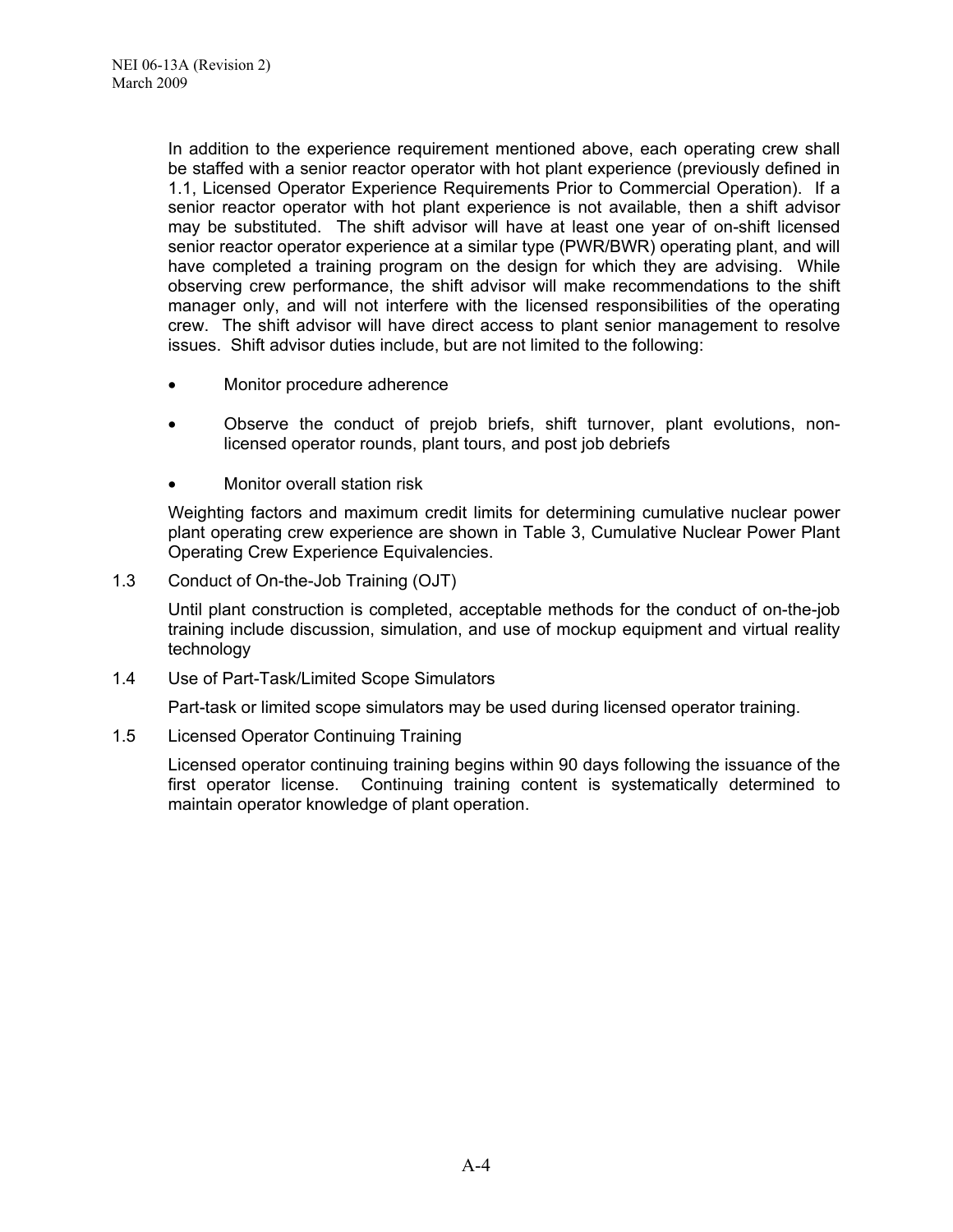In addition to the experience requirement mentioned above, each operating crew shall be staffed with a senior reactor operator with hot plant experience (previously defined in 1.1, Licensed Operator Experience Requirements Prior to Commercial Operation). If a senior reactor operator with hot plant experience is not available, then a shift advisor may be substituted. The shift advisor will have at least one year of on-shift licensed senior reactor operator experience at a similar type (PWR/BWR) operating plant, and will have completed a training program on the design for which they are advising. While observing crew performance, the shift advisor will make recommendations to the shift manager only, and will not interfere with the licensed responsibilities of the operating crew. The shift advisor will have direct access to plant senior management to resolve issues. Shift advisor duties include, but are not limited to the following:

- Monitor procedure adherence
- Observe the conduct of prejob briefs, shift turnover, plant evolutions, non-licensed operator rounds, plant tours, and post job debriefs
- Monitor overall station risk

Weighting factors and maximum credit limits for determining cumulative nuclear power plant operating crew experience are shown in Table 3, Cumulative Nuclear Power Plant Operating Crew Experience Equivalencies.

1.3 Conduct of On-the-Job Training (OJT)

Until plant construction is completed, acceptable methods for the conduct of on-the-job training include discussion, simulation, and use of mockup equipment and virtual reality technology

1.4 Use of Part-Task/Limited Scope Simulators

Part-task or limited scope simulators may be used during licensed operator training.

1.5 Licensed Operator Continuing Training

Licensed operator continuing training begins within 90 days following the issuance of the first operator license. Continuing training content is systematically determined to maintain operator knowledge of plant operation.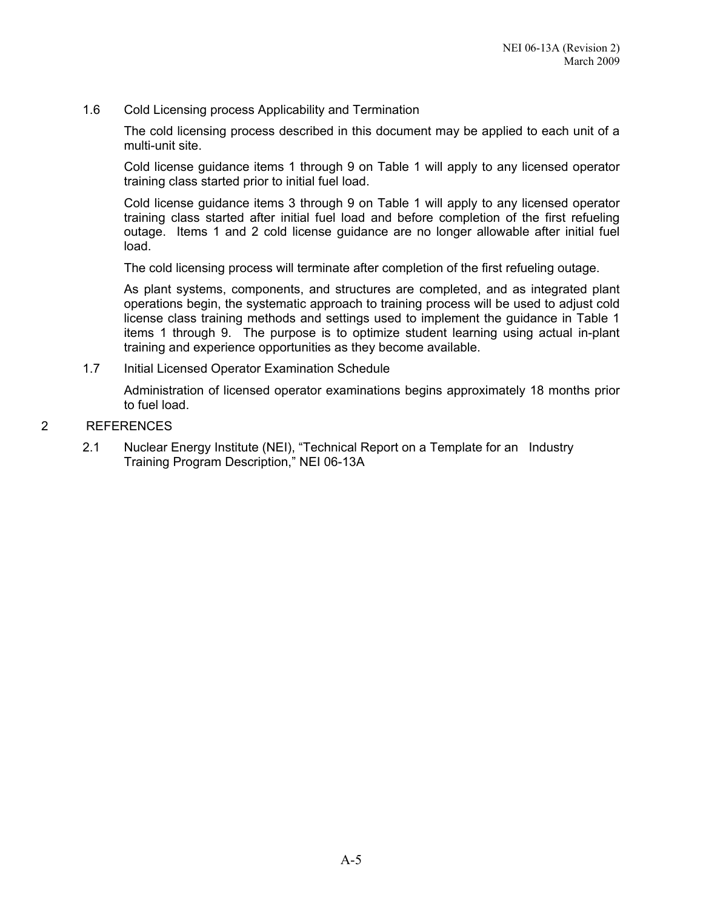### 1.6 Cold Licensing process Applicability and Termination

The cold licensing process described in this document may be applied to each unit of a multi-unit site.

Cold license guidance items 1 through 9 on Table 1 will apply to any licensed operator training class started prior to initial fuel load.

Cold license guidance items 3 through 9 on Table 1 will apply to any licensed operator training class started after initial fuel load and before completion of the first refueling outage. Items 1 and 2 cold license guidance are no longer allowable after initial fuel load.

The cold licensing process will terminate after completion of the first refueling outage.

As plant systems, components, and structures are completed, and as integrated plant operations begin, the systematic approach to training process will be used to adjust cold license class training methods and settings used to implement the guidance in Table 1 items 1 through 9. The purpose is to optimize student learning using actual in-plant training and experience opportunities as they become available.

### 1.7 Initial Licensed Operator Examination Schedule

Administration of licensed operator examinations begins approximately 18 months prior to fuel load.

## 2 REFERENCES

2.1 Nuclear Energy Institute (NEI), "Technical Report on a Template for an Industry Training Program Description," NEI 06-13A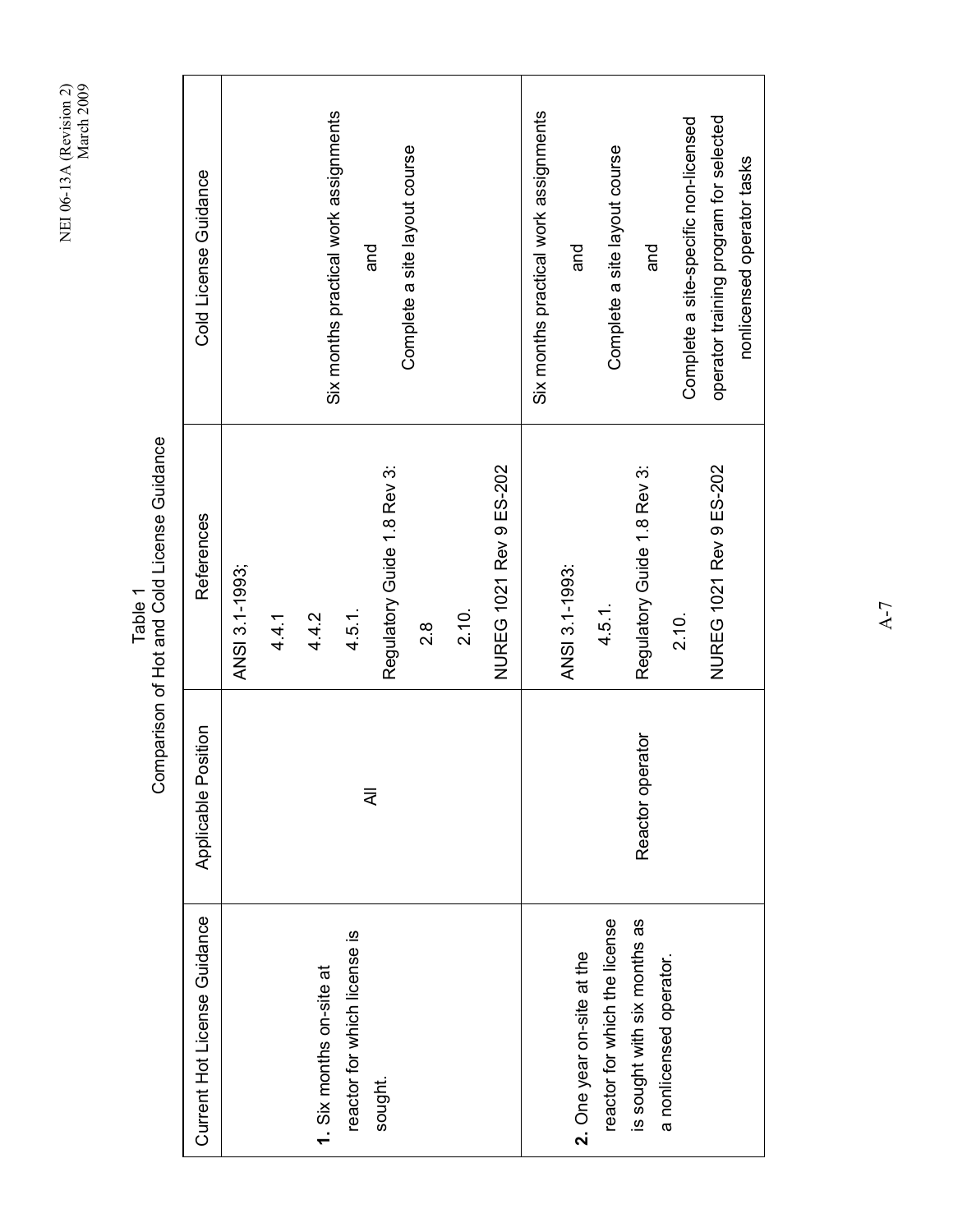Table 1
Comparison of Hot and Cold License Guidance

| Current Hot License Guidance | Applicable Position | References | Cold License Guidance |
|---|---|---|---|
| **1.** Six months on-site at reactor for which license is sought. | All | ANSI 3.1-1993; 4.4.1 4.4.2 4.5.1. Regulatory Guide 1.8 Rev 3: 2.8 2.10. NUREG 1021 Rev 9 ES-202 | Six months practical work assignments and Complete a site layout course |
| **2.** One year on-site at the reactor for which the license is sought with six months as a nonlicensed operator. | Reactor operator | ANSI 3.1-1993: 4.5.1. Regulatory Guide 1.8 Rev 3: 2.10. NUREG 1021 Rev 9 ES-202 | Six months practical work assignments and Complete a site layout course and Complete a site-specific non-licensed operator training program for selected nonlicensed operator tasks |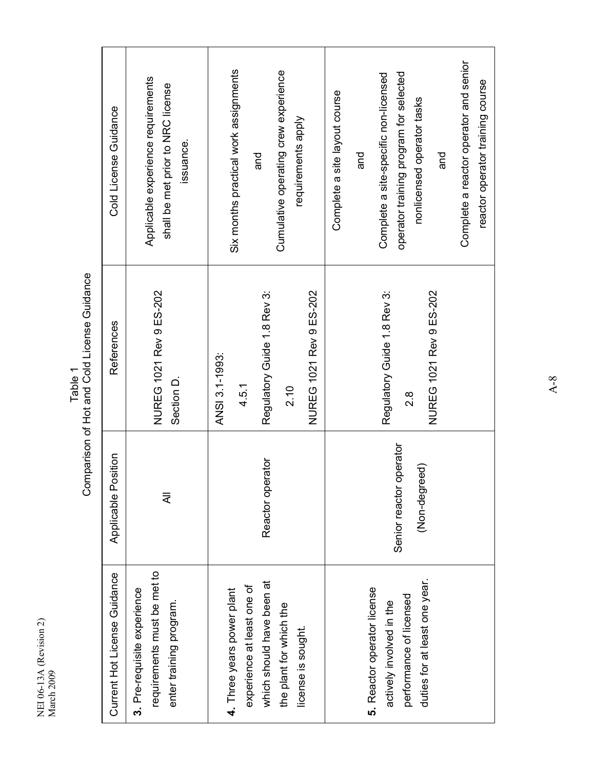Table 1
Comparison of Hot and Cold License Guidance

| Current Hot License Guidance | Applicable Position | References | Cold License Guidance |
|---|---|---|---|
| **3.** Pre-requisite experience requirements must be met to enter training program. | All | NUREG 1021 Rev 9 ES-202 Section D. | Applicable experience requirements shall be met prior to NRC license issuance. |
| **4.** Three years power plant experience at least one of which should have been at the plant for which the license is sought. | Reactor operator | ANSI 3.1-1993: 4.5.1<br>Regulatory Guide 1.8 Rev 3: 2.10<br>NUREG 1021 Rev 9 ES-202 | Six months practical work assignments<br>and<br>Cumulative operating crew experience requirements apply |
| **5.** Reactor operator license actively involved in the performance of licensed duties for at least one year. | Senior reactor operator (Non-degreed) | Regulatory Guide 1.8 Rev 3: 2.8<br>NUREG 1021 Rev 9 ES-202 | Complete a site layout course<br>and<br>Complete a site-specific non-licensed operator training program for selected nonlicensed operator tasks<br>and<br>Complete a reactor operator and senior reactor operator training course |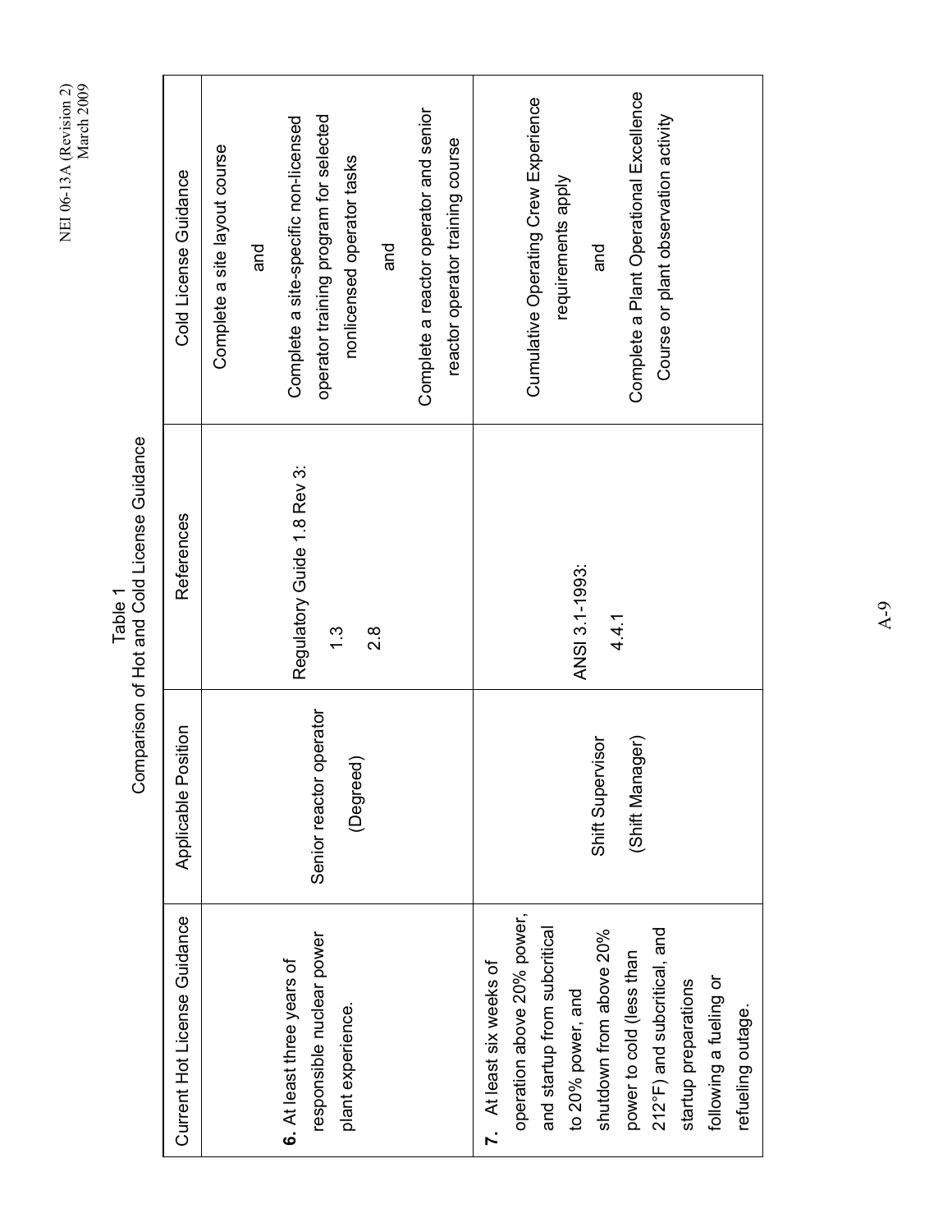Table 1
Comparison of Hot and Cold License Guidance

| Current Hot License Guidance | Applicable Position | References | Cold License Guidance |
|---|---|---|---|
| **6.** At least three years of responsible nuclear power plant experience. | Senior reactor operator (Degreed) | Regulatory Guide 1.8 Rev 3: 1.3 2.8 | Complete a site layout course and Complete a site-specific non-licensed operator training program for selected nonlicensed operator tasks and Complete a reactor operator and senior reactor operator training course |
| **7.** At least six weeks of operation above 20% power, and startup from subcritical to 20% power, and shutdown from above 20% power to cold (less than 212°F) and subcritical, and startup preparations following a fueling or refueling outage. | Shift Supervisor (Shift Manager) | ANSI 3.1-1993: 4.4.1 | Cumulative Operating Crew Experience requirements apply and Complete a Plant Operational Excellence Course or plant observation activity |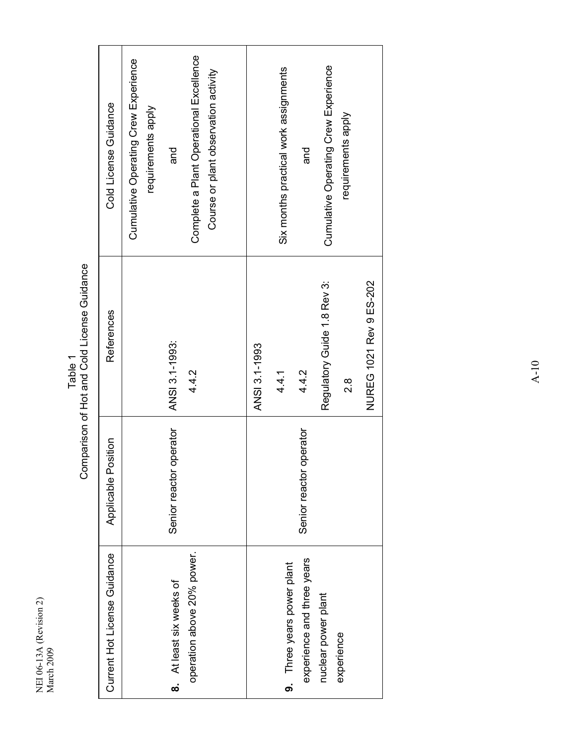Table 1
Comparison of Hot and Cold License Guidance

| Current Hot License Guidance | Applicable Position | References | Cold License Guidance |
|---|---|---|---|
| **8.** At least six weeks of operation above 20% power. | Senior reactor operator | ANSI 3.1-1993: 4.4.2 | Cumulative Operating Crew Experience requirements apply and Complete a Plant Operational Excellence Course or plant observation activity |
| **9.** Three years power plant experience and three years nuclear power plant experience | Senior reactor operator | ANSI 3.1-1993 4.4.1 4.4.2 Regulatory Guide 1.8 Rev 3: 2.8 NUREG 1021 Rev 9 ES-202 | Six months practical work assignments and Cumulative Operating Crew Experience requirements apply |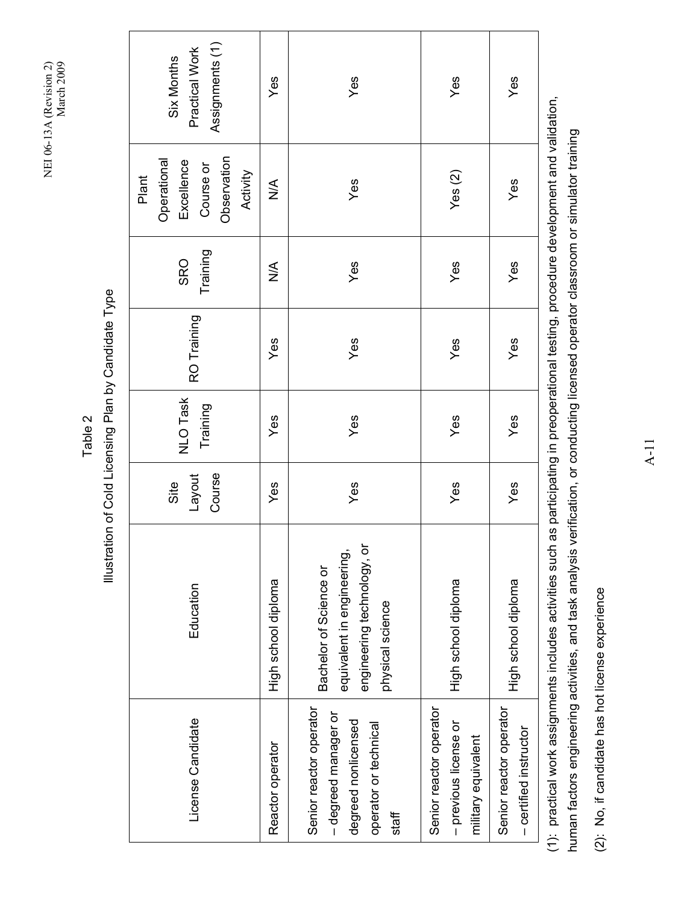Table 2

Illustration of Cold Licensing Plan by Candidate Type

| License Candidate | Education | Site Layout Course | NLO Task Training | RO Training | SRO Training | Plant Operational Excellence Course or Observation Activity | Six Months Practical Work Assignments (1) |
|---|---|---|---|---|---|---|---|
| Reactor operator | High school diploma | Yes | Yes | Yes | N/A | N/A | Yes |
| Senior reactor operator – degreed manager or degreed nonlicensed operator or technical staff | Bachelor of Science or equivalent in engineering, engineering technology, or physical science | Yes | Yes | Yes | Yes | Yes | Yes |
| Senior reactor operator – previous license or military equivalent | High school diploma | Yes | Yes | Yes | Yes | Yes (2) | Yes |
| Senior reactor operator – certified instructor | High school diploma | Yes | Yes | Yes | Yes | Yes | Yes |

(1): practical work assignments includes activities such as participating in preoperational testing, procedure development and validation, human factors engineering activities, and task analysis verification, or conducting licensed operator classroom or simulator training

(2): No, if candidate has hot license experience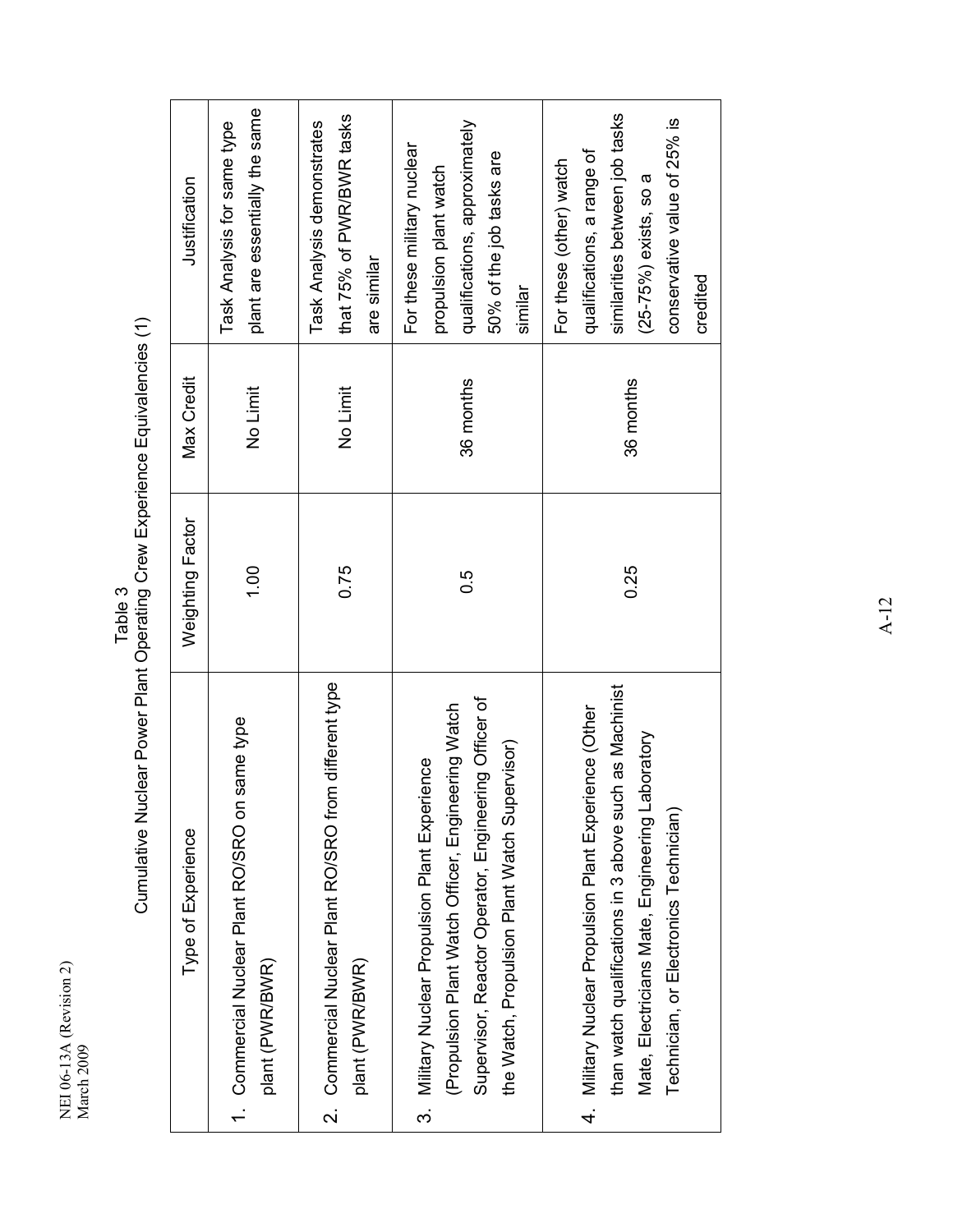Table 3
Cumulative Nuclear Power Plant Operating Crew Experience Equivalencies (1)

| Type of Experience | Weighting Factor | Max Credit | Justification |
|---|---|---|---|
| 1. Commercial Nuclear Plant RO/SRO on same type plant (PWR/BWR) | 1.00 | No Limit | Task Analysis for same type plant are essentially the same |
| 2. Commercial Nuclear Plant RO/SRO from different type plant (PWR/BWR) | 0.75 | No Limit | Task Analysis demonstrates that 75% of PWR/BWR tasks are similar |
| 3. Military Nuclear Propulsion Plant Experience (Propulsion Plant Watch Officer, Engineering Watch Supervisor, Reactor Operator, Engineering Officer of the Watch, Propulsion Plant Watch Supervisor) | 0.5 | 36 months | For these military nuclear propulsion plant watch qualifications, approximately 50% of the job tasks are similar |
| 4. Military Nuclear Propulsion Plant Experience (Other than watch qualifications in 3 above such as Machinist Mate, Electricians Mate, Engineering Laboratory Technician, or Electronics Technician) | 0.25 | 36 months | For these (other) watch qualifications, a range of similarities between job tasks (25-75%) exists, so a conservative value of 25% is credited |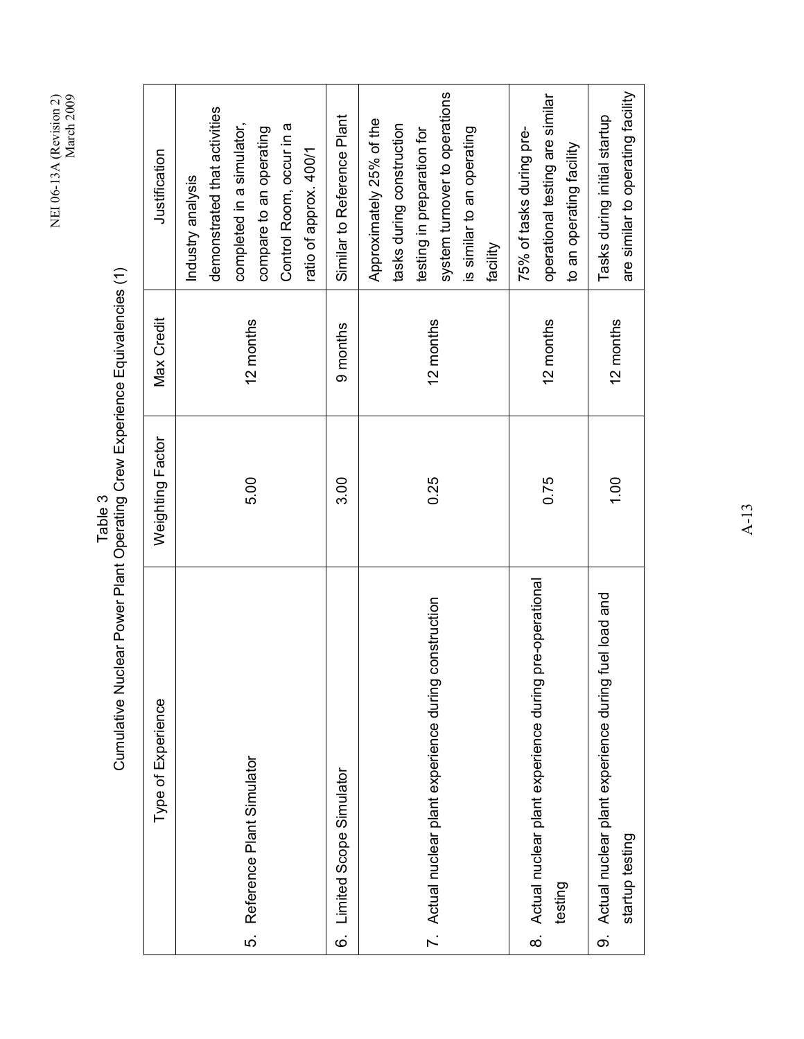Table 3
Cumulative Nuclear Power Plant Operating Crew Experience Equivalencies (1)

| Type of Experience | Weighting Factor | Max Credit | Justification |
|---|---|---|---|
| 5. Reference Plant Simulator | 5.00 | 12 months | Industry analysis demonstrated that activities completed in a simulator, compare to an operating Control Room, occur in a ratio of approx. 400/1 |
| 6. Limited Scope Simulator | 3.00 | 9 months | Similar to Reference Plant |
| 7. Actual nuclear plant experience during construction | 0.25 | 12 months | Approximately 25% of the tasks during construction testing in preparation for system turnover to operations is similar to an operating facility |
| 8. Actual nuclear plant experience during pre-operational testing | 0.75 | 12 months | 75% of tasks during pre-operational testing are similar to an operating facility |
| 9. Actual nuclear plant experience during fuel load and startup testing | 1.00 | 12 months | Tasks during initial startup are similar to operating facility |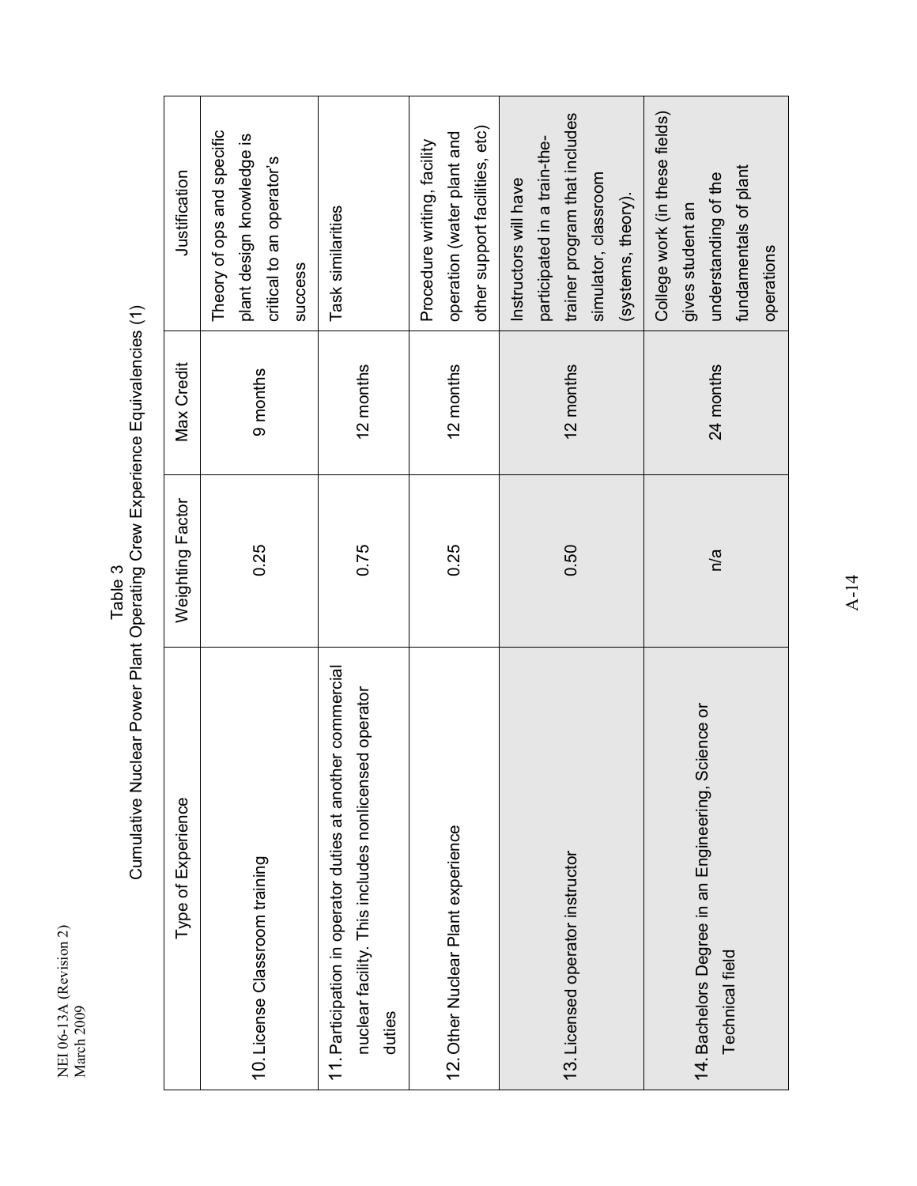Table 3
Cumulative Nuclear Power Plant Operating Crew Experience Equivalencies (1)

| Type of Experience | Weighting Factor | Max Credit | Justification |
|---|---|---|---|
| 10. License Classroom training | 0.25 | 9 months | Theory of ops and specific plant design knowledge is critical to an operator's success |
| 11. Participation in operator duties at another commercial nuclear facility. This includes nonlicensed operator duties | 0.75 | 12 months | Task similarities |
| 12. Other Nuclear Plant experience | 0.25 | 12 months | Procedure writing, facility operation (water plant and other support facilities, etc) |
| 13. Licensed operator instructor | 0.50 | 12 months | Instructors will have participated in a train-the-trainer program that includes simulator, classroom (systems, theory). |
| 14. Bachelors Degree in an Engineering, Science or Technical field | n/a | 24 months | College work (in these fields) gives student an understanding of the fundamentals of plant operations |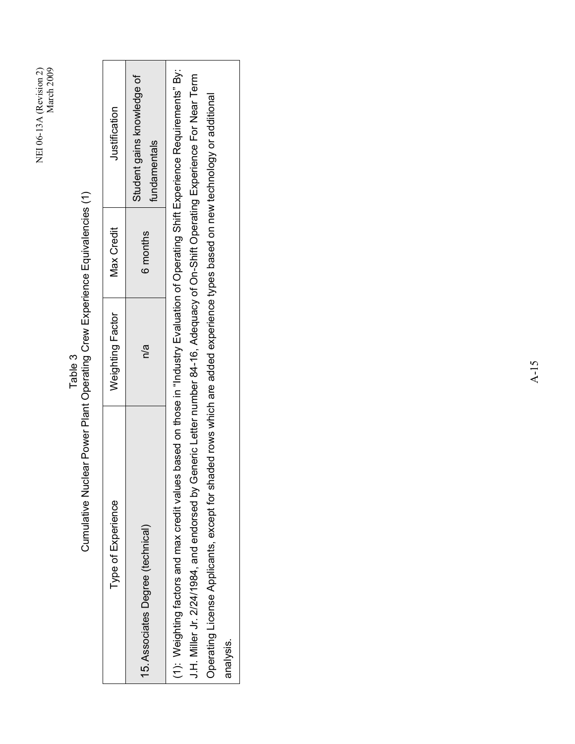Table 3
Cumulative Nuclear Power Plant Operating Crew Experience Equivalencies (1)

| Type of Experience | Weighting Factor | Max Credit | Justification |
|---|---|---|---|
| 15. Associates Degree (technical) | n/a | 6 months | Student gains knowledge of fundamentals |

(1): Weighting factors and max credit values based on those in "Industry Evaluation of Operating Shift Experience Requirements" By: J.H. Miller Jr. 2/24/1984, and endorsed by Generic Letter number 84-16, Adequacy of On-Shift Operating Experience For Near Term Operating License Applicants, except for shaded rows which are added experience types based on new technology or additional analysis.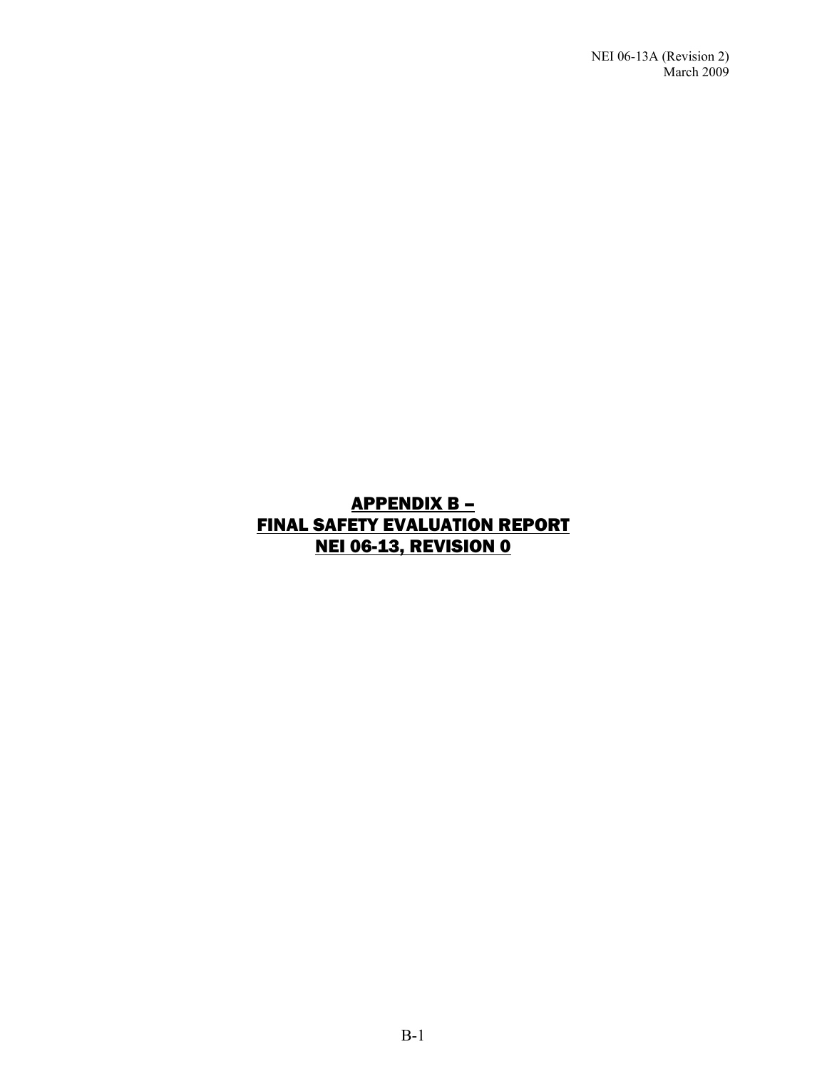# APPENDIX B – FINAL SAFETY EVALUATION REPORT NEI 06-13, REVISION 0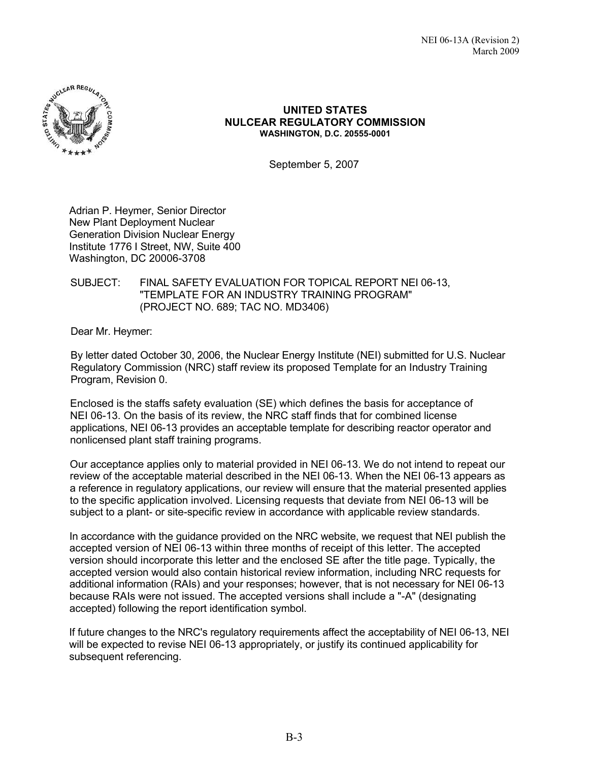**UNITED STATES**
**NULCEAR REGULATORY COMMISSION**
**WASHINGTON, D.C. 20555-0001**

September 5, 2007

Adrian P. Heymer, Senior Director
New Plant Deployment Nuclear
Generation Division Nuclear Energy
Institute 1776 I Street, NW, Suite 400
Washington, DC 20006-3708

SUBJECT: FINAL SAFETY EVALUATION FOR TOPICAL REPORT NEI 06-13, "TEMPLATE FOR AN INDUSTRY TRAINING PROGRAM" (PROJECT NO. 689; TAC NO. MD3406)

Dear Mr. Heymer:

By letter dated October 30, 2006, the Nuclear Energy Institute (NEI) submitted for U.S. Nuclear Regulatory Commission (NRC) staff review its proposed Template for an Industry Training Program, Revision 0.

Enclosed is the staffs safety evaluation (SE) which defines the basis for acceptance of NEI 06-13. On the basis of its review, the NRC staff finds that for combined license applications, NEI 06-13 provides an acceptable template for describing reactor operator and nonlicensed plant staff training programs.

Our acceptance applies only to material provided in NEI 06-13. We do not intend to repeat our review of the acceptable material described in the NEI 06-13. When the NEI 06-13 appears as a reference in regulatory applications, our review will ensure that the material presented applies to the specific application involved. Licensing requests that deviate from NEI 06-13 will be subject to a plant- or site-specific review in accordance with applicable review standards.

In accordance with the guidance provided on the NRC website, we request that NEI publish the accepted version of NEI 06-13 within three months of receipt of this letter. The accepted version should incorporate this letter and the enclosed SE after the title page. Typically, the accepted version would also contain historical review information, including NRC requests for additional information (RAIs) and your responses; however, that is not necessary for NEI 06-13 because RAIs were not issued. The accepted versions shall include a "-A" (designating accepted) following the report identification symbol.

If future changes to the NRC's regulatory requirements affect the acceptability of NEI 06-13, NEI will be expected to revise NEI 06-13 appropriately, or justify its continued applicability for subsequent referencing.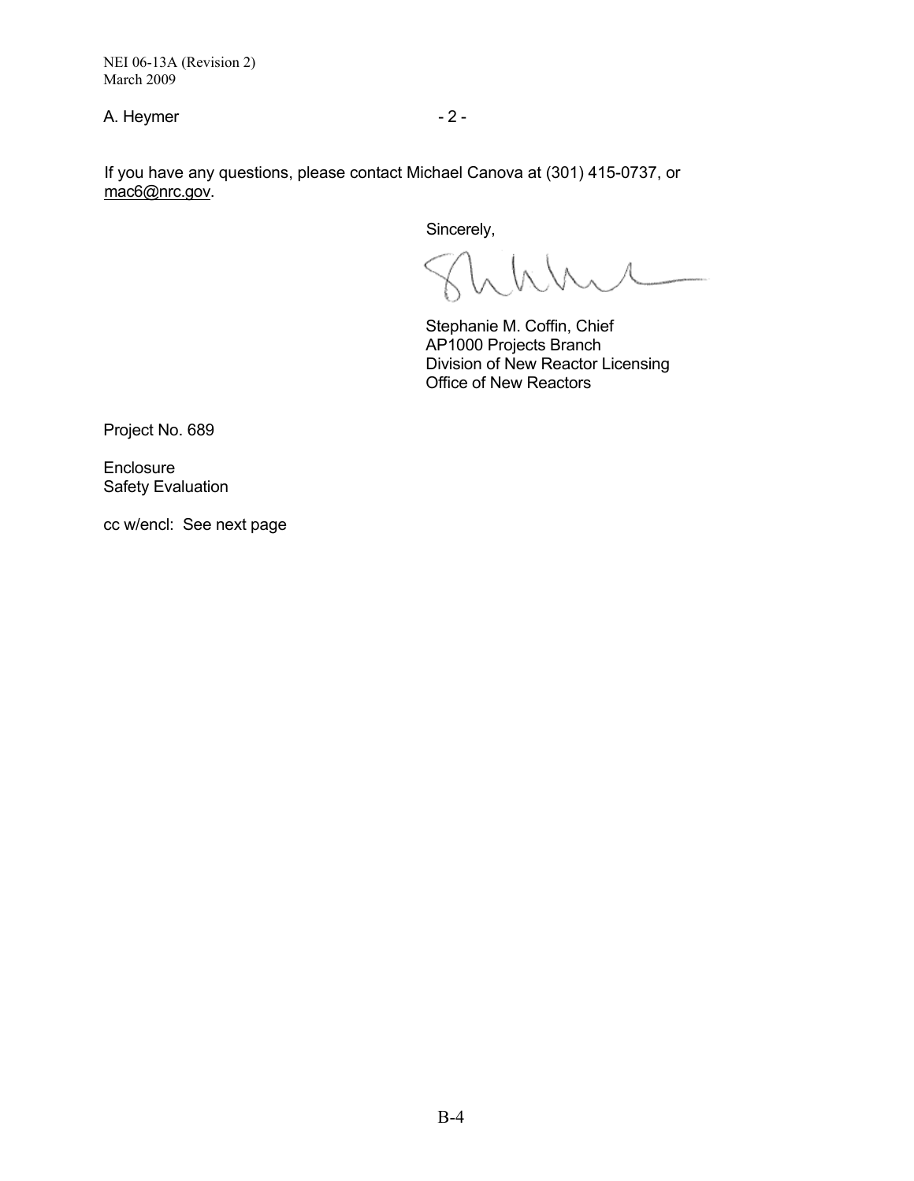A. Heymer - 2 -

If you have any questions, please contact Michael Canova at (301) 415-0737, or mac6@nrc.gov.

Sincerely,

Stephanie M. Coffin, Chief
AP1000 Projects Branch
Division of New Reactor Licensing
Office of New Reactors

Project No. 689

Enclosure
Safety Evaluation

cc w/encl: See next page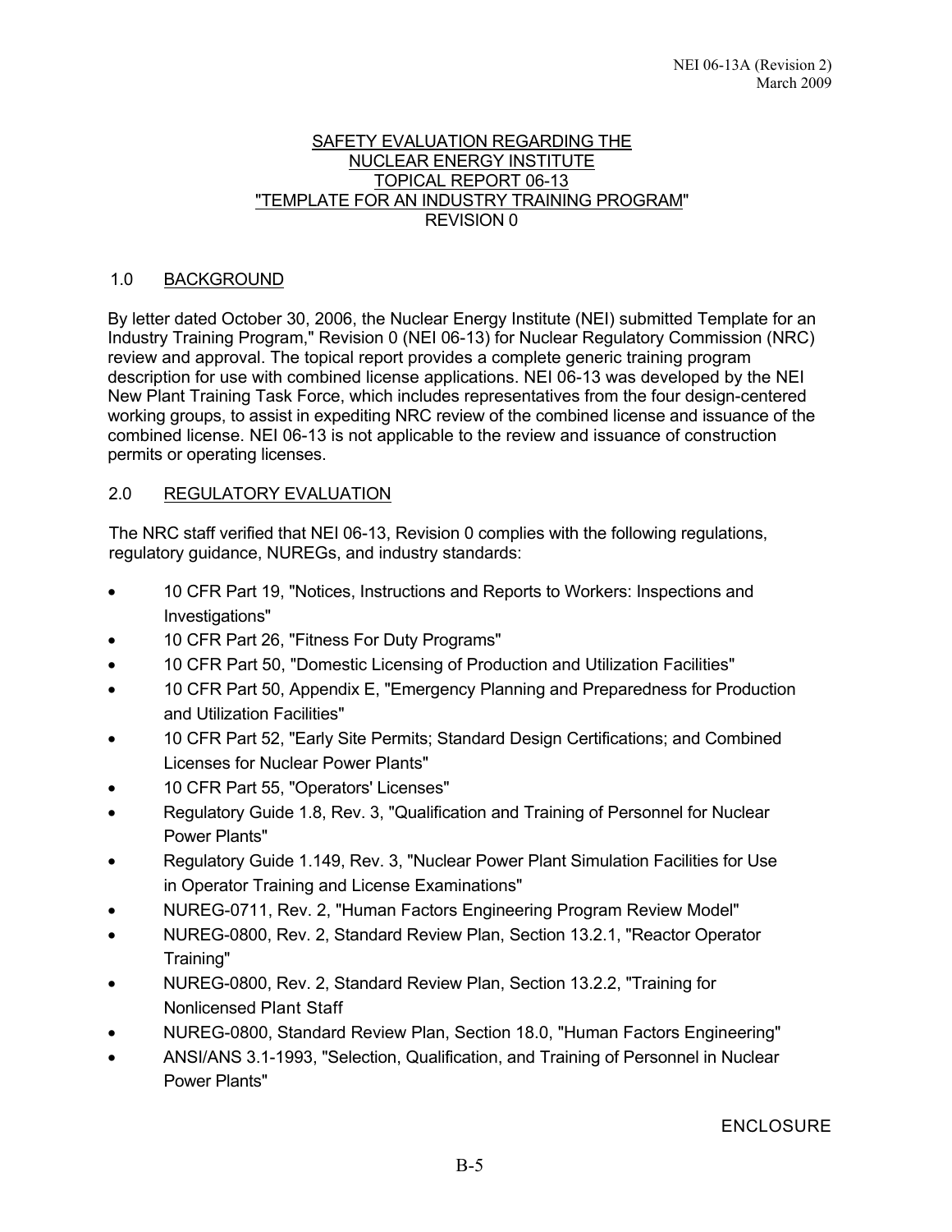SAFETY EVALUATION REGARDING THE
NUCLEAR ENERGY INSTITUTE
TOPICAL REPORT 06-13
"TEMPLATE FOR AN INDUSTRY TRAINING PROGRAM"
REVISION 0

## 1.0 BACKGROUND

By letter dated October 30, 2006, the Nuclear Energy Institute (NEI) submitted Template for an Industry Training Program," Revision 0 (NEI 06-13) for Nuclear Regulatory Commission (NRC) review and approval. The topical report provides a complete generic training program description for use with combined license applications. NEI 06-13 was developed by the NEI New Plant Training Task Force, which includes representatives from the four design-centered working groups, to assist in expediting NRC review of the combined license and issuance of the combined license. NEI 06-13 is not applicable to the review and issuance of construction permits or operating licenses.

## 2.0 REGULATORY EVALUATION

The NRC staff verified that NEI 06-13, Revision 0 complies with the following regulations, regulatory guidance, NUREGs, and industry standards:

- 10 CFR Part 19, "Notices, Instructions and Reports to Workers: Inspections and Investigations"
- 10 CFR Part 26, "Fitness For Duty Programs"
- 10 CFR Part 50, "Domestic Licensing of Production and Utilization Facilities"
- 10 CFR Part 50, Appendix E, "Emergency Planning and Preparedness for Production and Utilization Facilities"
- 10 CFR Part 52, "Early Site Permits; Standard Design Certifications; and Combined Licenses for Nuclear Power Plants"
- 10 CFR Part 55, "Operators' Licenses"
- Regulatory Guide 1.8, Rev. 3, "Qualification and Training of Personnel for Nuclear Power Plants"
- Regulatory Guide 1.149, Rev. 3, "Nuclear Power Plant Simulation Facilities for Use in Operator Training and License Examinations"
- NUREG-0711, Rev. 2, "Human Factors Engineering Program Review Model"
- NUREG-0800, Rev. 2, Standard Review Plan, Section 13.2.1, "Reactor Operator Training"
- NUREG-0800, Rev. 2, Standard Review Plan, Section 13.2.2, "Training for Nonlicensed Plant Staff
- NUREG-0800, Standard Review Plan, Section 18.0, "Human Factors Engineering"
- ANSI/ANS 3.1-1993, "Selection, Qualification, and Training of Personnel in Nuclear Power Plants"

ENCLOSURE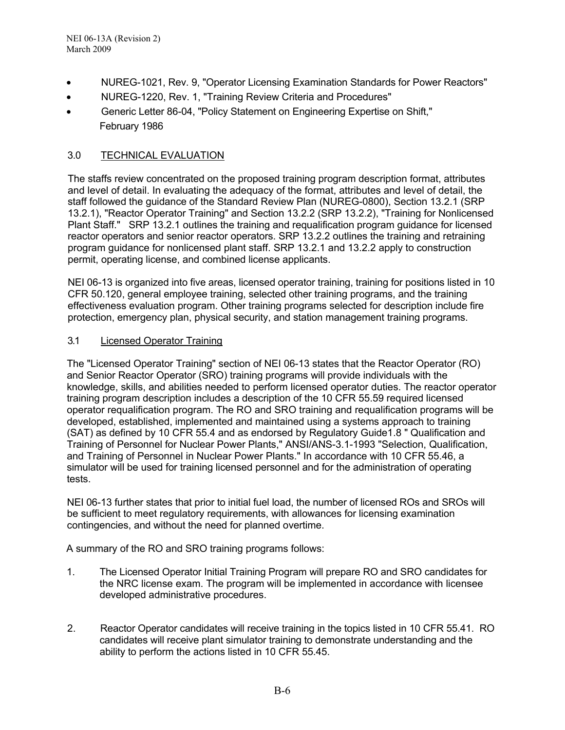- NUREG-1021, Rev. 9, "Operator Licensing Examination Standards for Power Reactors"
- NUREG-1220, Rev. 1, "Training Review Criteria and Procedures"
- Generic Letter 86-04, "Policy Statement on Engineering Expertise on Shift," February 1986

## 3.0 TECHNICAL EVALUATION

The staffs review concentrated on the proposed training program description format, attributes and level of detail. In evaluating the adequacy of the format, attributes and level of detail, the staff followed the guidance of the Standard Review Plan (NUREG-0800), Section 13.2.1 (SRP 13.2.1), "Reactor Operator Training" and Section 13.2.2 (SRP 13.2.2), "Training for Nonlicensed Plant Staff." SRP 13.2.1 outlines the training and requalification program guidance for licensed reactor operators and senior reactor operators. SRP 13.2.2 outlines the training and retraining program guidance for nonlicensed plant staff. SRP 13.2.1 and 13.2.2 apply to construction permit, operating license, and combined license applicants.

NEI 06-13 is organized into five areas, licensed operator training, training for positions listed in 10 CFR 50.120, general employee training, selected other training programs, and the training effectiveness evaluation program. Other training programs selected for description include fire protection, emergency plan, physical security, and station management training programs.

### 3.1 Licensed Operator Training

The "Licensed Operator Training" section of NEI 06-13 states that the Reactor Operator (RO) and Senior Reactor Operator (SRO) training programs will provide individuals with the knowledge, skills, and abilities needed to perform licensed operator duties. The reactor operator training program description includes a description of the 10 CFR 55.59 required licensed operator requalification program. The RO and SRO training and requalification programs will be developed, established, implemented and maintained using a systems approach to training (SAT) as defined by 10 CFR 55.4 and as endorsed by Regulatory Guide1.8 " Qualification and Training of Personnel for Nuclear Power Plants," ANSI/ANS-3.1-1993 "Selection, Qualification, and Training of Personnel in Nuclear Power Plants." In accordance with 10 CFR 55.46, a simulator will be used for training licensed personnel and for the administration of operating tests.

NEI 06-13 further states that prior to initial fuel load, the number of licensed ROs and SROs will be sufficient to meet regulatory requirements, with allowances for licensing examination contingencies, and without the need for planned overtime.

A summary of the RO and SRO training programs follows:

1. The Licensed Operator Initial Training Program will prepare RO and SRO candidates for the NRC license exam. The program will be implemented in accordance with licensee developed administrative procedures.

2. Reactor Operator candidates will receive training in the topics listed in 10 CFR 55.41. RO candidates will receive plant simulator training to demonstrate understanding and the ability to perform the actions listed in 10 CFR 55.45.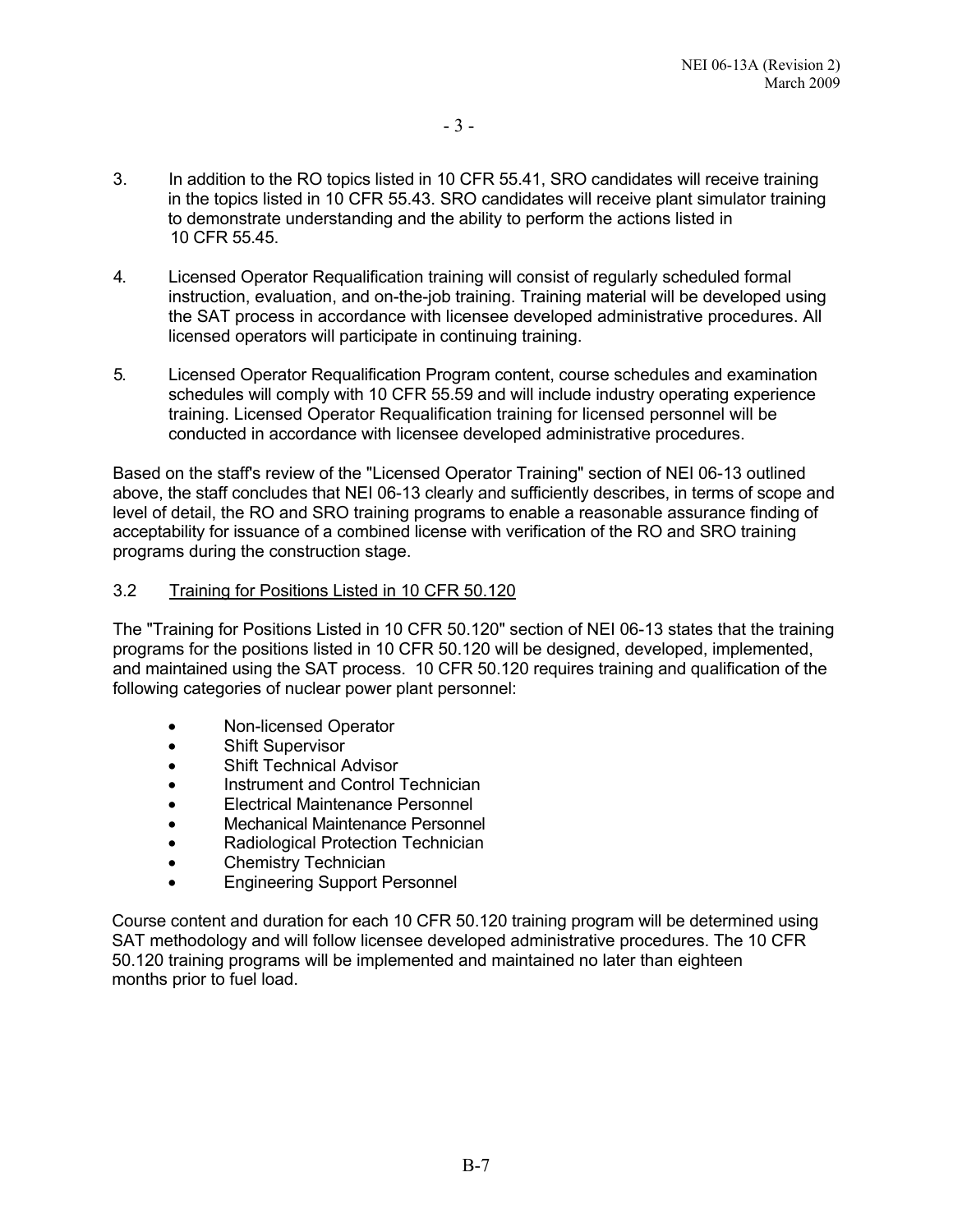3. In addition to the RO topics listed in 10 CFR 55.41, SRO candidates will receive training in the topics listed in 10 CFR 55.43. SRO candidates will receive plant simulator training to demonstrate understanding and the ability to perform the actions listed in 10 CFR 55.45.

4. Licensed Operator Requalification training will consist of regularly scheduled formal instruction, evaluation, and on-the-job training. Training material will be developed using the SAT process in accordance with licensee developed administrative procedures. All licensed operators will participate in continuing training.

5. Licensed Operator Requalification Program content, course schedules and examination schedules will comply with 10 CFR 55.59 and will include industry operating experience training. Licensed Operator Requalification training for licensed personnel will be conducted in accordance with licensee developed administrative procedures.

Based on the staff's review of the "Licensed Operator Training" section of NEI 06-13 outlined above, the staff concludes that NEI 06-13 clearly and sufficiently describes, in terms of scope and level of detail, the RO and SRO training programs to enable a reasonable assurance finding of acceptability for issuance of a combined license with verification of the RO and SRO training programs during the construction stage.

### 3.2 Training for Positions Listed in 10 CFR 50.120

The "Training for Positions Listed in 10 CFR 50.120" section of NEI 06-13 states that the training programs for the positions listed in 10 CFR 50.120 will be designed, developed, implemented, and maintained using the SAT process. 10 CFR 50.120 requires training and qualification of the following categories of nuclear power plant personnel:

- Non-licensed Operator
- Shift Supervisor
- Shift Technical Advisor
- Instrument and Control Technician
- Electrical Maintenance Personnel
- Mechanical Maintenance Personnel
- Radiological Protection Technician
- Chemistry Technician
- Engineering Support Personnel

Course content and duration for each 10 CFR 50.120 training program will be determined using SAT methodology and will follow licensee developed administrative procedures. The 10 CFR 50.120 training programs will be implemented and maintained no later than eighteen months prior to fuel load.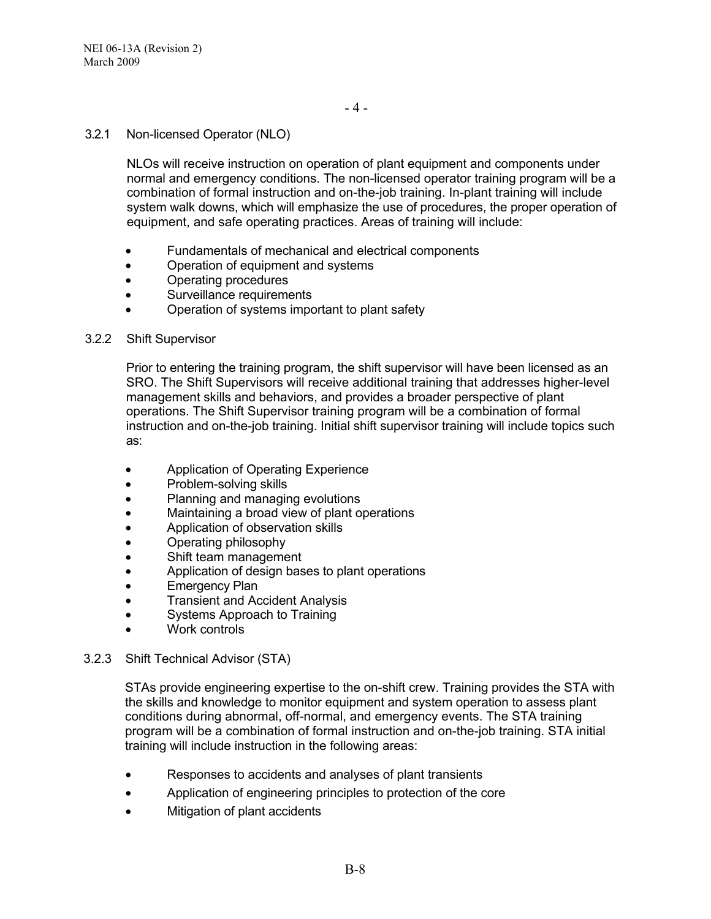### 3.2.1 Non-licensed Operator (NLO)

NLOs will receive instruction on operation of plant equipment and components under normal and emergency conditions. The non-licensed operator training program will be a combination of formal instruction and on-the-job training. In-plant training will include system walk downs, which will emphasize the use of procedures, the proper operation of equipment, and safe operating practices. Areas of training will include:

- Fundamentals of mechanical and electrical components
- Operation of equipment and systems
- Operating procedures
- Surveillance requirements
- Operation of systems important to plant safety

### 3.2.2 Shift Supervisor

Prior to entering the training program, the shift supervisor will have been licensed as an SRO. The Shift Supervisors will receive additional training that addresses higher-level management skills and behaviors, and provides a broader perspective of plant operations. The Shift Supervisor training program will be a combination of formal instruction and on-the-job training. Initial shift supervisor training will include topics such as:

- Application of Operating Experience
- Problem-solving skills
- Planning and managing evolutions
- Maintaining a broad view of plant operations
- Application of observation skills
- Operating philosophy
- Shift team management
- Application of design bases to plant operations
- Emergency Plan
- Transient and Accident Analysis
- Systems Approach to Training
- Work controls

### 3.2.3 Shift Technical Advisor (STA)

STAs provide engineering expertise to the on-shift crew. Training provides the STA with the skills and knowledge to monitor equipment and system operation to assess plant conditions during abnormal, off-normal, and emergency events. The STA training program will be a combination of formal instruction and on-the-job training. STA initial training will include instruction in the following areas:

- Responses to accidents and analyses of plant transients
- Application of engineering principles to protection of the core
- Mitigation of plant accidents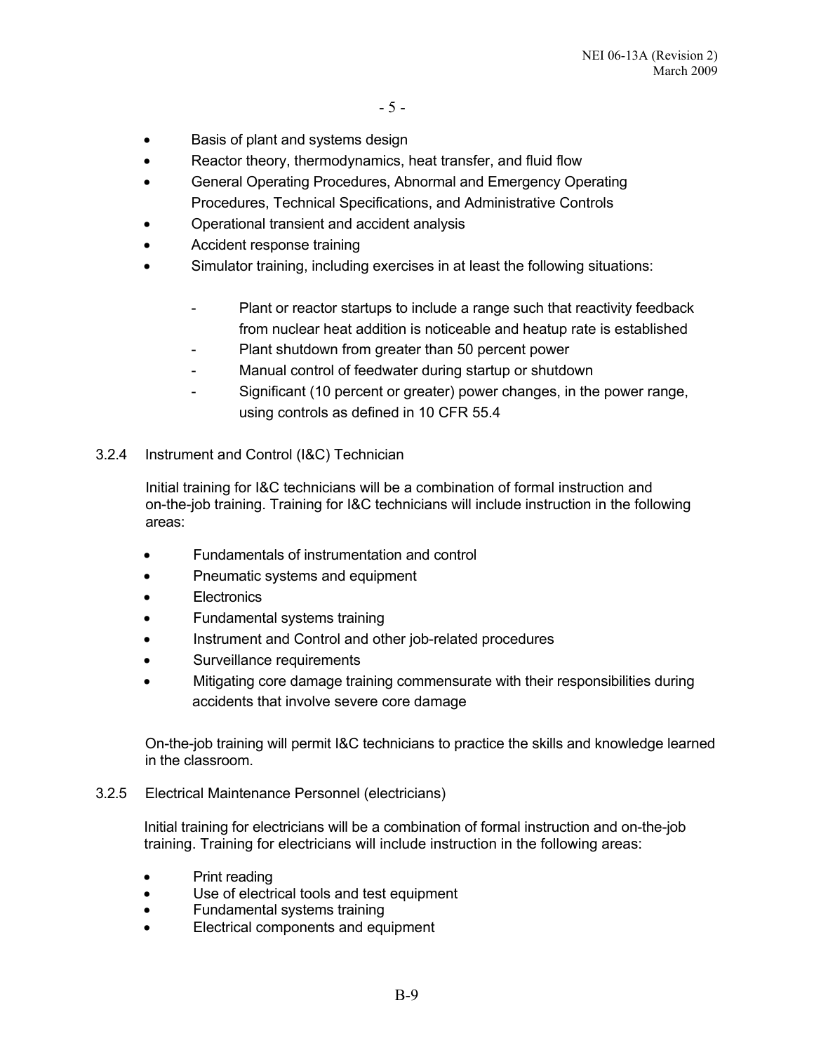- Basis of plant and systems design
- Reactor theory, thermodynamics, heat transfer, and fluid flow
- General Operating Procedures, Abnormal and Emergency Operating Procedures, Technical Specifications, and Administrative Controls
- Operational transient and accident analysis
- Accident response training
- Simulator training, including exercises in at least the following situations:
    - Plant or reactor startups to include a range such that reactivity feedback from nuclear heat addition is noticeable and heatup rate is established
    - Plant shutdown from greater than 50 percent power
    - Manual control of feedwater during startup or shutdown
    - Significant (10 percent or greater) power changes, in the power range, using controls as defined in 10 CFR 55.4

### 3.2.4 Instrument and Control (I&C) Technician

Initial training for I&C technicians will be a combination of formal instruction and on-the-job training. Training for I&C technicians will include instruction in the following areas:

- Fundamentals of instrumentation and control
- Pneumatic systems and equipment
- Electronics
- Fundamental systems training
- Instrument and Control and other job-related procedures
- Surveillance requirements
- Mitigating core damage training commensurate with their responsibilities during accidents that involve severe core damage

On-the-job training will permit I&C technicians to practice the skills and knowledge learned in the classroom.

### 3.2.5 Electrical Maintenance Personnel (electricians)

Initial training for electricians will be a combination of formal instruction and on-the-job training. Training for electricians will include instruction in the following areas:

- Print reading
- Use of electrical tools and test equipment
- Fundamental systems training
- Electrical components and equipment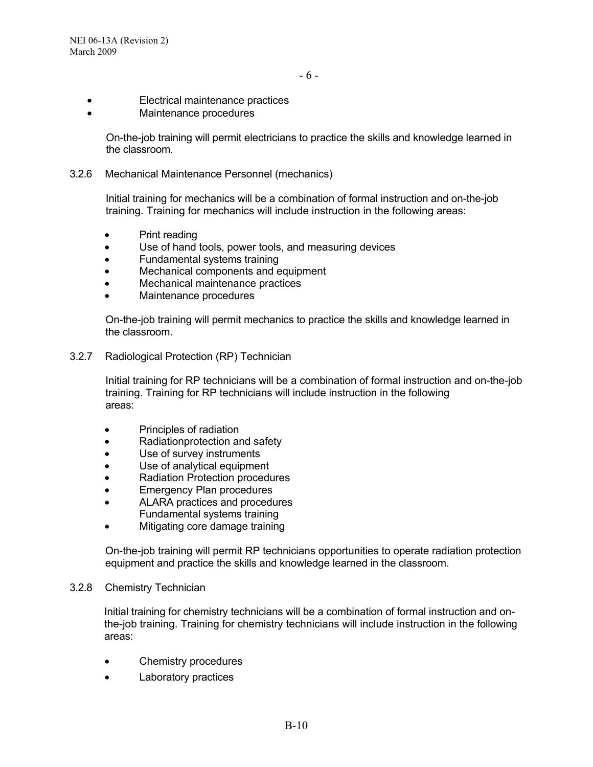- Electrical maintenance practices
- Maintenance procedures

On-the-job training will permit electricians to practice the skills and knowledge learned in the classroom.

3.2.6 Mechanical Maintenance Personnel (mechanics)

Initial training for mechanics will be a combination of formal instruction and on-the-job training. Training for mechanics will include instruction in the following areas:

- Print reading
- Use of hand tools, power tools, and measuring devices
- Fundamental systems training
- Mechanical components and equipment
- Mechanical maintenance practices
- Maintenance procedures

On-the-job training will permit mechanics to practice the skills and knowledge learned in the classroom.

3.2.7 Radiological Protection (RP) Technician

Initial training for RP technicians will be a combination of formal instruction and on-the-job training. Training for RP technicians will include instruction in the following areas:

- Principles of radiation
- Radiationprotection and safety
- Use of survey instruments
- Use of analytical equipment
- Radiation Protection procedures
- Emergency Plan procedures
- ALARA practices and procedures
  Fundamental systems training
- Mitigating core damage training

On-the-job training will permit RP technicians opportunities to operate radiation protection equipment and practice the skills and knowledge learned in the classroom.

3.2.8 Chemistry Technician

Initial training for chemistry technicians will be a combination of formal instruction and on-the-job training. Training for chemistry technicians will include instruction in the following areas:

- Chemistry procedures
- Laboratory practices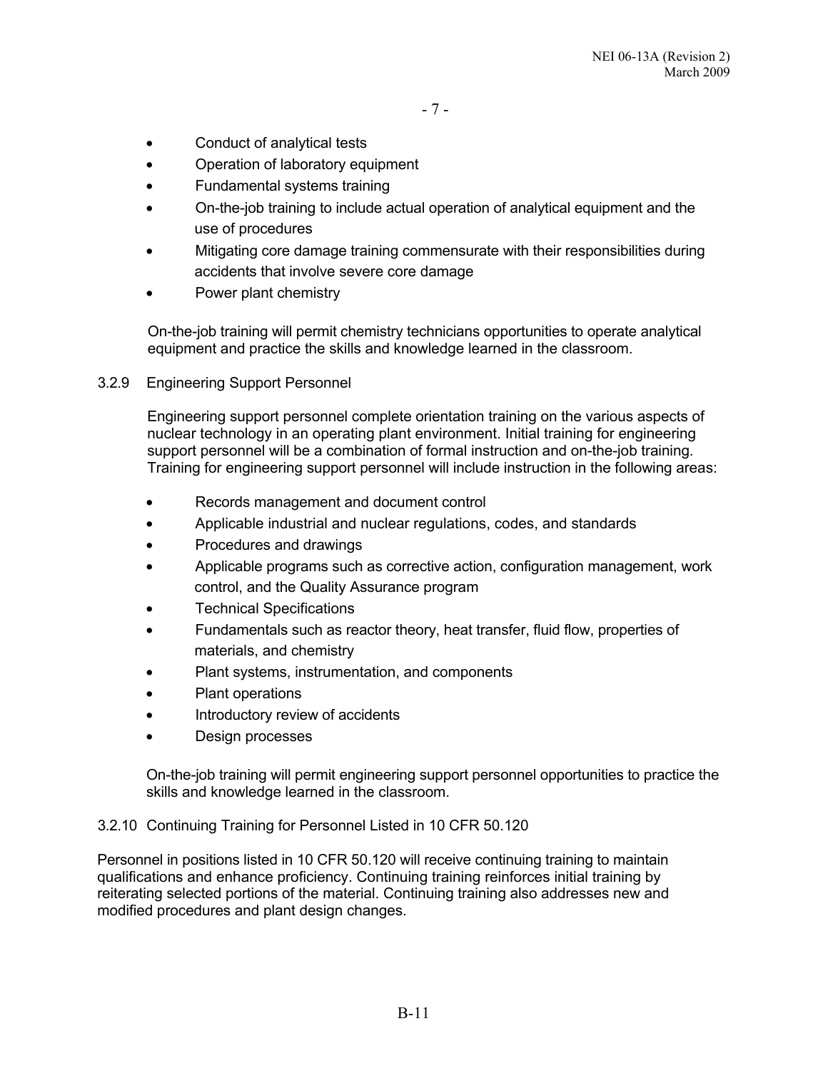- Conduct of analytical tests
- Operation of laboratory equipment
- Fundamental systems training
- On-the-job training to include actual operation of analytical equipment and the use of procedures
- Mitigating core damage training commensurate with their responsibilities during accidents that involve severe core damage
- Power plant chemistry

On-the-job training will permit chemistry technicians opportunities to operate analytical equipment and practice the skills and knowledge learned in the classroom.

### 3.2.9 Engineering Support Personnel

Engineering support personnel complete orientation training on the various aspects of nuclear technology in an operating plant environment. Initial training for engineering support personnel will be a combination of formal instruction and on-the-job training. Training for engineering support personnel will include instruction in the following areas:

- Records management and document control
- Applicable industrial and nuclear regulations, codes, and standards
- Procedures and drawings
- Applicable programs such as corrective action, configuration management, work control, and the Quality Assurance program
- Technical Specifications
- Fundamentals such as reactor theory, heat transfer, fluid flow, properties of materials, and chemistry
- Plant systems, instrumentation, and components
- Plant operations
- Introductory review of accidents
- Design processes

On-the-job training will permit engineering support personnel opportunities to practice the skills and knowledge learned in the classroom.

### 3.2.10 Continuing Training for Personnel Listed in 10 CFR 50.120

Personnel in positions listed in 10 CFR 50.120 will receive continuing training to maintain qualifications and enhance proficiency. Continuing training reinforces initial training by reiterating selected portions of the material. Continuing training also addresses new and modified procedures and plant design changes.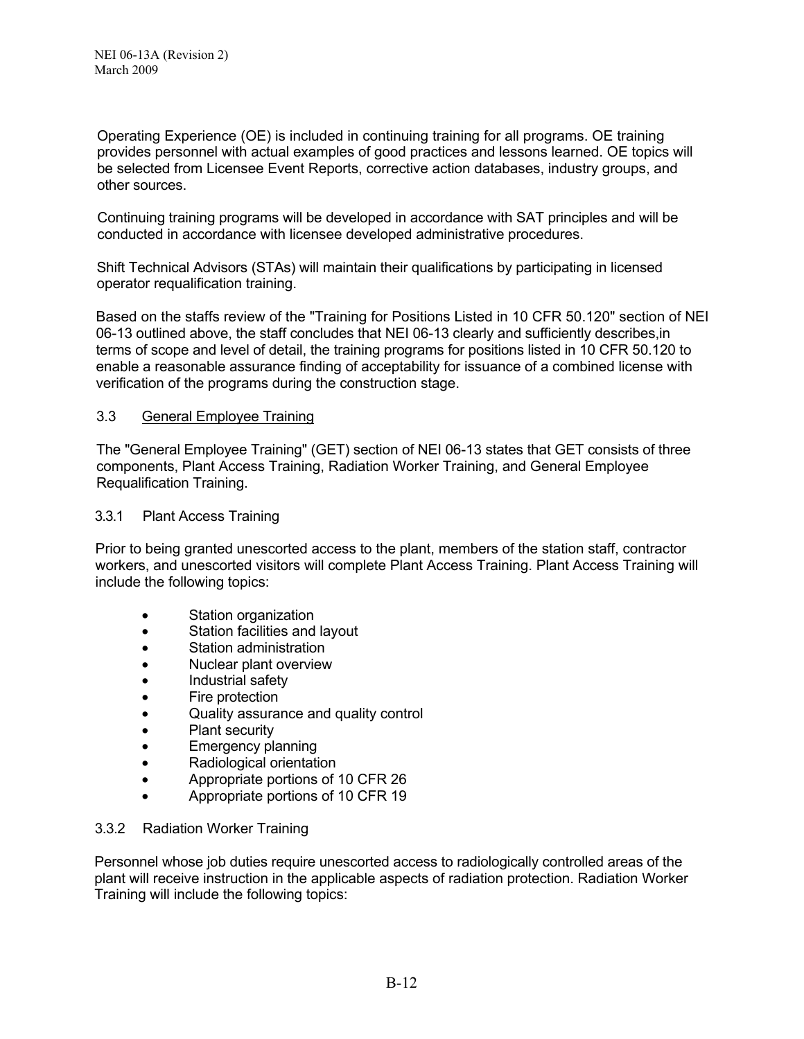Operating Experience (OE) is included in continuing training for all programs. OE training provides personnel with actual examples of good practices and lessons learned. OE topics will be selected from Licensee Event Reports, corrective action databases, industry groups, and other sources.

Continuing training programs will be developed in accordance with SAT principles and will be conducted in accordance with licensee developed administrative procedures.

Shift Technical Advisors (STAs) will maintain their qualifications by participating in licensed operator requalification training.

Based on the staffs review of the "Training for Positions Listed in 10 CFR 50.120" section of NEI 06-13 outlined above, the staff concludes that NEI 06-13 clearly and sufficiently describes,in terms of scope and level of detail, the training programs for positions listed in 10 CFR 50.120 to enable a reasonable assurance finding of acceptability for issuance of a combined license with verification of the programs during the construction stage.

### 3.3 General Employee Training

The "General Employee Training" (GET) section of NEI 06-13 states that GET consists of three components, Plant Access Training, Radiation Worker Training, and General Employee Requalification Training.

#### 3.3.1 Plant Access Training

Prior to being granted unescorted access to the plant, members of the station staff, contractor workers, and unescorted visitors will complete Plant Access Training. Plant Access Training will include the following topics:

- Station organization
- Station facilities and layout
- Station administration
- Nuclear plant overview
- Industrial safety
- Fire protection
- Quality assurance and quality control
- Plant security
- Emergency planning
- Radiological orientation
- Appropriate portions of 10 CFR 26
- Appropriate portions of 10 CFR 19

#### 3.3.2 Radiation Worker Training

Personnel whose job duties require unescorted access to radiologically controlled areas of the plant will receive instruction in the applicable aspects of radiation protection. Radiation Worker Training will include the following topics: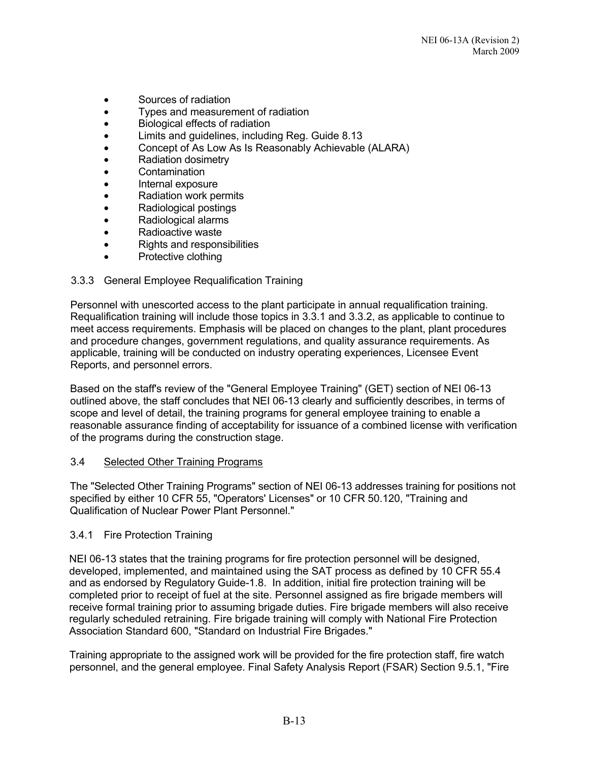- Sources of radiation
- Types and measurement of radiation
- Biological effects of radiation
- Limits and guidelines, including Reg. Guide 8.13
- Concept of As Low As Is Reasonably Achievable (ALARA)
- Radiation dosimetry
- Contamination
- Internal exposure
- Radiation work permits
- Radiological postings
- Radiological alarms
- Radioactive waste
- Rights and responsibilities
- Protective clothing

#### 3.3.3 General Employee Requalification Training

Personnel with unescorted access to the plant participate in annual requalification training. Requalification training will include those topics in 3.3.1 and 3.3.2, as applicable to continue to meet access requirements. Emphasis will be placed on changes to the plant, plant procedures and procedure changes, government regulations, and quality assurance requirements. As applicable, training will be conducted on industry operating experiences, Licensee Event Reports, and personnel errors.

Based on the staff's review of the "General Employee Training" (GET) section of NEI 06-13 outlined above, the staff concludes that NEI 06-13 clearly and sufficiently describes, in terms of scope and level of detail, the training programs for general employee training to enable a reasonable assurance finding of acceptability for issuance of a combined license with verification of the programs during the construction stage.

### 3.4 Selected Other Training Programs

The "Selected Other Training Programs" section of NEI 06-13 addresses training for positions not specified by either 10 CFR 55, "Operators' Licenses" or 10 CFR 50.120, "Training and Qualification of Nuclear Power Plant Personnel."

#### 3.4.1 Fire Protection Training

NEI 06-13 states that the training programs for fire protection personnel will be designed, developed, implemented, and maintained using the SAT process as defined by 10 CFR 55.4 and as endorsed by Regulatory Guide-1.8. In addition, initial fire protection training will be completed prior to receipt of fuel at the site. Personnel assigned as fire brigade members will receive formal training prior to assuming brigade duties. Fire brigade members will also receive regularly scheduled retraining. Fire brigade training will comply with National Fire Protection Association Standard 600, "Standard on Industrial Fire Brigades."

Training appropriate to the assigned work will be provided for the fire protection staff, fire watch personnel, and the general employee. Final Safety Analysis Report (FSAR) Section 9.5.1, "Fire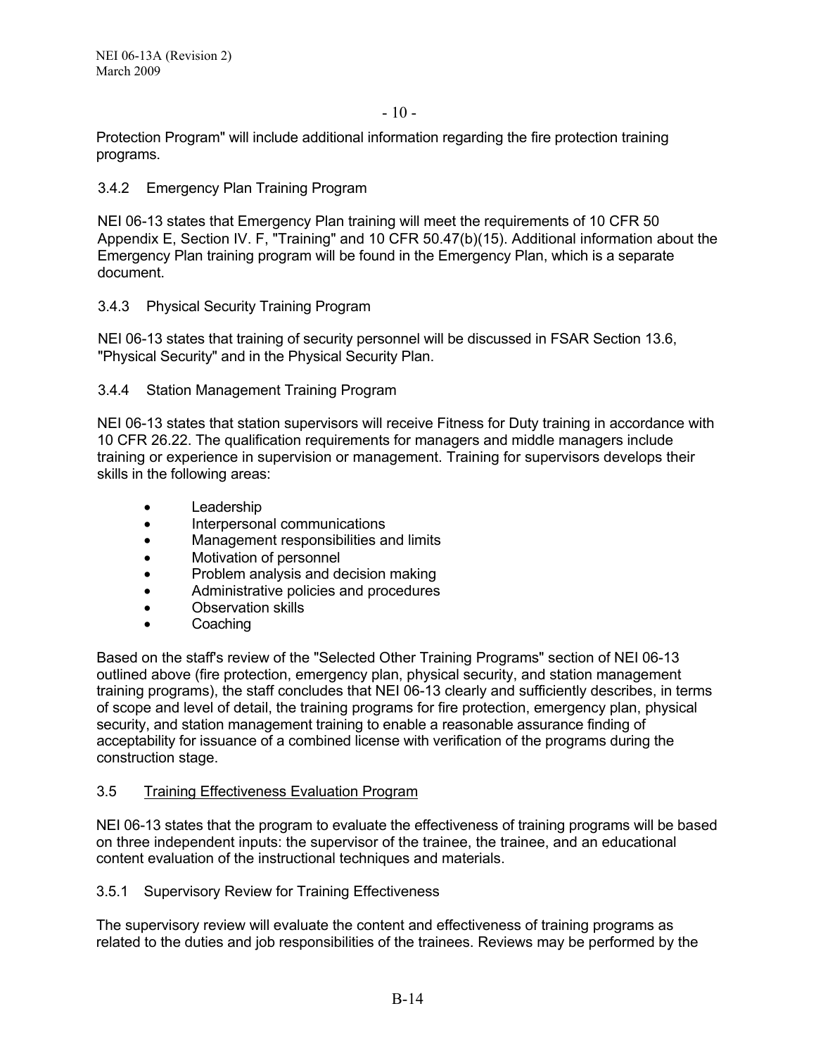Protection Program" will include additional information regarding the fire protection training programs.

### 3.4.2 Emergency Plan Training Program

NEI 06-13 states that Emergency Plan training will meet the requirements of 10 CFR 50 Appendix E, Section IV. F, "Training" and 10 CFR 50.47(b)(15). Additional information about the Emergency Plan training program will be found in the Emergency Plan, which is a separate document.

### 3.4.3 Physical Security Training Program

NEI 06-13 states that training of security personnel will be discussed in FSAR Section 13.6, "Physical Security" and in the Physical Security Plan.

### 3.4.4 Station Management Training Program

NEI 06-13 states that station supervisors will receive Fitness for Duty training in accordance with 10 CFR 26.22. The qualification requirements for managers and middle managers include training or experience in supervision or management. Training for supervisors develops their skills in the following areas:

- Leadership
- Interpersonal communications
- Management responsibilities and limits
- Motivation of personnel
- Problem analysis and decision making
- Administrative policies and procedures
- Observation skills
- Coaching

Based on the staff's review of the "Selected Other Training Programs" section of NEI 06-13 outlined above (fire protection, emergency plan, physical security, and station management training programs), the staff concludes that NEI 06-13 clearly and sufficiently describes, in terms of scope and level of detail, the training programs for fire protection, emergency plan, physical security, and station management training to enable a reasonable assurance finding of acceptability for issuance of a combined license with verification of the programs during the construction stage.

## 3.5 Training Effectiveness Evaluation Program

NEI 06-13 states that the program to evaluate the effectiveness of training programs will be based on three independent inputs: the supervisor of the trainee, the trainee, and an educational content evaluation of the instructional techniques and materials.

### 3.5.1 Supervisory Review for Training Effectiveness

The supervisory review will evaluate the content and effectiveness of training programs as related to the duties and job responsibilities of the trainees. Reviews may be performed by the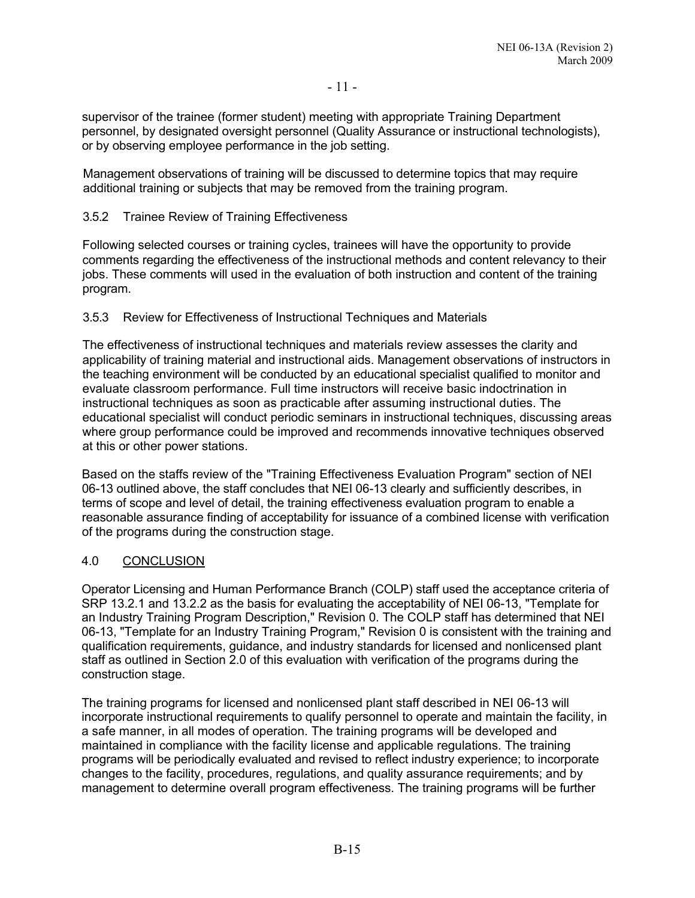supervisor of the trainee (former student) meeting with appropriate Training Department personnel, by designated oversight personnel (Quality Assurance or instructional technologists), or by observing employee performance in the job setting.

Management observations of training will be discussed to determine topics that may require additional training or subjects that may be removed from the training program.

### 3.5.2 Trainee Review of Training Effectiveness

Following selected courses or training cycles, trainees will have the opportunity to provide comments regarding the effectiveness of the instructional methods and content relevancy to their jobs. These comments will used in the evaluation of both instruction and content of the training program.

### 3.5.3 Review for Effectiveness of Instructional Techniques and Materials

The effectiveness of instructional techniques and materials review assesses the clarity and applicability of training material and instructional aids. Management observations of instructors in the teaching environment will be conducted by an educational specialist qualified to monitor and evaluate classroom performance. Full time instructors will receive basic indoctrination in instructional techniques as soon as practicable after assuming instructional duties. The educational specialist will conduct periodic seminars in instructional techniques, discussing areas where group performance could be improved and recommends innovative techniques observed at this or other power stations.

Based on the staffs review of the "Training Effectiveness Evaluation Program" section of NEI 06-13 outlined above, the staff concludes that NEI 06-13 clearly and sufficiently describes, in terms of scope and level of detail, the training effectiveness evaluation program to enable a reasonable assurance finding of acceptability for issuance of a combined license with verification of the programs during the construction stage.

## 4.0 CONCLUSION

Operator Licensing and Human Performance Branch (COLP) staff used the acceptance criteria of SRP 13.2.1 and 13.2.2 as the basis for evaluating the acceptability of NEI 06-13, "Template for an Industry Training Program Description," Revision 0. The COLP staff has determined that NEI 06-13, "Template for an Industry Training Program," Revision 0 is consistent with the training and qualification requirements, guidance, and industry standards for licensed and nonlicensed plant staff as outlined in Section 2.0 of this evaluation with verification of the programs during the construction stage.

The training programs for licensed and nonlicensed plant staff described in NEI 06-13 will incorporate instructional requirements to qualify personnel to operate and maintain the facility, in a safe manner, in all modes of operation. The training programs will be developed and maintained in compliance with the facility license and applicable regulations. The training programs will be periodically evaluated and revised to reflect industry experience; to incorporate changes to the facility, procedures, regulations, and quality assurance requirements; and by management to determine overall program effectiveness. The training programs will be further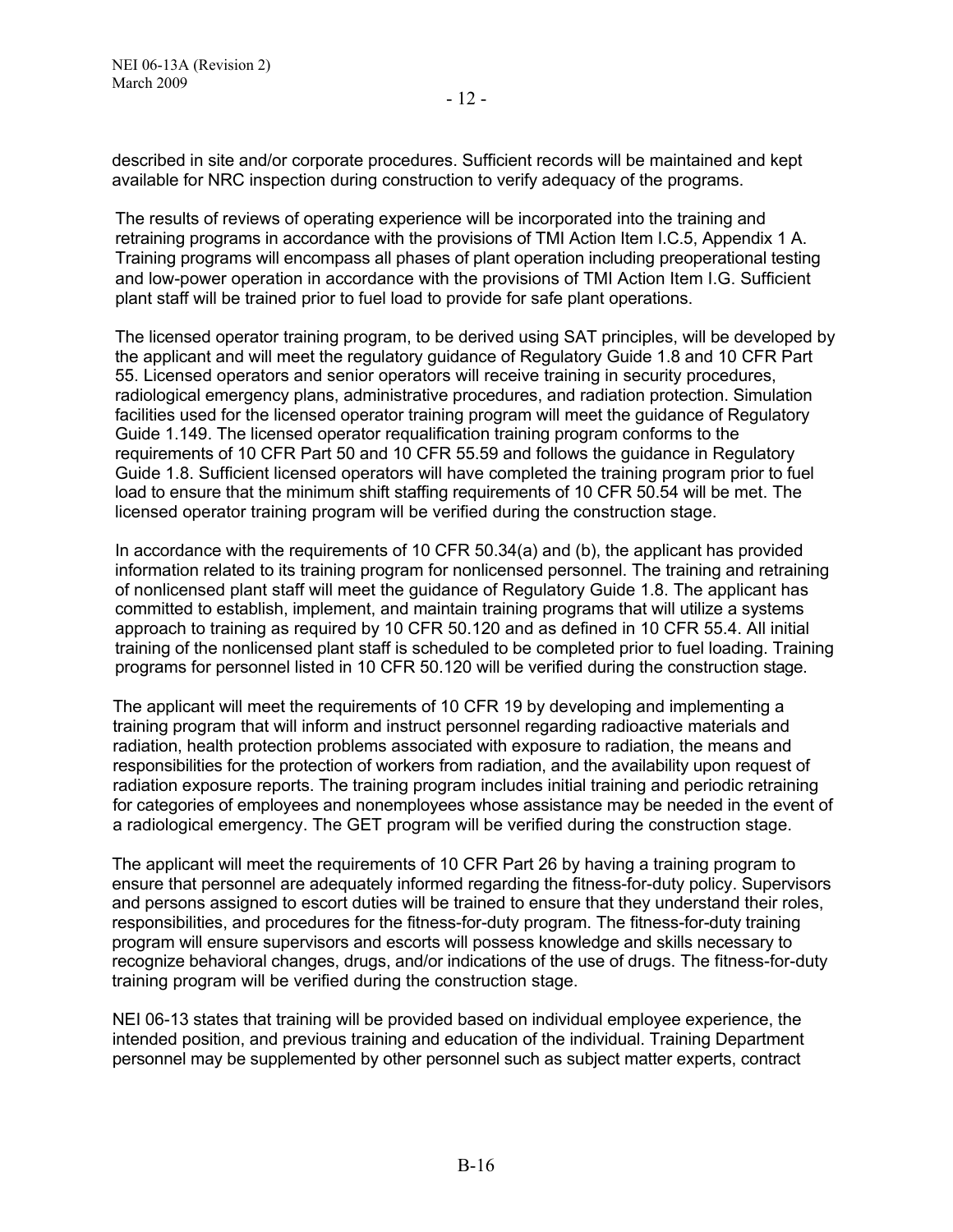described in site and/or corporate procedures. Sufficient records will be maintained and kept available for NRC inspection during construction to verify adequacy of the programs.

The results of reviews of operating experience will be incorporated into the training and retraining programs in accordance with the provisions of TMI Action Item I.C.5, Appendix 1 A. Training programs will encompass all phases of plant operation including preoperational testing and low-power operation in accordance with the provisions of TMI Action Item I.G. Sufficient plant staff will be trained prior to fuel load to provide for safe plant operations.

The licensed operator training program, to be derived using SAT principles, will be developed by the applicant and will meet the regulatory guidance of Regulatory Guide 1.8 and 10 CFR Part 55. Licensed operators and senior operators will receive training in security procedures, radiological emergency plans, administrative procedures, and radiation protection. Simulation facilities used for the licensed operator training program will meet the guidance of Regulatory Guide 1.149. The licensed operator requalification training program conforms to the requirements of 10 CFR Part 50 and 10 CFR 55.59 and follows the guidance in Regulatory Guide 1.8. Sufficient licensed operators will have completed the training program prior to fuel load to ensure that the minimum shift staffing requirements of 10 CFR 50.54 will be met. The licensed operator training program will be verified during the construction stage.

In accordance with the requirements of 10 CFR 50.34(a) and (b), the applicant has provided information related to its training program for nonlicensed personnel. The training and retraining of nonlicensed plant staff will meet the guidance of Regulatory Guide 1.8. The applicant has committed to establish, implement, and maintain training programs that will utilize a systems approach to training as required by 10 CFR 50.120 and as defined in 10 CFR 55.4. All initial training of the nonlicensed plant staff is scheduled to be completed prior to fuel loading. Training programs for personnel listed in 10 CFR 50.120 will be verified during the construction stage.

The applicant will meet the requirements of 10 CFR 19 by developing and implementing a training program that will inform and instruct personnel regarding radioactive materials and radiation, health protection problems associated with exposure to radiation, the means and responsibilities for the protection of workers from radiation, and the availability upon request of radiation exposure reports. The training program includes initial training and periodic retraining for categories of employees and nonemployees whose assistance may be needed in the event of a radiological emergency. The GET program will be verified during the construction stage.

The applicant will meet the requirements of 10 CFR Part 26 by having a training program to ensure that personnel are adequately informed regarding the fitness-for-duty policy. Supervisors and persons assigned to escort duties will be trained to ensure that they understand their roles, responsibilities, and procedures for the fitness-for-duty program. The fitness-for-duty training program will ensure supervisors and escorts will possess knowledge and skills necessary to recognize behavioral changes, drugs, and/or indications of the use of drugs. The fitness-for-duty training program will be verified during the construction stage.

NEI 06-13 states that training will be provided based on individual employee experience, the intended position, and previous training and education of the individual. Training Department personnel may be supplemented by other personnel such as subject matter experts, contract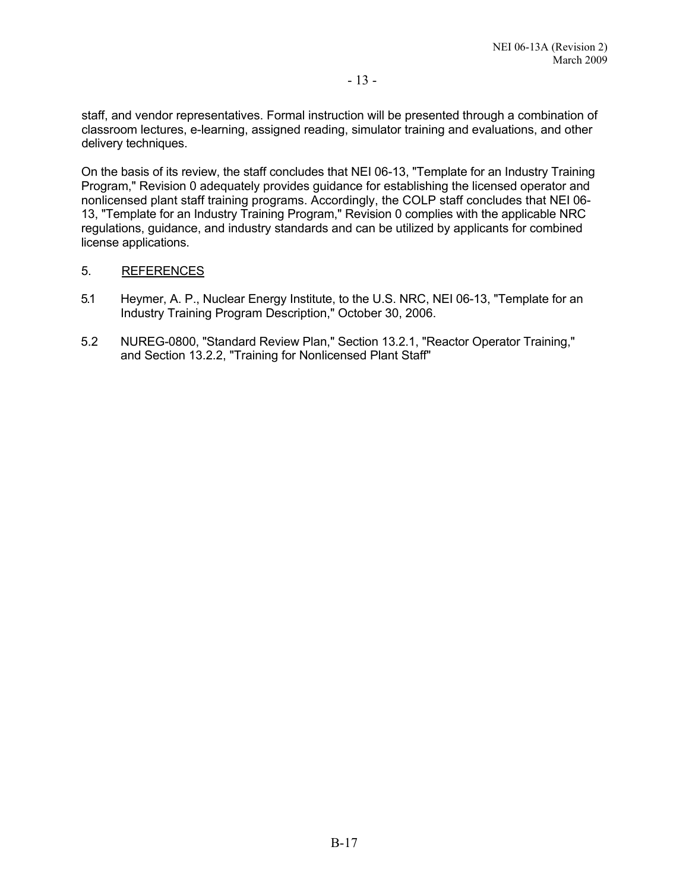staff, and vendor representatives. Formal instruction will be presented through a combination of classroom lectures, e-learning, assigned reading, simulator training and evaluations, and other delivery techniques.

On the basis of its review, the staff concludes that NEI 06-13, "Template for an Industry Training Program," Revision 0 adequately provides guidance for establishing the licensed operator and nonlicensed plant staff training programs. Accordingly, the COLP staff concludes that NEI 06-13, "Template for an Industry Training Program," Revision 0 complies with the applicable NRC regulations, guidance, and industry standards and can be utilized by applicants for combined license applications.

5. REFERENCES

5.1 Heymer, A. P., Nuclear Energy Institute, to the U.S. NRC, NEI 06-13, "Template for an Industry Training Program Description," October 30, 2006.

5.2 NUREG-0800, "Standard Review Plan," Section 13.2.1, "Reactor Operator Training," and Section 13.2.2, "Training for Nonlicensed Plant Staff"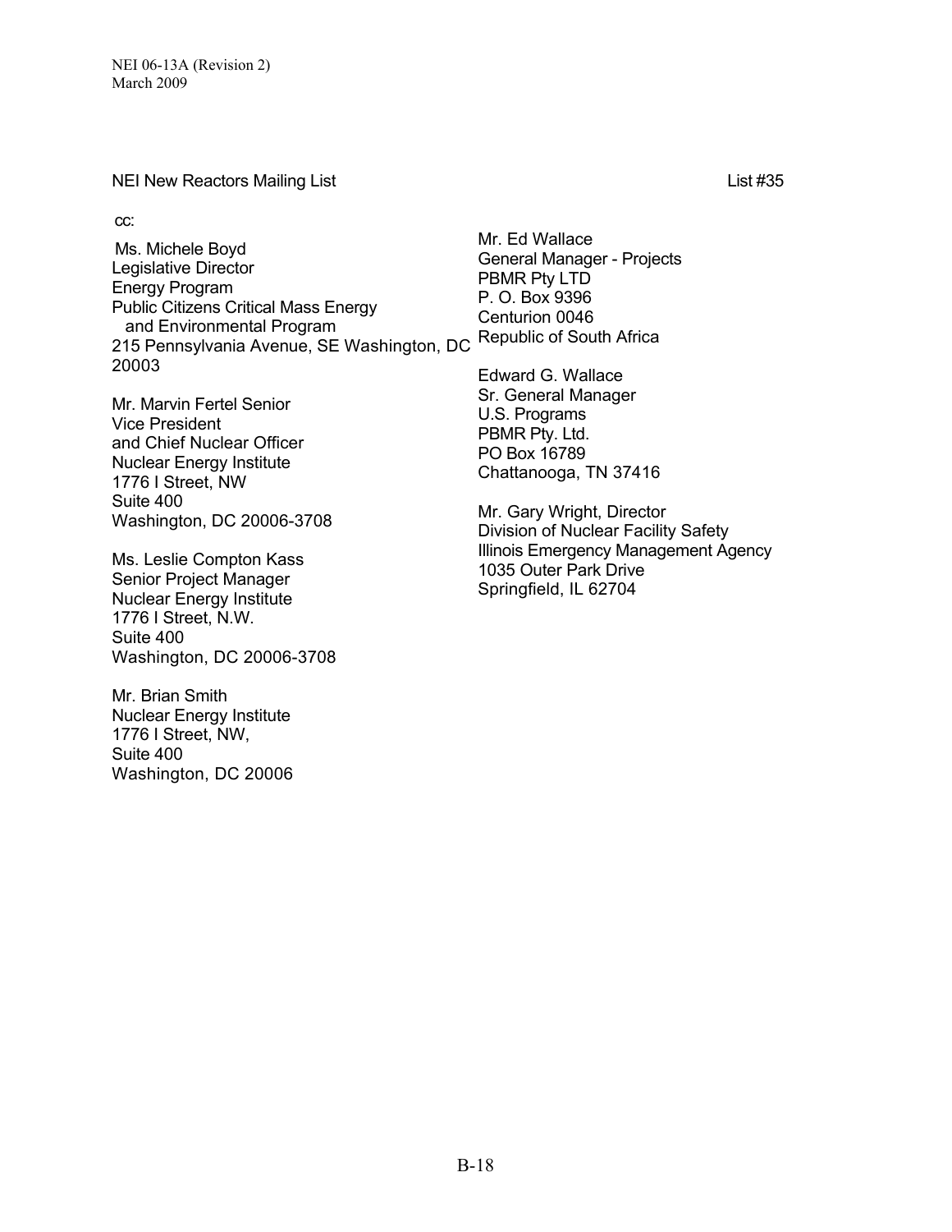NEI New Reactors Mailing List List #35

cc:

Ms. Michele Boyd
Legislative Director
Energy Program
Public Citizens Critical Mass Energy
and Environmental Program
215 Pennsylvania Avenue, SE Washington, DC 20003

Mr. Marvin Fertel Senior
Vice President
and Chief Nuclear Officer
Nuclear Energy Institute
1776 I Street, NW
Suite 400
Washington, DC 20006-3708

Ms. Leslie Compton Kass
Senior Project Manager
Nuclear Energy Institute
1776 I Street, N.W.
Suite 400
Washington, DC 20006-3708

Mr. Brian Smith
Nuclear Energy Institute
1776 I Street, NW,
Suite 400
Washington, DC 20006

Mr. Ed Wallace
General Manager - Projects
PBMR Pty LTD
P. O. Box 9396
Centurion 0046
Republic of South Africa

Edward G. Wallace
Sr. General Manager
U.S. Programs
PBMR Pty. Ltd.
PO Box 16789
Chattanooga, TN 37416

Mr. Gary Wright, Director
Division of Nuclear Facility Safety
Illinois Emergency Management Agency
1035 Outer Park Drive
Springfield, IL 62704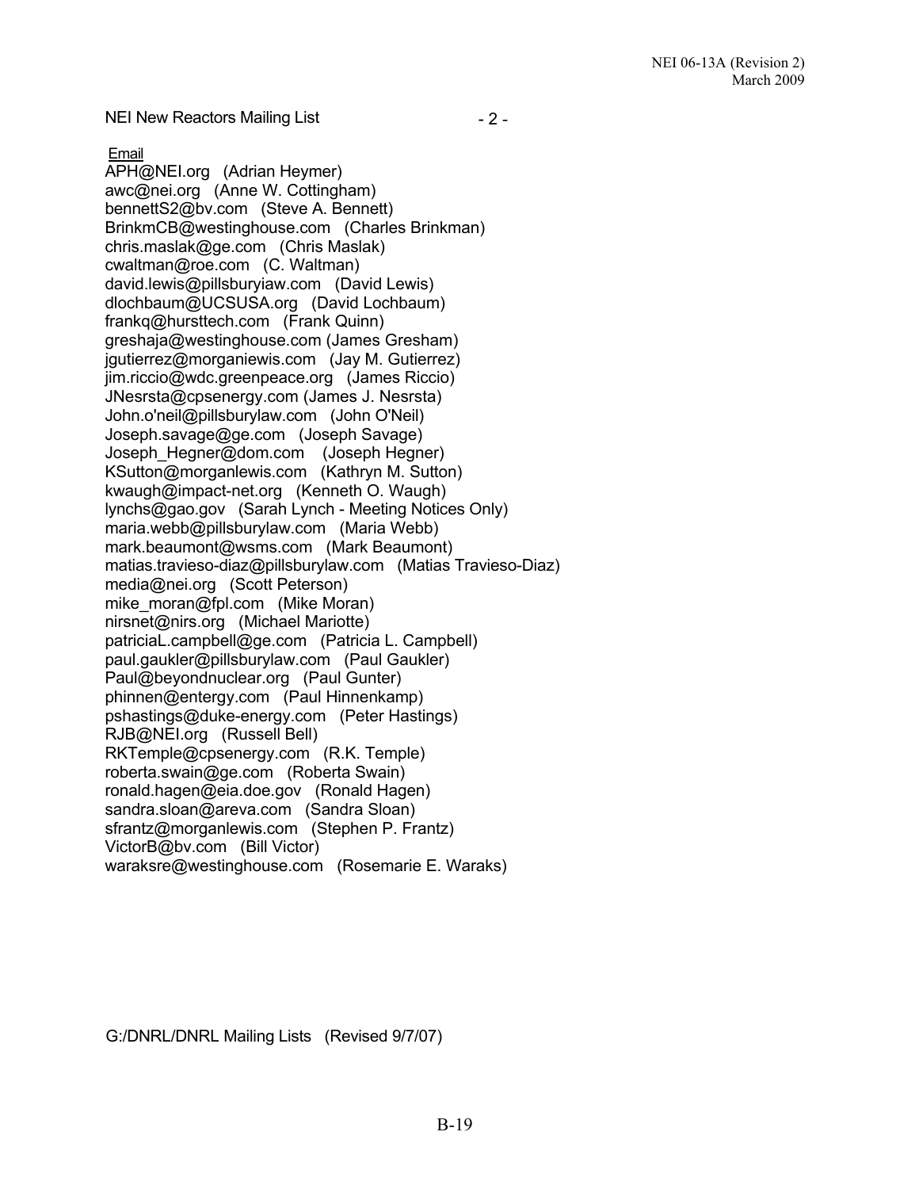NEI New Reactors Mailing List - 2 -

Email

APH@NEI.org (Adrian Heymer)
awc@nei.org (Anne W. Cottingham)
bennettS2@bv.com (Steve A. Bennett)
BrinkmCB@westinghouse.com (Charles Brinkman)
chris.maslak@ge.com (Chris Maslak)
cwaltman@roe.com (C. Waltman)
david.lewis@pillsburyiaw.com (David Lewis)
dlochbaum@UCSUSA.org (David Lochbaum)
frankq@hursttech.com (Frank Quinn)
greshaja@westinghouse.com (James Gresham)
jgutierrez@morganiewis.com (Jay M. Gutierrez)
jim.riccio@wdc.greenpeace.org (James Riccio)
JNesrsta@cpsenergy.com (James J. Nesrsta)
John.o'neil@pillsburylaw.com (John O'Neil)
Joseph.savage@ge.com (Joseph Savage)
Joseph_Hegner@dom.com (Joseph Hegner)
KSutton@morganlewis.com (Kathryn M. Sutton)
kwaugh@impact-net.org (Kenneth O. Waugh)
lynchs@gao.gov (Sarah Lynch - Meeting Notices Only)
maria.webb@pillsburylaw.com (Maria Webb)
mark.beaumont@wsms.com (Mark Beaumont)
matias.travieso-diaz@pillsburylaw.com (Matias Travieso-Diaz)
media@nei.org (Scott Peterson)
mike_moran@fpl.com (Mike Moran)
nirsnet@nirs.org (Michael Mariotte)
patriciaL.campbell@ge.com (Patricia L. Campbell)
paul.gaukler@pillsburylaw.com (Paul Gaukler)
Paul@beyondnuclear.org (Paul Gunter)
phinnen@entergy.com (Paul Hinnenkamp)
pshastings@duke-energy.com (Peter Hastings)
RJB@NEI.org (Russell Bell)
RKTemple@cpsenergy.com (R.K. Temple)
roberta.swain@ge.com (Roberta Swain)
ronald.hagen@eia.doe.gov (Ronald Hagen)
sandra.sloan@areva.com (Sandra Sloan)
sfrantz@morganlewis.com (Stephen P. Frantz)
VictorB@bv.com (Bill Victor)
waraksre@westinghouse.com (Rosemarie E. Waraks)

G:/DNRL/DNRL Mailing Lists (Revised 9/7/07)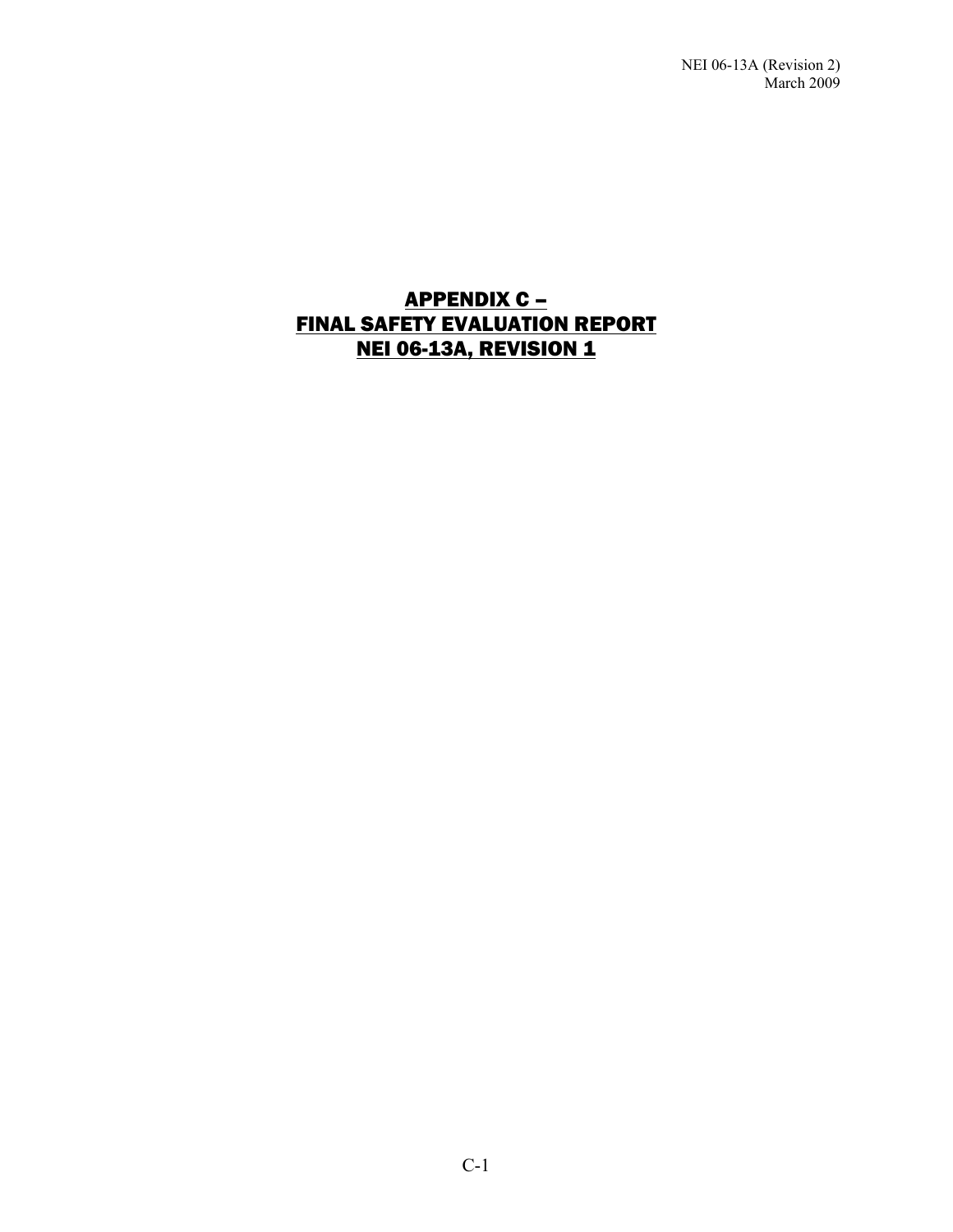# APPENDIX C –
# FINAL SAFETY EVALUATION REPORT
# NEI 06-13A, REVISION 1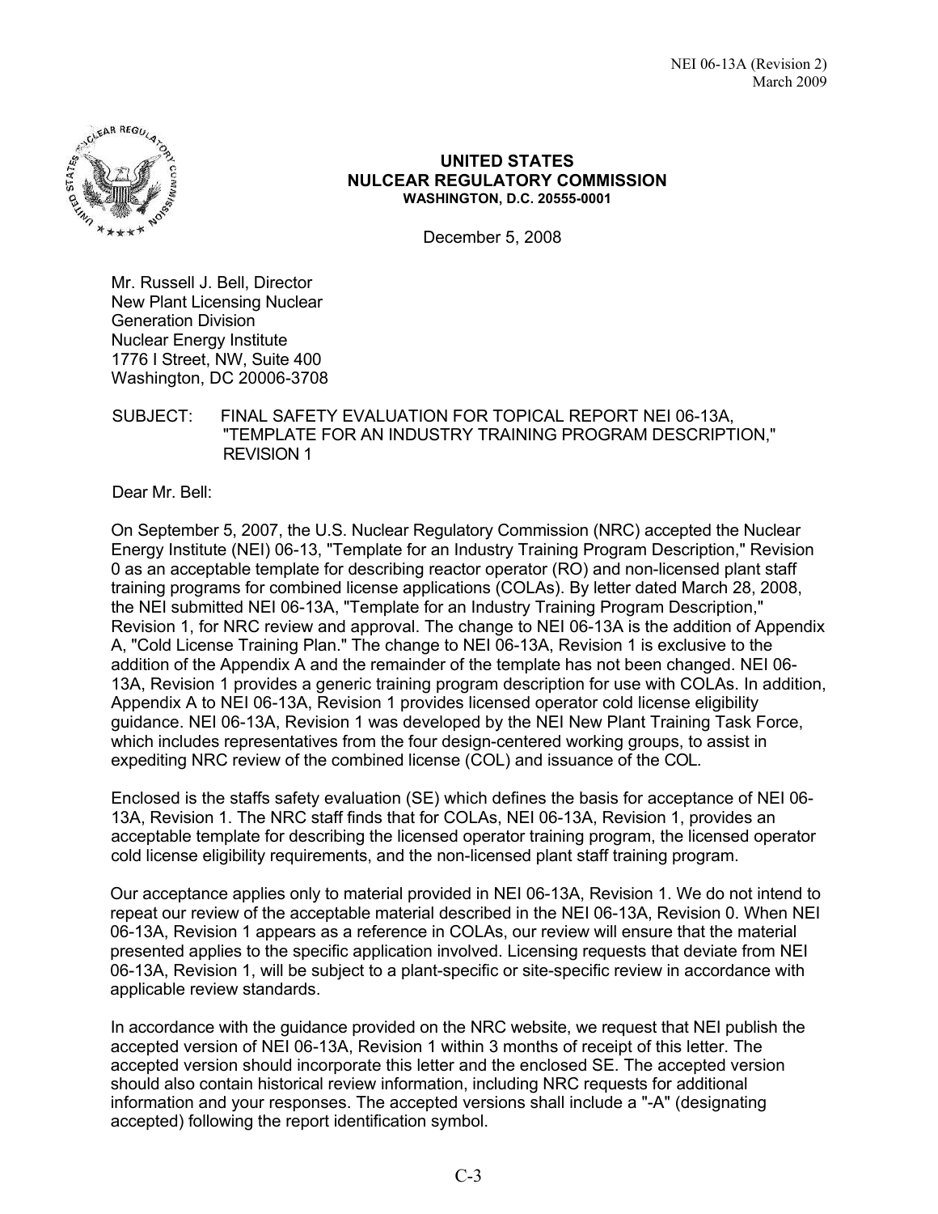**UNITED STATES**
**NUCLEAR REGULATORY COMMISSION**
**WASHINGTON, D.C. 20555-0001**

December 5, 2008

Mr. Russell J. Bell, Director
New Plant Licensing Nuclear
Generation Division
Nuclear Energy Institute
1776 I Street, NW, Suite 400
Washington, DC 20006-3708

SUBJECT: FINAL SAFETY EVALUATION FOR TOPICAL REPORT NEI 06-13A, "TEMPLATE FOR AN INDUSTRY TRAINING PROGRAM DESCRIPTION," REVISION 1

Dear Mr. Bell:

On September 5, 2007, the U.S. Nuclear Regulatory Commission (NRC) accepted the Nuclear Energy Institute (NEI) 06-13, "Template for an Industry Training Program Description," Revision 0 as an acceptable template for describing reactor operator (RO) and non-licensed plant staff training programs for combined license applications (COLAs). By letter dated March 28, 2008, the NEI submitted NEI 06-13A, "Template for an Industry Training Program Description," Revision 1, for NRC review and approval. The change to NEI 06-13A is the addition of Appendix A, "Cold License Training Plan." The change to NEI 06-13A, Revision 1 is exclusive to the addition of the Appendix A and the remainder of the template has not been changed. NEI 06-13A, Revision 1 provides a generic training program description for use with COLAs. In addition, Appendix A to NEI 06-13A, Revision 1 provides licensed operator cold license eligibility guidance. NEI 06-13A, Revision 1 was developed by the NEI New Plant Training Task Force, which includes representatives from the four design-centered working groups, to assist in expediting NRC review of the combined license (COL) and issuance of the COL.

Enclosed is the staffs safety evaluation (SE) which defines the basis for acceptance of NEI 06-13A, Revision 1. The NRC staff finds that for COLAs, NEI 06-13A, Revision 1, provides an acceptable template for describing the licensed operator training program, the licensed operator cold license eligibility requirements, and the non-licensed plant staff training program.

Our acceptance applies only to material provided in NEI 06-13A, Revision 1. We do not intend to repeat our review of the acceptable material described in the NEI 06-13A, Revision 0. When NEI 06-13A, Revision 1 appears as a reference in COLAs, our review will ensure that the material presented applies to the specific application involved. Licensing requests that deviate from NEI 06-13A, Revision 1, will be subject to a plant-specific or site-specific review in accordance with applicable review standards.

In accordance with the guidance provided on the NRC website, we request that NEI publish the accepted version of NEI 06-13A, Revision 1 within 3 months of receipt of this letter. The accepted version should incorporate this letter and the enclosed SE. The accepted version should also contain historical review information, including NRC requests for additional information and your responses. The accepted versions shall include a "-A" (designating accepted) following the report identification symbol.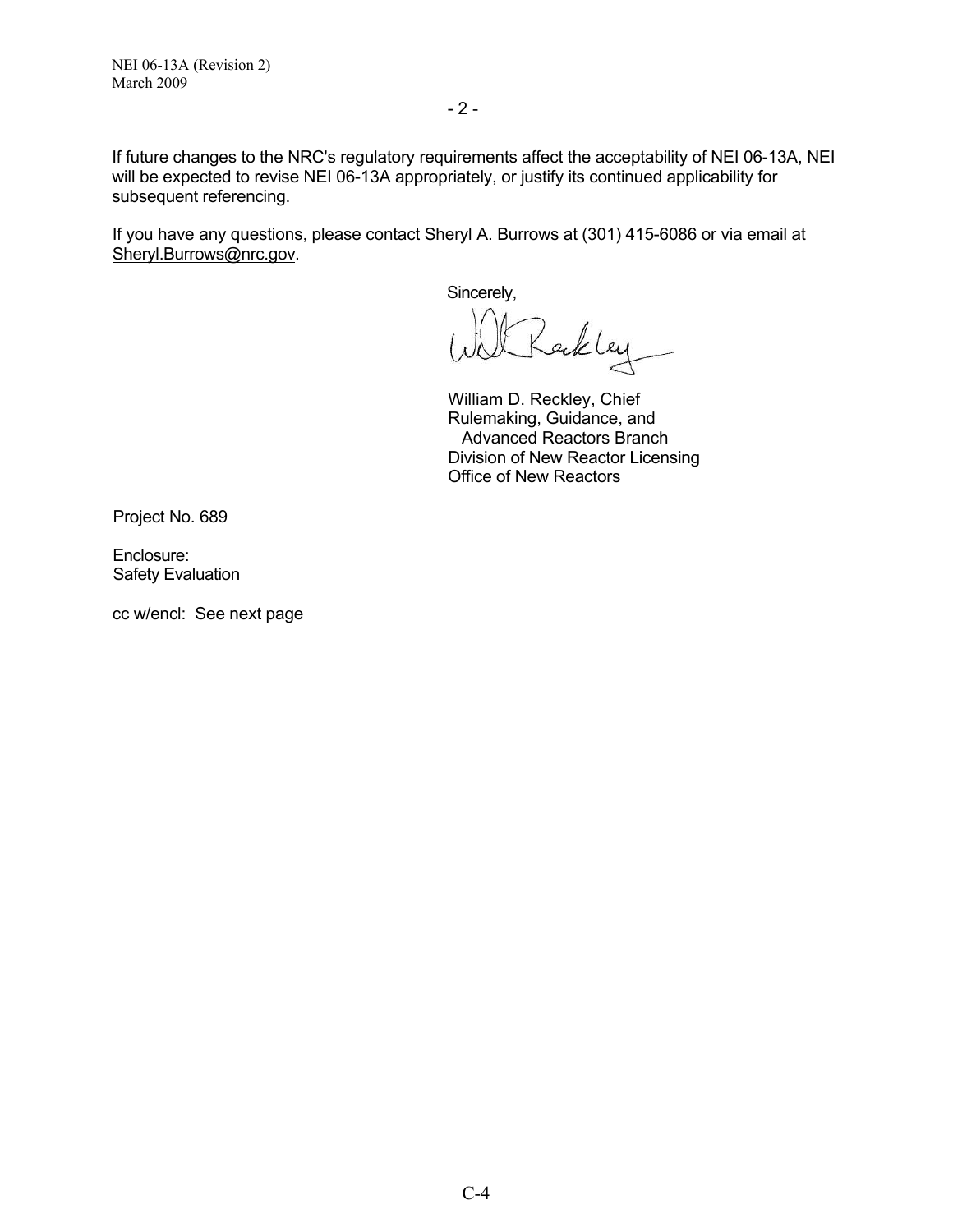If future changes to the NRC's regulatory requirements affect the acceptability of NEI 06-13A, NEI will be expected to revise NEI 06-13A appropriately, or justify its continued applicability for subsequent referencing.

If you have any questions, please contact Sheryl A. Burrows at (301) 415-6086 or via email at Sheryl.Burrows@nrc.gov.

Sincerely,

William D. Reckley, Chief
Rulemaking, Guidance, and
Advanced Reactors Branch
Division of New Reactor Licensing
Office of New Reactors

Project No. 689

Enclosure:
Safety Evaluation

cc w/encl: See next page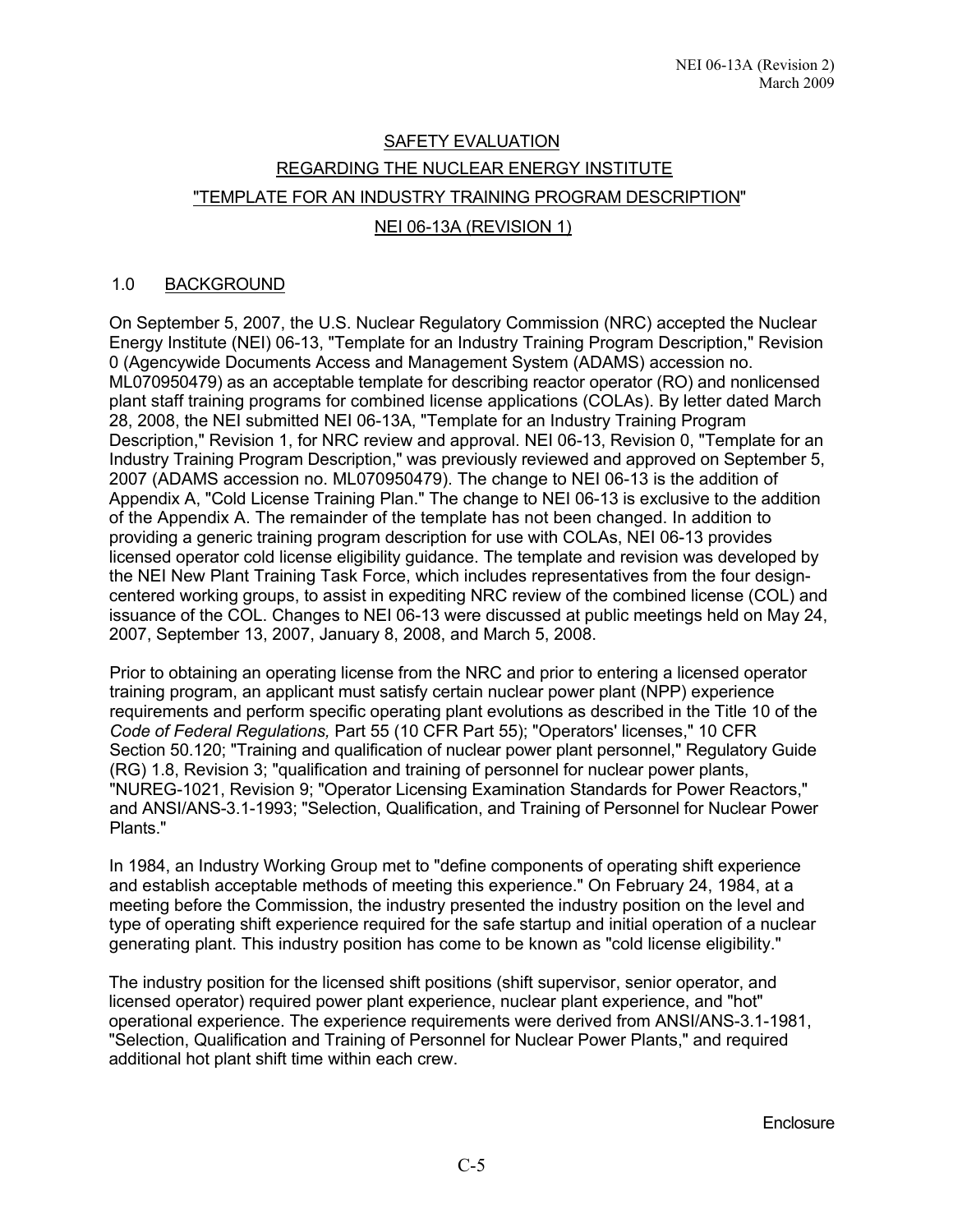SAFETY EVALUATION

REGARDING THE NUCLEAR ENERGY INSTITUTE

"TEMPLATE FOR AN INDUSTRY TRAINING PROGRAM DESCRIPTION"

NEI 06-13A (REVISION 1)

## 1.0 BACKGROUND

On September 5, 2007, the U.S. Nuclear Regulatory Commission (NRC) accepted the Nuclear Energy Institute (NEI) 06-13, "Template for an Industry Training Program Description," Revision 0 (Agencywide Documents Access and Management System (ADAMS) accession no. ML070950479) as an acceptable template for describing reactor operator (RO) and nonlicensed plant staff training programs for combined license applications (COLAs). By letter dated March 28, 2008, the NEI submitted NEI 06-13A, "Template for an Industry Training Program Description," Revision 1, for NRC review and approval. NEI 06-13, Revision 0, "Template for an Industry Training Program Description," was previously reviewed and approved on September 5, 2007 (ADAMS accession no. ML070950479). The change to NEI 06-13 is the addition of Appendix A, "Cold License Training Plan." The change to NEI 06-13 is exclusive to the addition of the Appendix A. The remainder of the template has not been changed. In addition to providing a generic training program description for use with COLAs, NEI 06-13 provides licensed operator cold license eligibility guidance. The template and revision was developed by the NEI New Plant Training Task Force, which includes representatives from the four design-centered working groups, to assist in expediting NRC review of the combined license (COL) and issuance of the COL. Changes to NEI 06-13 were discussed at public meetings held on May 24, 2007, September 13, 2007, January 8, 2008, and March 5, 2008.

Prior to obtaining an operating license from the NRC and prior to entering a licensed operator training program, an applicant must satisfy certain nuclear power plant (NPP) experience requirements and perform specific operating plant evolutions as described in the Title 10 of the *Code of Federal Regulations,* Part 55 (10 CFR Part 55); "Operators' licenses," 10 CFR Section 50.120; "Training and qualification of nuclear power plant personnel," Regulatory Guide (RG) 1.8, Revision 3; "qualification and training of personnel for nuclear power plants, "NUREG-1021, Revision 9; "Operator Licensing Examination Standards for Power Reactors," and ANSI/ANS-3.1-1993; "Selection, Qualification, and Training of Personnel for Nuclear Power Plants."

In 1984, an Industry Working Group met to "define components of operating shift experience and establish acceptable methods of meeting this experience." On February 24, 1984, at a meeting before the Commission, the industry presented the industry position on the level and type of operating shift experience required for the safe startup and initial operation of a nuclear generating plant. This industry position has come to be known as "cold license eligibility."

The industry position for the licensed shift positions (shift supervisor, senior operator, and licensed operator) required power plant experience, nuclear plant experience, and "hot" operational experience. The experience requirements were derived from ANSI/ANS-3.1-1981, "Selection, Qualification and Training of Personnel for Nuclear Power Plants," and required additional hot plant shift time within each crew.

Enclosure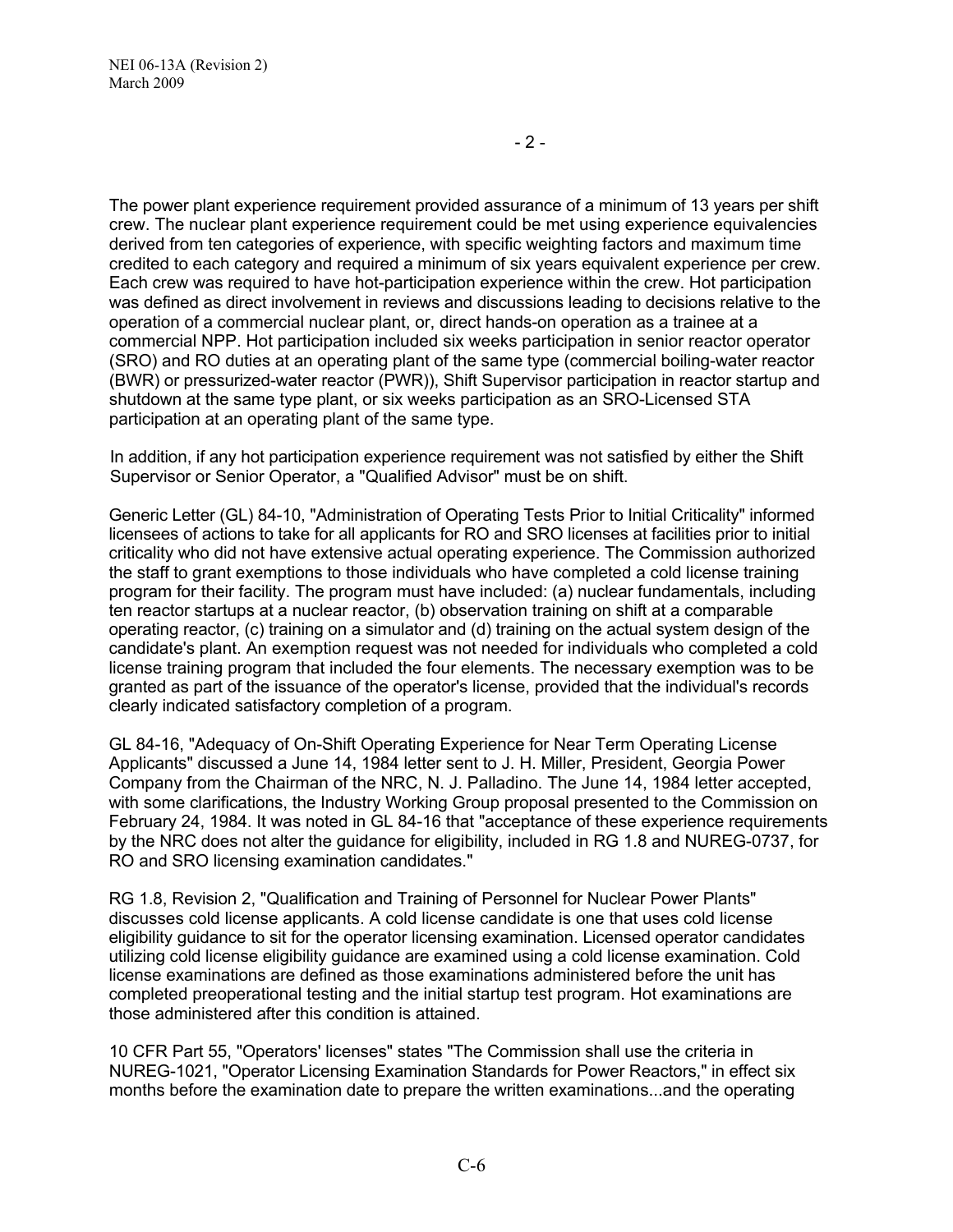The power plant experience requirement provided assurance of a minimum of 13 years per shift crew. The nuclear plant experience requirement could be met using experience equivalencies derived from ten categories of experience, with specific weighting factors and maximum time credited to each category and required a minimum of six years equivalent experience per crew. Each crew was required to have hot-participation experience within the crew. Hot participation was defined as direct involvement in reviews and discussions leading to decisions relative to the operation of a commercial nuclear plant, or, direct hands-on operation as a trainee at a commercial NPP. Hot participation included six weeks participation in senior reactor operator (SRO) and RO duties at an operating plant of the same type (commercial boiling-water reactor (BWR) or pressurized-water reactor (PWR)), Shift Supervisor participation in reactor startup and shutdown at the same type plant, or six weeks participation as an SRO-Licensed STA participation at an operating plant of the same type.

In addition, if any hot participation experience requirement was not satisfied by either the Shift Supervisor or Senior Operator, a "Qualified Advisor" must be on shift.

Generic Letter (GL) 84-10, "Administration of Operating Tests Prior to Initial Criticality" informed licensees of actions to take for all applicants for RO and SRO licenses at facilities prior to initial criticality who did not have extensive actual operating experience. The Commission authorized the staff to grant exemptions to those individuals who have completed a cold license training program for their facility. The program must have included: (a) nuclear fundamentals, including ten reactor startups at a nuclear reactor, (b) observation training on shift at a comparable operating reactor, (c) training on a simulator and (d) training on the actual system design of the candidate's plant. An exemption request was not needed for individuals who completed a cold license training program that included the four elements. The necessary exemption was to be granted as part of the issuance of the operator's license, provided that the individual's records clearly indicated satisfactory completion of a program.

GL 84-16, "Adequacy of On-Shift Operating Experience for Near Term Operating License Applicants" discussed a June 14, 1984 letter sent to J. H. Miller, President, Georgia Power Company from the Chairman of the NRC, N. J. Palladino. The June 14, 1984 letter accepted, with some clarifications, the Industry Working Group proposal presented to the Commission on February 24, 1984. It was noted in GL 84-16 that "acceptance of these experience requirements by the NRC does not alter the guidance for eligibility, included in RG 1.8 and NUREG-0737, for RO and SRO licensing examination candidates."

RG 1.8, Revision 2, "Qualification and Training of Personnel for Nuclear Power Plants" discusses cold license applicants. A cold license candidate is one that uses cold license eligibility guidance to sit for the operator licensing examination. Licensed operator candidates utilizing cold license eligibility guidance are examined using a cold license examination. Cold license examinations are defined as those examinations administered before the unit has completed preoperational testing and the initial startup test program. Hot examinations are those administered after this condition is attained.

10 CFR Part 55, "Operators' licenses" states "The Commission shall use the criteria in NUREG-1021, "Operator Licensing Examination Standards for Power Reactors," in effect six months before the examination date to prepare the written examinations...and the operating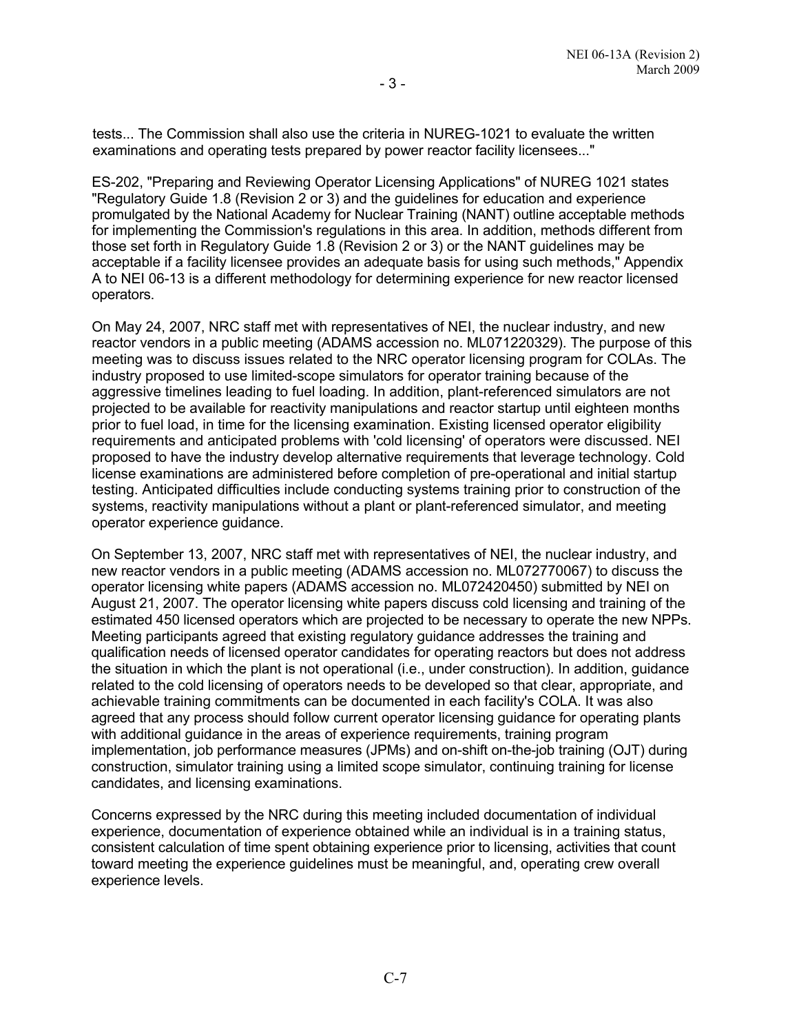tests... The Commission shall also use the criteria in NUREG-1021 to evaluate the written examinations and operating tests prepared by power reactor facility licensees..."

ES-202, "Preparing and Reviewing Operator Licensing Applications" of NUREG 1021 states "Regulatory Guide 1.8 (Revision 2 or 3) and the guidelines for education and experience promulgated by the National Academy for Nuclear Training (NANT) outline acceptable methods for implementing the Commission's regulations in this area. In addition, methods different from those set forth in Regulatory Guide 1.8 (Revision 2 or 3) or the NANT guidelines may be acceptable if a facility licensee provides an adequate basis for using such methods," Appendix A to NEI 06-13 is a different methodology for determining experience for new reactor licensed operators.

On May 24, 2007, NRC staff met with representatives of NEI, the nuclear industry, and new reactor vendors in a public meeting (ADAMS accession no. ML071220329). The purpose of this meeting was to discuss issues related to the NRC operator licensing program for COLAs. The industry proposed to use limited-scope simulators for operator training because of the aggressive timelines leading to fuel loading. In addition, plant-referenced simulators are not projected to be available for reactivity manipulations and reactor startup until eighteen months prior to fuel load, in time for the licensing examination. Existing licensed operator eligibility requirements and anticipated problems with 'cold licensing' of operators were discussed. NEI proposed to have the industry develop alternative requirements that leverage technology. Cold license examinations are administered before completion of pre-operational and initial startup testing. Anticipated difficulties include conducting systems training prior to construction of the systems, reactivity manipulations without a plant or plant-referenced simulator, and meeting operator experience guidance.

On September 13, 2007, NRC staff met with representatives of NEI, the nuclear industry, and new reactor vendors in a public meeting (ADAMS accession no. ML072770067) to discuss the operator licensing white papers (ADAMS accession no. ML072420450) submitted by NEI on August 21, 2007. The operator licensing white papers discuss cold licensing and training of the estimated 450 licensed operators which are projected to be necessary to operate the new NPPs. Meeting participants agreed that existing regulatory guidance addresses the training and qualification needs of licensed operator candidates for operating reactors but does not address the situation in which the plant is not operational (i.e., under construction). In addition, guidance related to the cold licensing of operators needs to be developed so that clear, appropriate, and achievable training commitments can be documented in each facility's COLA. It was also agreed that any process should follow current operator licensing guidance for operating plants with additional guidance in the areas of experience requirements, training program implementation, job performance measures (JPMs) and on-shift on-the-job training (OJT) during construction, simulator training using a limited scope simulator, continuing training for license candidates, and licensing examinations.

Concerns expressed by the NRC during this meeting included documentation of individual experience, documentation of experience obtained while an individual is in a training status, consistent calculation of time spent obtaining experience prior to licensing, activities that count toward meeting the experience guidelines must be meaningful, and, operating crew overall experience levels.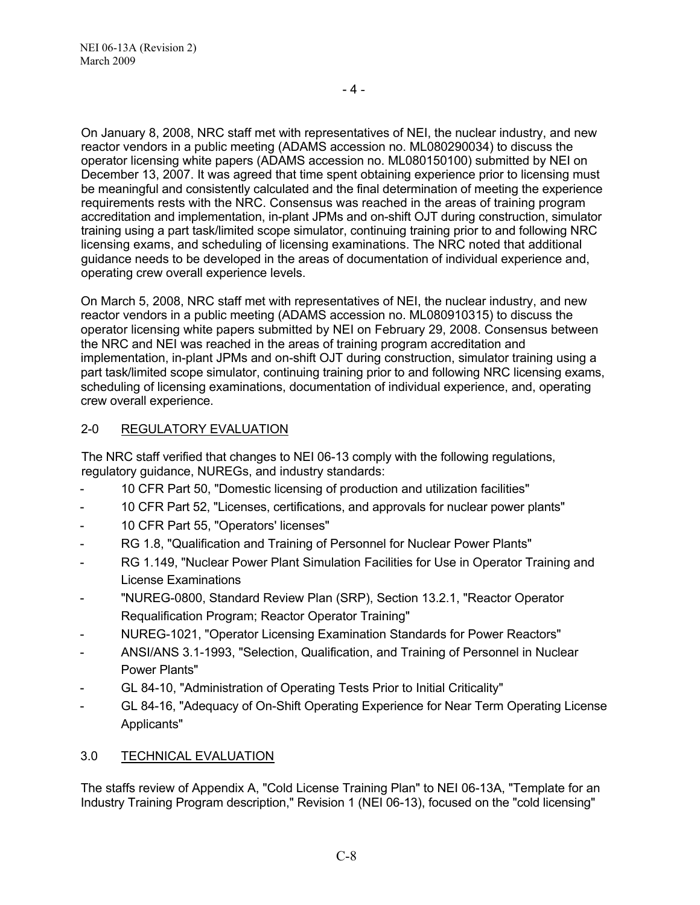On January 8, 2008, NRC staff met with representatives of NEI, the nuclear industry, and new reactor vendors in a public meeting (ADAMS accession no. ML080290034) to discuss the operator licensing white papers (ADAMS accession no. ML080150100) submitted by NEI on December 13, 2007. It was agreed that time spent obtaining experience prior to licensing must be meaningful and consistently calculated and the final determination of meeting the experience requirements rests with the NRC. Consensus was reached in the areas of training program accreditation and implementation, in-plant JPMs and on-shift OJT during construction, simulator training using a part task/limited scope simulator, continuing training prior to and following NRC licensing exams, and scheduling of licensing examinations. The NRC noted that additional guidance needs to be developed in the areas of documentation of individual experience and, operating crew overall experience levels.

On March 5, 2008, NRC staff met with representatives of NEI, the nuclear industry, and new reactor vendors in a public meeting (ADAMS accession no. ML080910315) to discuss the operator licensing white papers submitted by NEI on February 29, 2008. Consensus between the NRC and NEI was reached in the areas of training program accreditation and implementation, in-plant JPMs and on-shift OJT during construction, simulator training using a part task/limited scope simulator, continuing training prior to and following NRC licensing exams, scheduling of licensing examinations, documentation of individual experience, and, operating crew overall experience.

## 2-0 REGULATORY EVALUATION

The NRC staff verified that changes to NEI 06-13 comply with the following regulations, regulatory guidance, NUREGs, and industry standards:

- 10 CFR Part 50, "Domestic licensing of production and utilization facilities"
- 10 CFR Part 52, "Licenses, certifications, and approvals for nuclear power plants"
- 10 CFR Part 55, "Operators' licenses"
- RG 1.8, "Qualification and Training of Personnel for Nuclear Power Plants"
- RG 1.149, "Nuclear Power Plant Simulation Facilities for Use in Operator Training and License Examinations
- "NUREG-0800, Standard Review Plan (SRP), Section 13.2.1, "Reactor Operator Requalification Program; Reactor Operator Training"
- NUREG-1021, "Operator Licensing Examination Standards for Power Reactors"
- ANSI/ANS 3.1-1993, "Selection, Qualification, and Training of Personnel in Nuclear Power Plants"
- GL 84-10, "Administration of Operating Tests Prior to Initial Criticality"
- GL 84-16, "Adequacy of On-Shift Operating Experience for Near Term Operating License Applicants"

## 3.0 TECHNICAL EVALUATION

The staffs review of Appendix A, "Cold License Training Plan" to NEI 06-13A, "Template for an Industry Training Program description," Revision 1 (NEI 06-13), focused on the "cold licensing"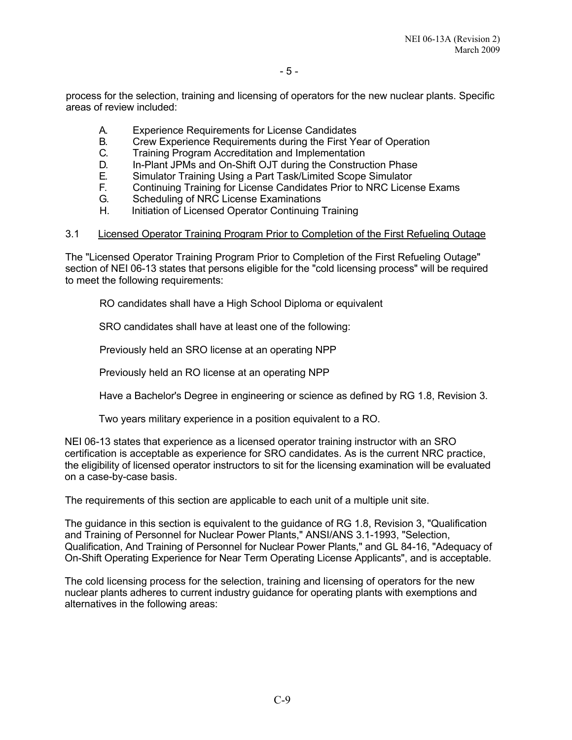process for the selection, training and licensing of operators for the new nuclear plants. Specific areas of review included:

A. Experience Requirements for License Candidates
B. Crew Experience Requirements during the First Year of Operation
C. Training Program Accreditation and Implementation
D. In-Plant JPMs and On-Shift OJT during the Construction Phase
E. Simulator Training Using a Part Task/Limited Scope Simulator
F. Continuing Training for License Candidates Prior to NRC License Exams
G. Scheduling of NRC License Examinations
H. Initiation of Licensed Operator Continuing Training

3.1 Licensed Operator Training Program Prior to Completion of the First Refueling Outage

The "Licensed Operator Training Program Prior to Completion of the First Refueling Outage" section of NEI 06-13 states that persons eligible for the "cold licensing process" will be required to meet the following requirements:

RO candidates shall have a High School Diploma or equivalent

SRO candidates shall have at least one of the following:

Previously held an SRO license at an operating NPP

Previously held an RO license at an operating NPP

Have a Bachelor's Degree in engineering or science as defined by RG 1.8, Revision 3.

Two years military experience in a position equivalent to a RO.

NEI 06-13 states that experience as a licensed operator training instructor with an SRO certification is acceptable as experience for SRO candidates. As is the current NRC practice, the eligibility of licensed operator instructors to sit for the licensing examination will be evaluated on a case-by-case basis.

The requirements of this section are applicable to each unit of a multiple unit site.

The guidance in this section is equivalent to the guidance of RG 1.8, Revision 3, "Qualification and Training of Personnel for Nuclear Power Plants," ANSI/ANS 3.1-1993, "Selection, Qualification, And Training of Personnel for Nuclear Power Plants," and GL 84-16, "Adequacy of On-Shift Operating Experience for Near Term Operating License Applicants", and is acceptable.

The cold licensing process for the selection, training and licensing of operators for the new nuclear plants adheres to current industry guidance for operating plants with exemptions and alternatives in the following areas: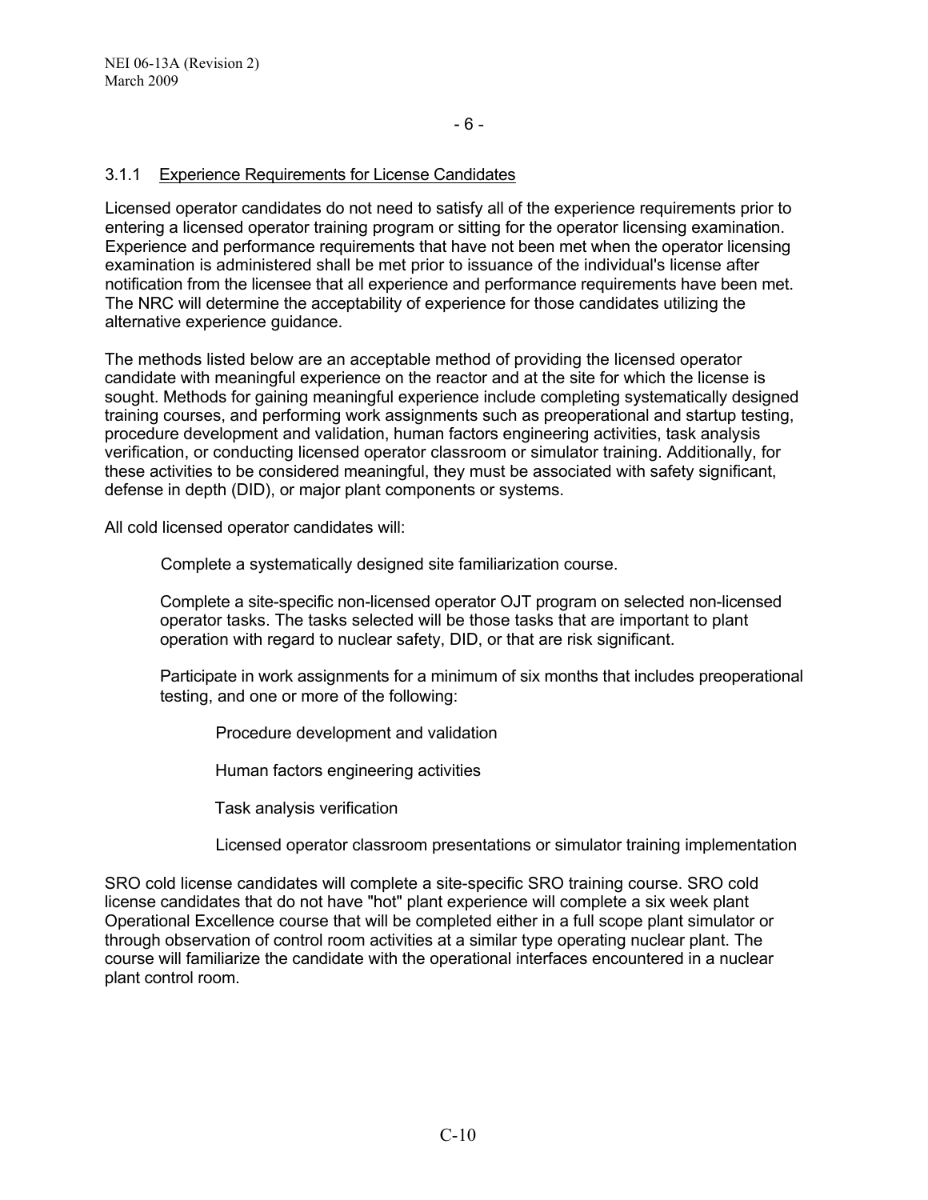### 3.1.1 Experience Requirements for License Candidates

Licensed operator candidates do not need to satisfy all of the experience requirements prior to entering a licensed operator training program or sitting for the operator licensing examination. Experience and performance requirements that have not been met when the operator licensing examination is administered shall be met prior to issuance of the individual's license after notification from the licensee that all experience and performance requirements have been met. The NRC will determine the acceptability of experience for those candidates utilizing the alternative experience guidance.

The methods listed below are an acceptable method of providing the licensed operator candidate with meaningful experience on the reactor and at the site for which the license is sought. Methods for gaining meaningful experience include completing systematically designed training courses, and performing work assignments such as preoperational and startup testing, procedure development and validation, human factors engineering activities, task analysis verification, or conducting licensed operator classroom or simulator training. Additionally, for these activities to be considered meaningful, they must be associated with safety significant, defense in depth (DID), or major plant components or systems.

All cold licensed operator candidates will:

Complete a systematically designed site familiarization course.

Complete a site-specific non-licensed operator OJT program on selected non-licensed operator tasks. The tasks selected will be those tasks that are important to plant operation with regard to nuclear safety, DID, or that are risk significant.

Participate in work assignments for a minimum of six months that includes preoperational testing, and one or more of the following:

- Procedure development and validation
- Human factors engineering activities
- Task analysis verification
- Licensed operator classroom presentations or simulator training implementation

SRO cold license candidates will complete a site-specific SRO training course. SRO cold license candidates that do not have "hot" plant experience will complete a six week plant Operational Excellence course that will be completed either in a full scope plant simulator or through observation of control room activities at a similar type operating nuclear plant. The course will familiarize the candidate with the operational interfaces encountered in a nuclear plant control room.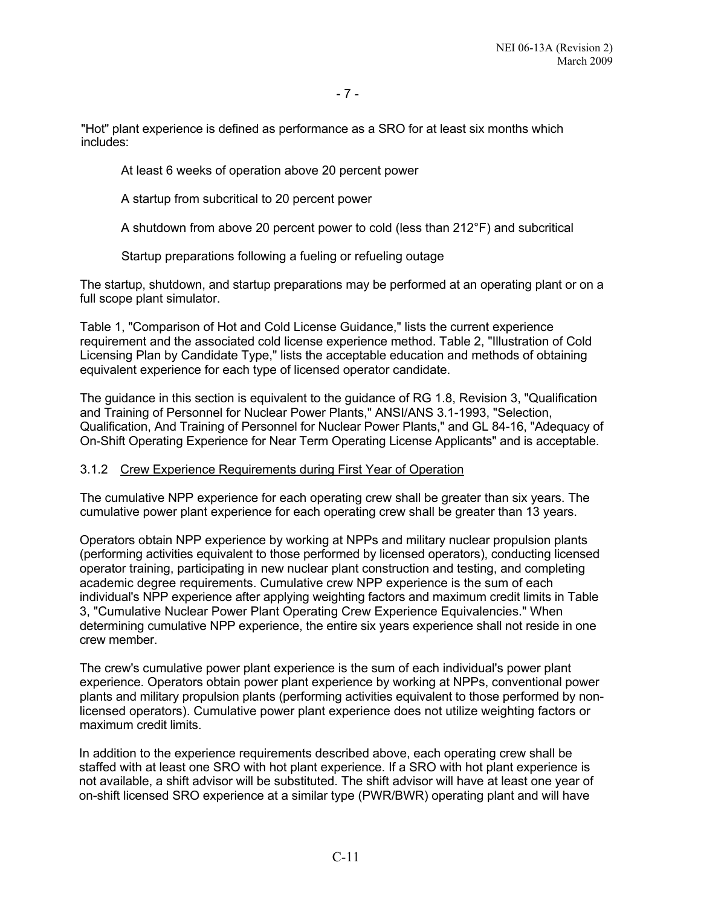"Hot" plant experience is defined as performance as a SRO for at least six months which includes:

At least 6 weeks of operation above 20 percent power

A startup from subcritical to 20 percent power

A shutdown from above 20 percent power to cold (less than 212°F) and subcritical

Startup preparations following a fueling or refueling outage

The startup, shutdown, and startup preparations may be performed at an operating plant or on a full scope plant simulator.

Table 1, "Comparison of Hot and Cold License Guidance," lists the current experience requirement and the associated cold license experience method. Table 2, "Illustration of Cold Licensing Plan by Candidate Type," lists the acceptable education and methods of obtaining equivalent experience for each type of licensed operator candidate.

The guidance in this section is equivalent to the guidance of RG 1.8, Revision 3, "Qualification and Training of Personnel for Nuclear Power Plants," ANSI/ANS 3.1-1993, "Selection, Qualification, And Training of Personnel for Nuclear Power Plants," and GL 84-16, "Adequacy of On-Shift Operating Experience for Near Term Operating License Applicants" and is acceptable.

### 3.1.2 Crew Experience Requirements during First Year of Operation

The cumulative NPP experience for each operating crew shall be greater than six years. The cumulative power plant experience for each operating crew shall be greater than 13 years.

Operators obtain NPP experience by working at NPPs and military nuclear propulsion plants (performing activities equivalent to those performed by licensed operators), conducting licensed operator training, participating in new nuclear plant construction and testing, and completing academic degree requirements. Cumulative crew NPP experience is the sum of each individual's NPP experience after applying weighting factors and maximum credit limits in Table 3, "Cumulative Nuclear Power Plant Operating Crew Experience Equivalencies." When determining cumulative NPP experience, the entire six years experience shall not reside in one crew member.

The crew's cumulative power plant experience is the sum of each individual's power plant experience. Operators obtain power plant experience by working at NPPs, conventional power plants and military propulsion plants (performing activities equivalent to those performed by non-licensed operators). Cumulative power plant experience does not utilize weighting factors or maximum credit limits.

In addition to the experience requirements described above, each operating crew shall be staffed with at least one SRO with hot plant experience. If a SRO with hot plant experience is not available, a shift advisor will be substituted. The shift advisor will have at least one year of on-shift licensed SRO experience at a similar type (PWR/BWR) operating plant and will have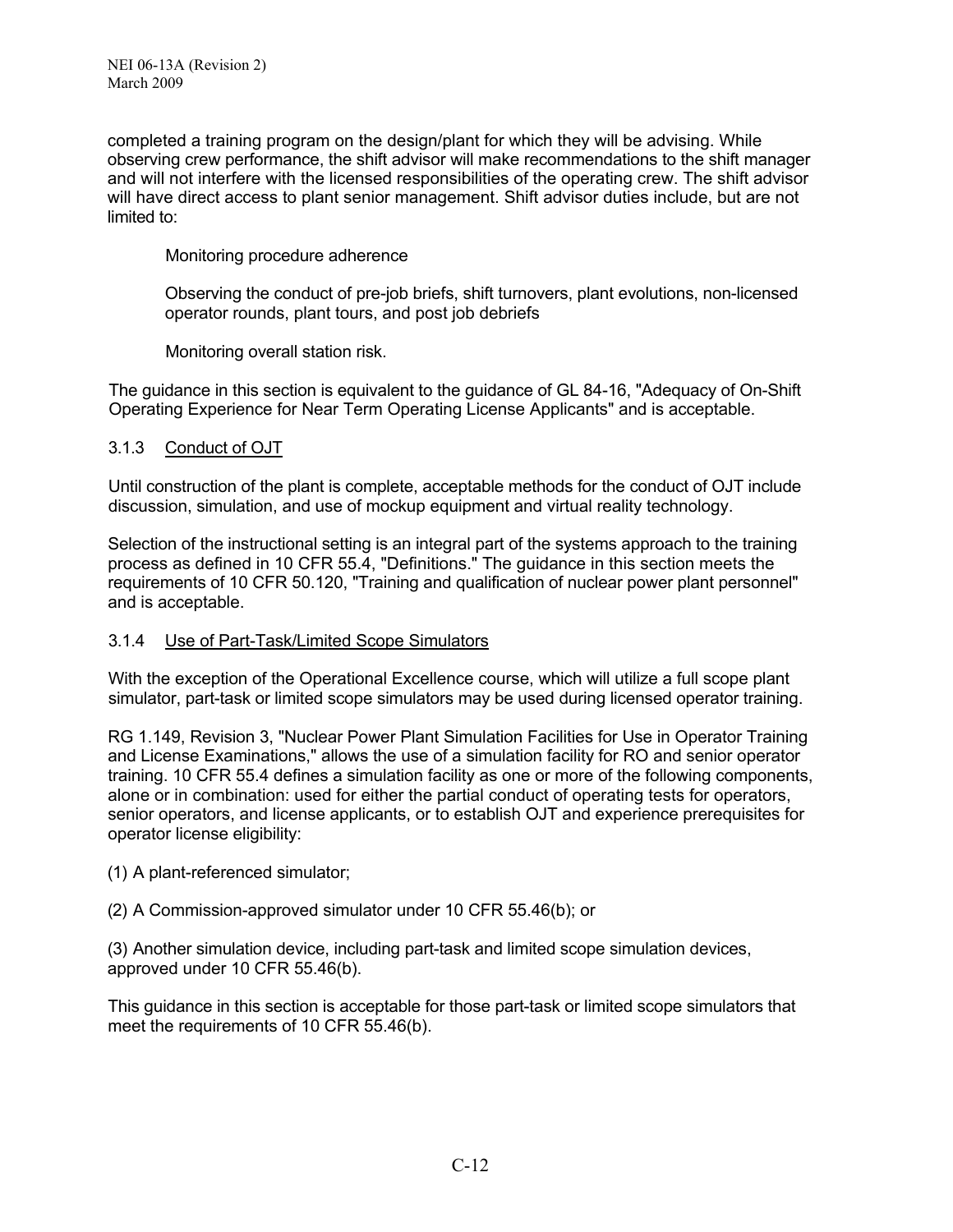completed a training program on the design/plant for which they will be advising. While observing crew performance, the shift advisor will make recommendations to the shift manager and will not interfere with the licensed responsibilities of the operating crew. The shift advisor will have direct access to plant senior management. Shift advisor duties include, but are not limited to:

Monitoring procedure adherence

Observing the conduct of pre-job briefs, shift turnovers, plant evolutions, non-licensed operator rounds, plant tours, and post job debriefs

Monitoring overall station risk.

The guidance in this section is equivalent to the guidance of GL 84-16, "Adequacy of On-Shift Operating Experience for Near Term Operating License Applicants" and is acceptable.

### 3.1.3 Conduct of OJT

Until construction of the plant is complete, acceptable methods for the conduct of OJT include discussion, simulation, and use of mockup equipment and virtual reality technology.

Selection of the instructional setting is an integral part of the systems approach to the training process as defined in 10 CFR 55.4, "Definitions." The guidance in this section meets the requirements of 10 CFR 50.120, "Training and qualification of nuclear power plant personnel" and is acceptable.

### 3.1.4 Use of Part-Task/Limited Scope Simulators

With the exception of the Operational Excellence course, which will utilize a full scope plant simulator, part-task or limited scope simulators may be used during licensed operator training.

RG 1.149, Revision 3, "Nuclear Power Plant Simulation Facilities for Use in Operator Training and License Examinations," allows the use of a simulation facility for RO and senior operator training. 10 CFR 55.4 defines a simulation facility as one or more of the following components, alone or in combination: used for either the partial conduct of operating tests for operators, senior operators, and license applicants, or to establish OJT and experience prerequisites for operator license eligibility:

(1) A plant-referenced simulator;

(2) A Commission-approved simulator under 10 CFR 55.46(b); or

(3) Another simulation device, including part-task and limited scope simulation devices, approved under 10 CFR 55.46(b).

This guidance in this section is acceptable for those part-task or limited scope simulators that meet the requirements of 10 CFR 55.46(b).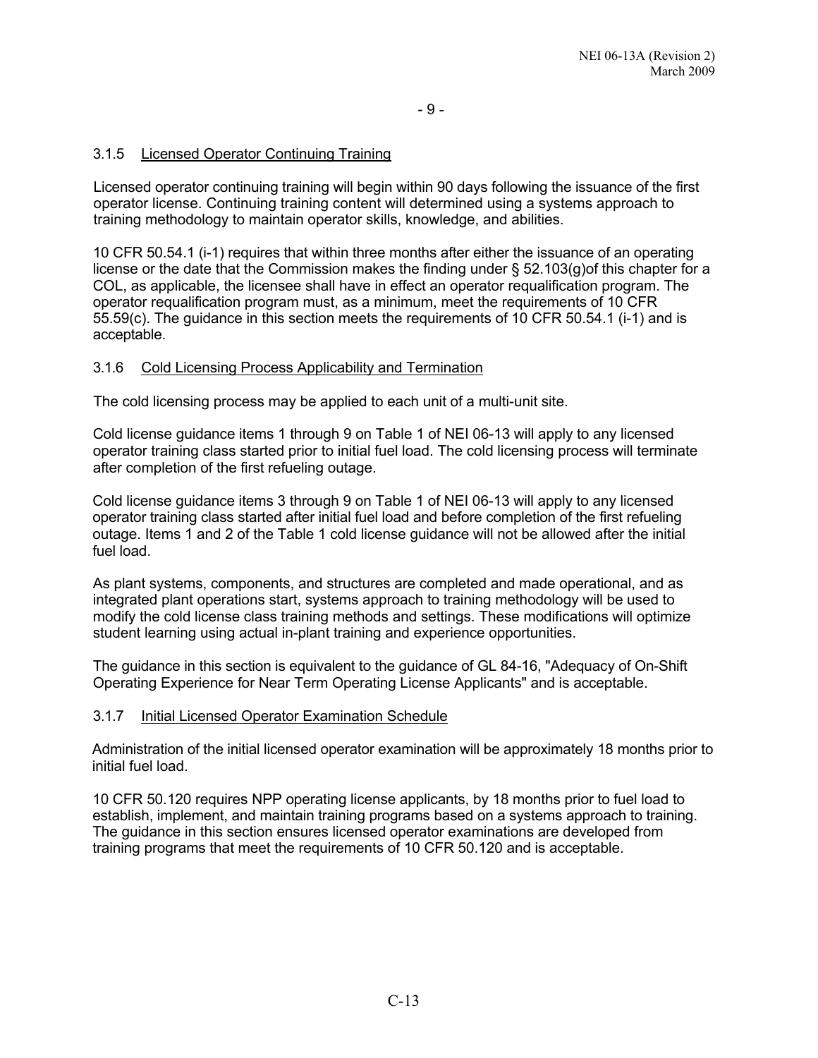### 3.1.5 Licensed Operator Continuing Training

Licensed operator continuing training will begin within 90 days following the issuance of the first operator license. Continuing training content will determined using a systems approach to training methodology to maintain operator skills, knowledge, and abilities.

10 CFR 50.54.1 (i-1) requires that within three months after either the issuance of an operating license or the date that the Commission makes the finding under § 52.103(g)of this chapter for a COL, as applicable, the licensee shall have in effect an operator requalification program. The operator requalification program must, as a minimum, meet the requirements of 10 CFR 55.59(c). The guidance in this section meets the requirements of 10 CFR 50.54.1 (i-1) and is acceptable.

### 3.1.6 Cold Licensing Process Applicability and Termination

The cold licensing process may be applied to each unit of a multi-unit site.

Cold license guidance items 1 through 9 on Table 1 of NEI 06-13 will apply to any licensed operator training class started prior to initial fuel load. The cold licensing process will terminate after completion of the first refueling outage.

Cold license guidance items 3 through 9 on Table 1 of NEI 06-13 will apply to any licensed operator training class started after initial fuel load and before completion of the first refueling outage. Items 1 and 2 of the Table 1 cold license guidance will not be allowed after the initial fuel load.

As plant systems, components, and structures are completed and made operational, and as integrated plant operations start, systems approach to training methodology will be used to modify the cold license class training methods and settings. These modifications will optimize student learning using actual in-plant training and experience opportunities.

The guidance in this section is equivalent to the guidance of GL 84-16, "Adequacy of On-Shift Operating Experience for Near Term Operating License Applicants" and is acceptable.

### 3.1.7 Initial Licensed Operator Examination Schedule

Administration of the initial licensed operator examination will be approximately 18 months prior to initial fuel load.

10 CFR 50.120 requires NPP operating license applicants, by 18 months prior to fuel load to establish, implement, and maintain training programs based on a systems approach to training. The guidance in this section ensures licensed operator examinations are developed from training programs that meet the requirements of 10 CFR 50.120 and is acceptable.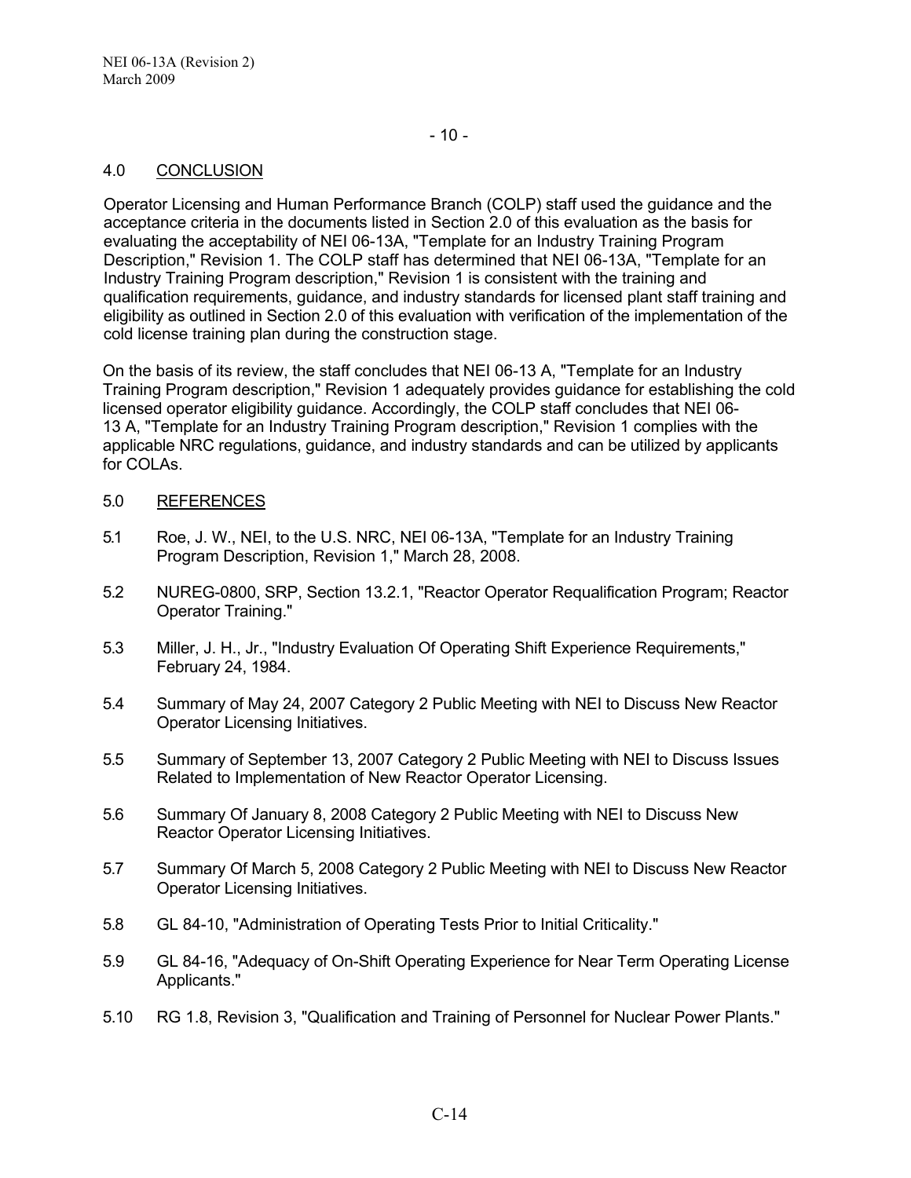## 4.0 CONCLUSION

Operator Licensing and Human Performance Branch (COLP) staff used the guidance and the acceptance criteria in the documents listed in Section 2.0 of this evaluation as the basis for evaluating the acceptability of NEI 06-13A, "Template for an Industry Training Program Description," Revision 1. The COLP staff has determined that NEI 06-13A, "Template for an Industry Training Program description," Revision 1 is consistent with the training and qualification requirements, guidance, and industry standards for licensed plant staff training and eligibility as outlined in Section 2.0 of this evaluation with verification of the implementation of the cold license training plan during the construction stage.

On the basis of its review, the staff concludes that NEI 06-13 A, "Template for an Industry Training Program description," Revision 1 adequately provides guidance for establishing the cold licensed operator eligibility guidance. Accordingly, the COLP staff concludes that NEI 06-13 A, "Template for an Industry Training Program description," Revision 1 complies with the applicable NRC regulations, guidance, and industry standards and can be utilized by applicants for COLAs.

## 5.0 REFERENCES

5.1 Roe, J. W., NEI, to the U.S. NRC, NEI 06-13A, "Template for an Industry Training Program Description, Revision 1," March 28, 2008.

5.2 NUREG-0800, SRP, Section 13.2.1, "Reactor Operator Requalification Program; Reactor Operator Training."

5.3 Miller, J. H., Jr., "Industry Evaluation Of Operating Shift Experience Requirements," February 24, 1984.

5.4 Summary of May 24, 2007 Category 2 Public Meeting with NEI to Discuss New Reactor Operator Licensing Initiatives.

5.5 Summary of September 13, 2007 Category 2 Public Meeting with NEI to Discuss Issues Related to Implementation of New Reactor Operator Licensing.

5.6 Summary Of January 8, 2008 Category 2 Public Meeting with NEI to Discuss New Reactor Operator Licensing Initiatives.

5.7 Summary Of March 5, 2008 Category 2 Public Meeting with NEI to Discuss New Reactor Operator Licensing Initiatives.

5.8 GL 84-10, "Administration of Operating Tests Prior to Initial Criticality."

5.9 GL 84-16, "Adequacy of On-Shift Operating Experience for Near Term Operating License Applicants."

5.10 RG 1.8, Revision 3, "Qualification and Training of Personnel for Nuclear Power Plants."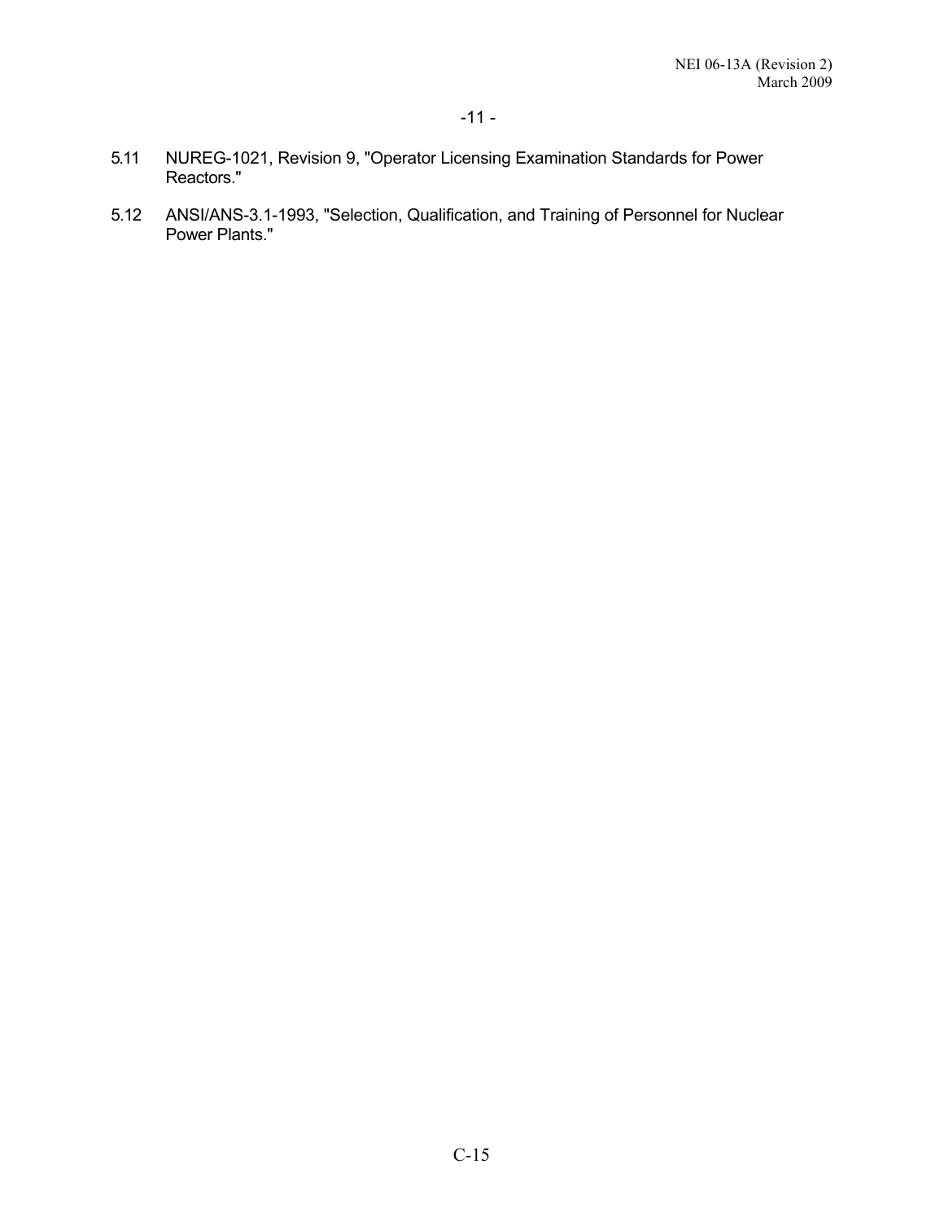5.11 NUREG-1021, Revision 9, "Operator Licensing Examination Standards for Power Reactors."

5.12 ANSI/ANS-3.1-1993, "Selection, Qualification, and Training of Personnel for Nuclear Power Plants."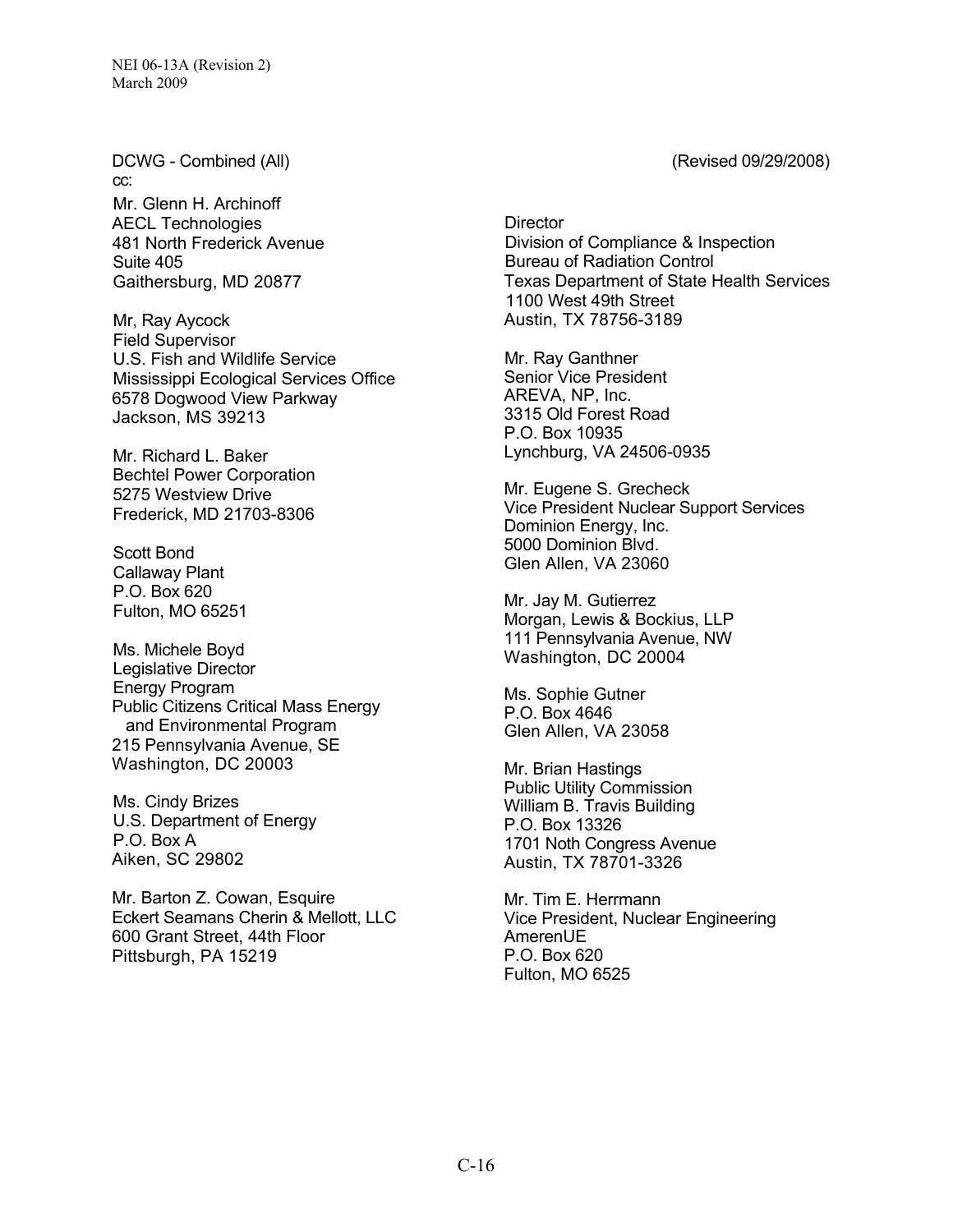DCWG - Combined (All) (Revised 09/29/2008)

cc:

Mr. Glenn H. Archinoff
AECL Technologies
481 North Frederick Avenue
Suite 405
Gaithersburg, MD 20877

Mr, Ray Aycock
Field Supervisor
U.S. Fish and Wildlife Service
Mississippi Ecological Services Office
6578 Dogwood View Parkway
Jackson, MS 39213

Mr. Richard L. Baker
Bechtel Power Corporation
5275 Westview Drive
Frederick, MD 21703-8306

Scott Bond
Callaway Plant
P.O. Box 620
Fulton, MO 65251

Ms. Michele Boyd
Legislative Director
Energy Program
Public Citizens Critical Mass Energy
and Environmental Program
215 Pennsylvania Avenue, SE
Washington, DC 20003

Ms. Cindy Brizes
U.S. Department of Energy
P.O. Box A
Aiken, SC 29802

Mr. Barton Z. Cowan, Esquire
Eckert Seamans Cherin & Mellott, LLC
600 Grant Street, 44th Floor
Pittsburgh, PA 15219

Director
Division of Compliance & Inspection
Bureau of Radiation Control
Texas Department of State Health Services
1100 West 49th Street
Austin, TX 78756-3189

Mr. Ray Ganthner
Senior Vice President
AREVA, NP, Inc.
3315 Old Forest Road
P.O. Box 10935
Lynchburg, VA 24506-0935

Mr. Eugene S. Grecheck
Vice President Nuclear Support Services
Dominion Energy, Inc.
5000 Dominion Blvd.
Glen Allen, VA 23060

Mr. Jay M. Gutierrez
Morgan, Lewis & Bockius, LLP
111 Pennsylvania Avenue, NW
Washington, DC 20004

Ms. Sophie Gutner
P.O. Box 4646
Glen Allen, VA 23058

Mr. Brian Hastings
Public Utility Commission
William B. Travis Building
P.O. Box 13326
1701 Noth Congress Avenue
Austin, TX 78701-3326

Mr. Tim E. Herrmann
Vice President, Nuclear Engineering
AmerenUE
P.O. Box 620
Fulton, MO 6525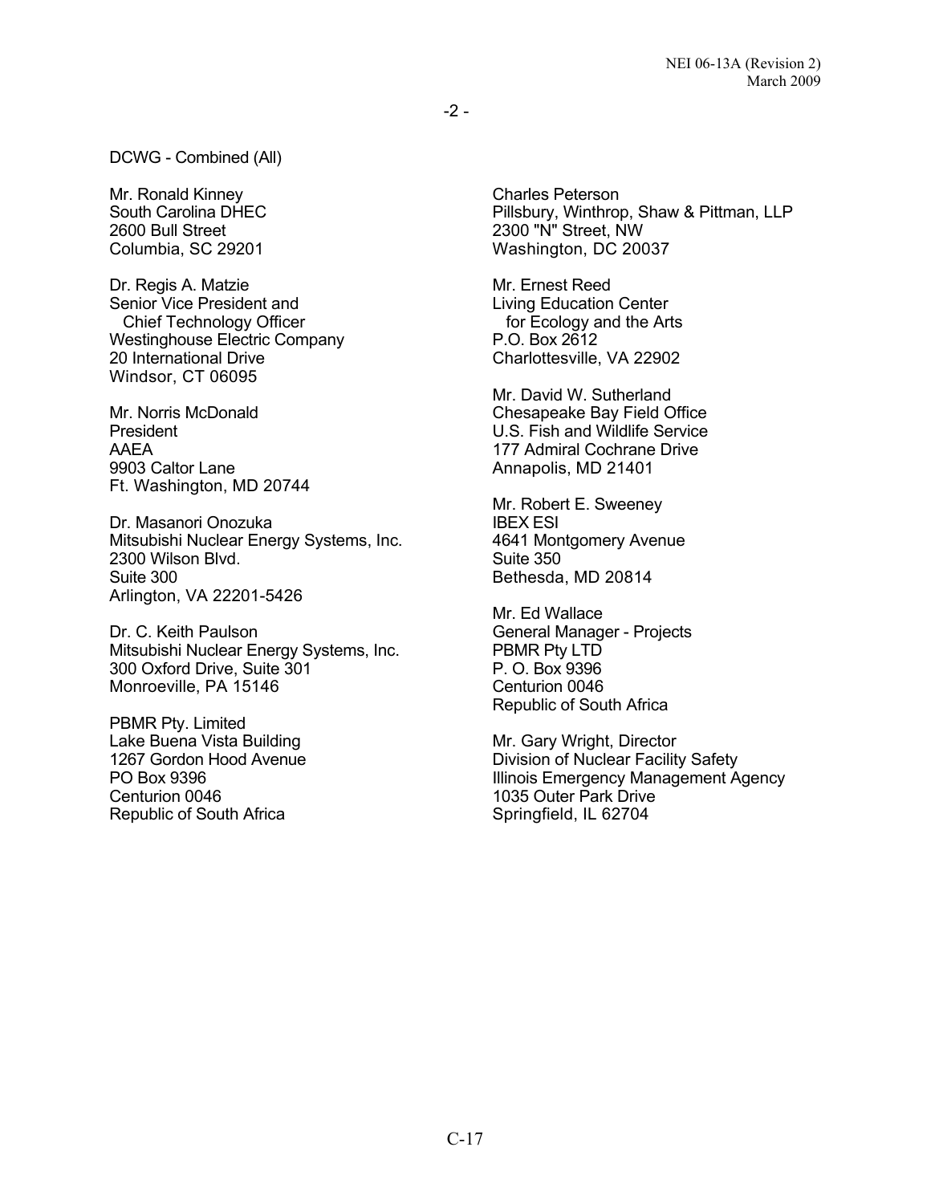-2 -

DCWG - Combined (All)

Mr. Ronald Kinney
South Carolina DHEC
2600 Bull Street
Columbia, SC 29201

Dr. Regis A. Matzie
Senior Vice President and
Chief Technology Officer
Westinghouse Electric Company
20 International Drive
Windsor, CT 06095

Mr. Norris McDonald
President
AAEA
9903 Caltor Lane
Ft. Washington, MD 20744

Dr. Masanori Onozuka
Mitsubishi Nuclear Energy Systems, Inc.
2300 Wilson Blvd.
Suite 300
Arlington, VA 22201-5426

Dr. C. Keith Paulson
Mitsubishi Nuclear Energy Systems, Inc.
300 Oxford Drive, Suite 301
Monroeville, PA 15146

PBMR Pty. Limited
Lake Buena Vista Building
1267 Gordon Hood Avenue
PO Box 9396
Centurion 0046
Republic of South Africa

Charles Peterson
Pillsbury, Winthrop, Shaw & Pittman, LLP
2300 "N" Street, NW
Washington, DC 20037

Mr. Ernest Reed
Living Education Center
for Ecology and the Arts
P.O. Box 2612
Charlottesville, VA 22902

Mr. David W. Sutherland
Chesapeake Bay Field Office
U.S. Fish and Wildlife Service
177 Admiral Cochrane Drive
Annapolis, MD 21401

Mr. Robert E. Sweeney
IBEX ESI
4641 Montgomery Avenue
Suite 350
Bethesda, MD 20814

Mr. Ed Wallace
General Manager - Projects
PBMR Pty LTD
P. O. Box 9396
Centurion 0046
Republic of South Africa

Mr. Gary Wright, Director
Division of Nuclear Facility Safety
Illinois Emergency Management Agency
1035 Outer Park Drive
Springfield, IL 62704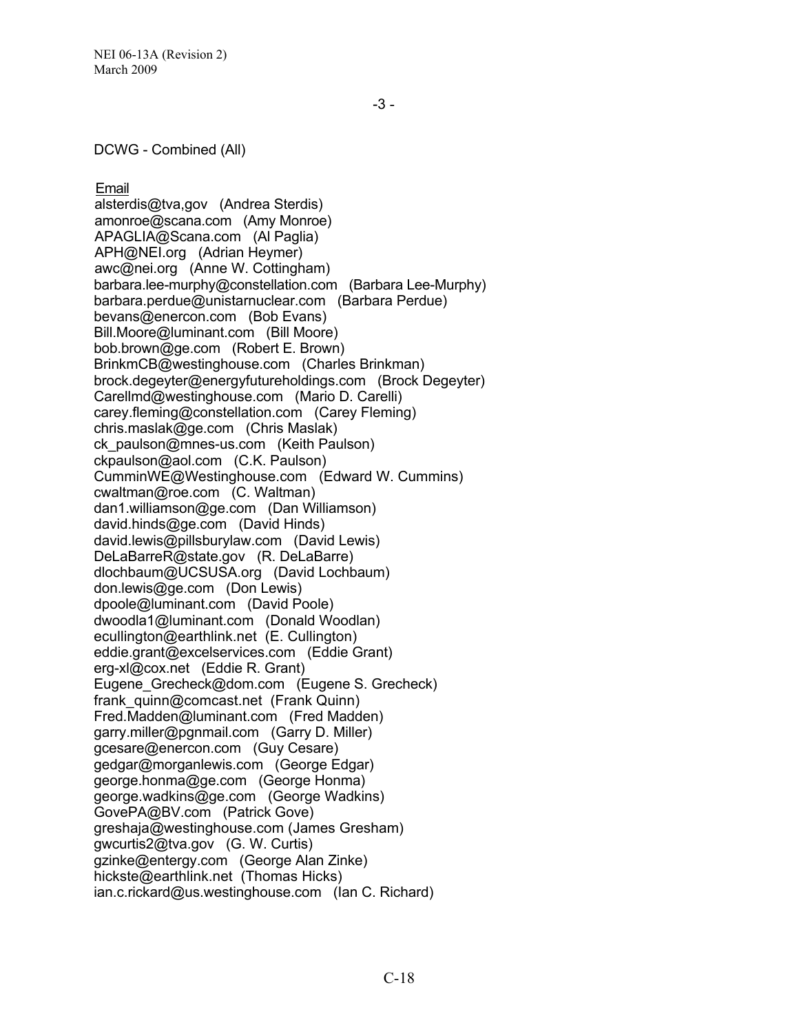-3 -

DCWG - Combined (All)

Email

alsterdis@tva,gov (Andrea Sterdis)
amonroe@scana.com (Amy Monroe)
APAGLIA@Scana.com (Al Paglia)
APH@NEI.org (Adrian Heymer)
awc@nei.org (Anne W. Cottingham)
barbara.lee-murphy@constellation.com (Barbara Lee-Murphy)
barbara.perdue@unistarnuclear.com (Barbara Perdue)
bevans@enercon.com (Bob Evans)
Bill.Moore@luminant.com (Bill Moore)
bob.brown@ge.com (Robert E. Brown)
BrinkmCB@westinghouse.com (Charles Brinkman)
brock.degeyter@energyfutureholdings.com (Brock Degeyter)
Carellmd@westinghouse.com (Mario D. Carelli)
carey.fleming@constellation.com (Carey Fleming)
chris.maslak@ge.com (Chris Maslak)
ck_paulson@mnes-us.com (Keith Paulson)
ckpaulson@aol.com (C.K. Paulson)
CumminWE@Westinghouse.com (Edward W. Cummins)
cwaltman@roe.com (C. Waltman)
dan1.williamson@ge.com (Dan Williamson)
david.hinds@ge.com (David Hinds)
david.lewis@pillsburylaw.com (David Lewis)
DeLaBarreR@state.gov (R. DeLaBarre)
dlochbaum@UCSUSA.org (David Lochbaum)
don.lewis@ge.com (Don Lewis)
dpoole@luminant.com (David Poole)
dwoodla1@luminant.com (Donald Woodlan)
ecullington@earthlink.net (E. Cullington)
eddie.grant@excelservices.com (Eddie Grant)
erg-xl@cox.net (Eddie R. Grant)
Eugene_Grecheck@dom.com (Eugene S. Grecheck)
frank_quinn@comcast.net (Frank Quinn)
Fred.Madden@luminant.com (Fred Madden)
garry.miller@pgnmail.com (Garry D. Miller)
gcesare@enercon.com (Guy Cesare)
gedgar@morganlewis.com (George Edgar)
george.honma@ge.com (George Honma)
george.wadkins@ge.com (George Wadkins)
GovePA@BV.com (Patrick Gove)
greshaja@westinghouse.com (James Gresham)
gwcurtis2@tva.gov (G. W. Curtis)
gzinke@entergy.com (George Alan Zinke)
hickste@earthlink.net (Thomas Hicks)
ian.c.rickard@us.westinghouse.com (Ian C. Richard)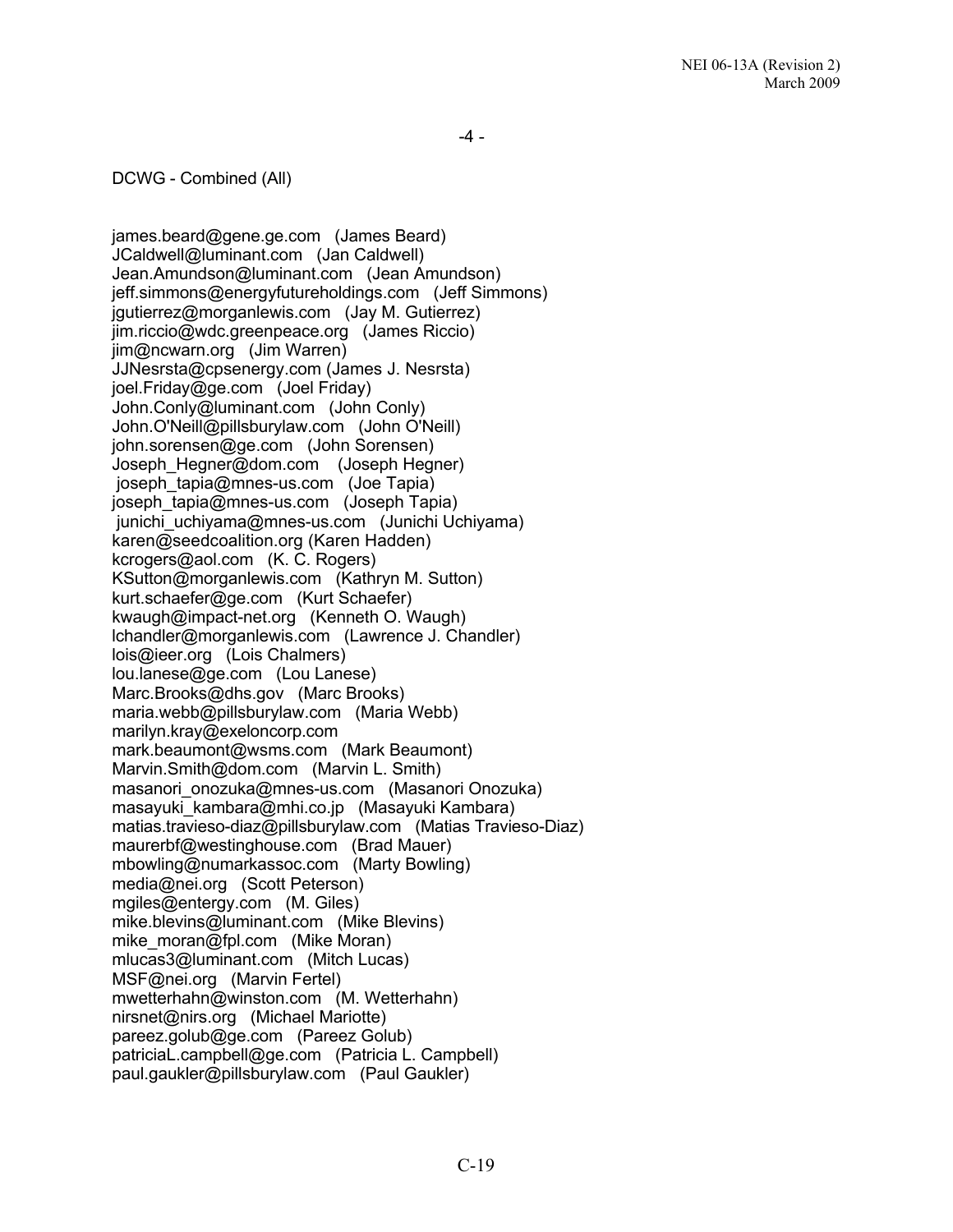-4 -

DCWG - Combined (All)

james.beard@gene.ge.com (James Beard)
JCaldwell@luminant.com (Jan Caldwell)
Jean.Amundson@luminant.com (Jean Amundson)
jeff.simmons@energyfutureholdings.com (Jeff Simmons)
jgutierrez@morganlewis.com (Jay M. Gutierrez)
jim.riccio@wdc.greenpeace.org (James Riccio)
jim@ncwarn.org (Jim Warren)
JJNesrsta@cpsenergy.com (James J. Nesrsta)
joel.Friday@ge.com (Joel Friday)
John.Conly@luminant.com (John Conly)
John.O'Neill@pillsburylaw.com (John O'Neill)
john.sorensen@ge.com (John Sorensen)
Joseph_Hegner@dom.com (Joseph Hegner)
joseph_tapia@mnes-us.com (Joe Tapia)
joseph_tapia@mnes-us.com (Joseph Tapia)
junichi_uchiyama@mnes-us.com (Junichi Uchiyama)
karen@seedcoalition.org (Karen Hadden)
kcrogers@aol.com (K. C. Rogers)
KSutton@morganlewis.com (Kathryn M. Sutton)
kurt.schaefer@ge.com (Kurt Schaefer)
kwaugh@impact-net.org (Kenneth O. Waugh)
lchandler@morganlewis.com (Lawrence J. Chandler)
lois@ieer.org (Lois Chalmers)
lou.lanese@ge.com (Lou Lanese)
Marc.Brooks@dhs.gov (Marc Brooks)
maria.webb@pillsburylaw.com (Maria Webb)
marilyn.kray@exeloncorp.com
mark.beaumont@wsms.com (Mark Beaumont)
Marvin.Smith@dom.com (Marvin L. Smith)
masanori_onozuka@mnes-us.com (Masanori Onozuka)
masayuki_kambara@mhi.co.jp (Masayuki Kambara)
matias.travieso-diaz@pillsburylaw.com (Matias Travieso-Diaz)
maurerbf@westinghouse.com (Brad Mauer)
mbowling@numarkassoc.com (Marty Bowling)
media@nei.org (Scott Peterson)
mgiles@entergy.com (M. Giles)
mike.blevins@luminant.com (Mike Blevins)
mike_moran@fpl.com (Mike Moran)
mlucas3@luminant.com (Mitch Lucas)
MSF@nei.org (Marvin Fertel)
mwetterhahn@winston.com (M. Wetterhahn)
nirsnet@nirs.org (Michael Mariotte)
pareez.golub@ge.com (Pareez Golub)
patriciaL.campbell@ge.com (Patricia L. Campbell)
paul.gaukler@pillsburylaw.com (Paul Gaukler)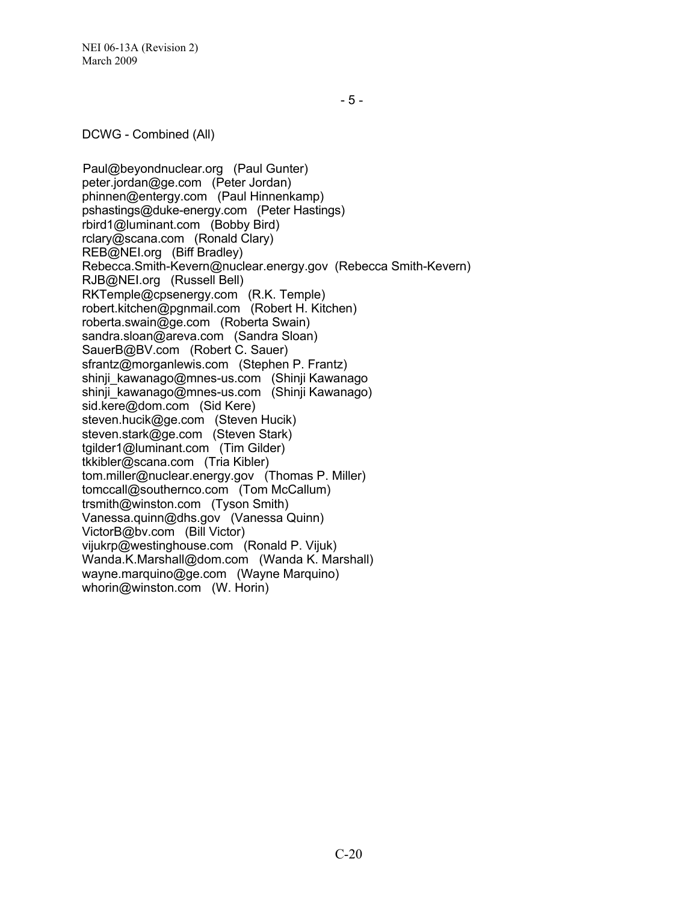- 5 -

DCWG - Combined (All)

Paul@beyondnuclear.org (Paul Gunter)
peter.jordan@ge.com (Peter Jordan)
phinnen@entergy.com (Paul Hinnenkamp)
pshastings@duke-energy.com (Peter Hastings)
rbird1@luminant.com (Bobby Bird)
rclary@scana.com (Ronald Clary)
REB@NEI.org (Biff Bradley)
Rebecca.Smith-Kevern@nuclear.energy.gov (Rebecca Smith-Kevern)
RJB@NEI.org (Russell Bell)
RKTemple@cpsenergy.com (R.K. Temple)
robert.kitchen@pgnmail.com (Robert H. Kitchen)
roberta.swain@ge.com (Roberta Swain)
sandra.sloan@areva.com (Sandra Sloan)
SauerB@BV.com (Robert C. Sauer)
sfrantz@morganlewis.com (Stephen P. Frantz)
shinji_kawanago@mnes-us.com (Shinji Kawanago
shinji_kawanago@mnes-us.com (Shinji Kawanago)
sid.kere@dom.com (Sid Kere)
steven.hucik@ge.com (Steven Hucik)
steven.stark@ge.com (Steven Stark)
tgilder1@luminant.com (Tim Gilder)
tkkibler@scana.com (Tria Kibler)
tom.miller@nuclear.energy.gov (Thomas P. Miller)
tomccall@southernco.com (Tom McCallum)
trsmith@winston.com (Tyson Smith)
Vanessa.quinn@dhs.gov (Vanessa Quinn)
VictorB@bv.com (Bill Victor)
vijukrp@westinghouse.com (Ronald P. Vijuk)
Wanda.K.Marshall@dom.com (Wanda K. Marshall)
wayne.marquino@ge.com (Wayne Marquino)
whorin@winston.com (W. Horin)